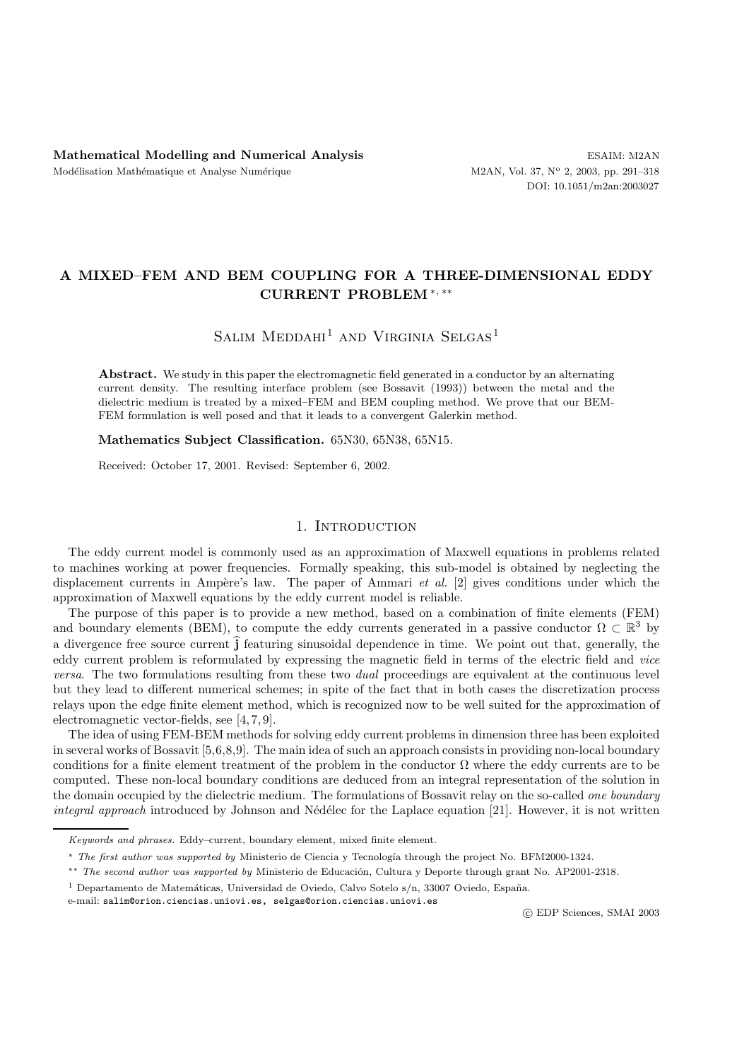# A MIXED–FEM AND BEM COUPLING FOR A THREE-DIMENSIONAL EDDY CURRENT PROBLEM *, **

Salim Meddahi[1] and Virginia Selgas[1]

**Abstract.** We study in this paper the electromagnetic field generated in a conductor by an alternating current density. The resulting interface problem (see Bossavit (1993)) between the metal and the dielectric medium is treated by a mixed–FEM and BEM coupling method. We prove that our BEM-FEM formulation is well posed and that it leads to a convergent Galerkin method.

**Mathematics Subject Classification.** 65N30, 65N38, 65N15.

Received: October 17, 2001. Revised: September 6, 2002.

## 1. Introduction

The eddy current model is commonly used as an approximation of Maxwell equations in problems related to machines working at power frequencies. Formally speaking, this sub-model is obtained by neglecting the displacement currents in Ampère's law. The paper of Ammari *et al.* [2] gives conditions under which the approximation of Maxwell equations by the eddy current model is reliable.

The purpose of this paper is to provide a new method, based on a combination of finite elements (FEM) and boundary elements (BEM), to compute the eddy currents generated in a passive conductor $\Omega \subset \mathbb{R}^3$ by a divergence free source current $\widehat{\mathbf{j}}$ featuring sinusoidal dependence in time. We point out that, generally, the eddy current problem is reformulated by expressing the magnetic field in terms of the electric field and *vice versa*. The two formulations resulting from these two *dual* proceedings are equivalent at the continuous level but they lead to different numerical schemes; in spite of the fact that in both cases the discretization process relays upon the edge finite element method, which is recognized now to be well suited for the approximation of electromagnetic vector-fields, see [4, 7, 9].

The idea of using FEM-BEM methods for solving eddy current problems in dimension three has been exploited in several works of Bossavit [5,6,8,9]. The main idea of such an approach consists in providing non-local boundary conditions for a finite element treatment of the problem in the conductor $\Omega$ where the eddy currents are to be computed. These non-local boundary conditions are deduced from an integral representation of the solution in the domain occupied by the dielectric medium. The formulations of Bossavit relay on the so-called *one boundary integral approach* introduced by Johnson and Nédélec for the Laplace equation [21]. However, it is not written

---

*Keywords and phrases.* Eddy–current, boundary element, mixed finite element.

\* *The first author was supported by* Ministerio de Ciencia y Tecnología through the project No. BFM2000-1324.

\*\* *The second author was supported by* Ministerio de Educación, Cultura y Deporte through grant No. AP2001-2318.

[1] Departamento de Matemáticas, Universidad de Oviedo, Calvo Sotelo s/n, 33007 Oviedo, España.
e-mail: salim@orion.ciencias.uniovi.es, selgas@orion.ciencias.uniovi.es

© EDP Sciences, SMAI 2003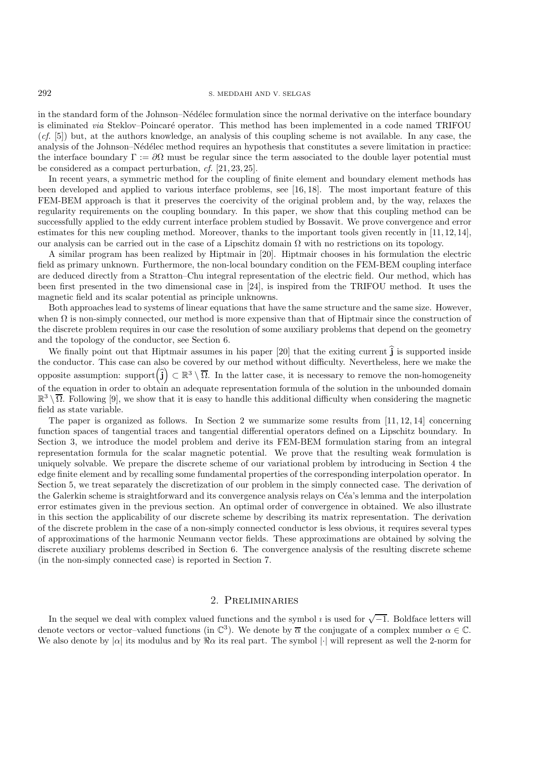in the standard form of the Johnson–Nédélec formulation since the normal derivative on the interface boundary is eliminated *via* Steklov–Poincaré operator. This method has been implemented in a code named TRIFOU (*cf.* [5]) but, at the authors knowledge, an analysis of this coupling scheme is not available. In any case, the analysis of the Johnson–Nédélec method requires an hypothesis that constitutes a severe limitation in practice: the interface boundary $\Gamma := \partial\Omega$ must be regular since the term associated to the double layer potential must be considered as a compact perturbation, *cf.* [21, 23, 25].

In recent years, a symmetric method for the coupling of finite element and boundary element methods has been developed and applied to various interface problems, see [16, 18]. The most important feature of this FEM-BEM approach is that it preserves the coercivity of the original problem and, by the way, relaxes the regularity requirements on the coupling boundary. In this paper, we show that this coupling method can be successfully applied to the eddy current interface problem studied by Bossavit. We prove convergence and error estimates for this new coupling method. Moreover, thanks to the important tools given recently in [11, 12, 14], our analysis can be carried out in the case of a Lipschitz domain $\Omega$ with no restrictions on its topology.

A similar program has been realized by Hiptmair in [20]. Hiptmair chooses in his formulation the electric field as primary unknown. Furthermore, the non-local boundary condition on the FEM-BEM coupling interface are deduced directly from a Stratton–Chu integral representation of the electric field. Our method, which has been first presented in the two dimensional case in [24], is inspired from the TRIFOU method. It uses the magnetic field and its scalar potential as principle unknowns.

Both approaches lead to systems of linear equations that have the same structure and the same size. However, when $\Omega$ is non-simply connected, our method is more expensive than that of Hiptmair since the construction of the discrete problem requires in our case the resolution of some auxiliary problems that depend on the geometry and the topology of the conductor, see Section 6.

We finally point out that Hiptmair assumes in his paper [20] that the exiting current $\widehat{\mathbf{j}}$ is supported inside the conductor. This case can also be covered by our method without difficulty. Nevertheless, here we make the opposite assumption: $\operatorname{support}\left(\widehat{\mathbf{j}}\right) \subset \mathbb{R}^3 \setminus \overline{\Omega}$. In the latter case, it is necessary to remove the non-homogeneity of the equation in order to obtain an adequate representation formula of the solution in the unbounded domain $\mathbb{R}^3 \setminus \overline{\Omega}$. Following [9], we show that it is easy to handle this additional difficulty when considering the magnetic field as state variable.

The paper is organized as follows. In Section 2 we summarize some results from [11, 12, 14] concerning function spaces of tangential traces and tangential differential operators defined on a Lipschitz boundary. In Section 3, we introduce the model problem and derive its FEM-BEM formulation staring from an integral representation formula for the scalar magnetic potential. We prove that the resulting weak formulation is uniquely solvable. We prepare the discrete scheme of our variational problem by introducing in Section 4 the edge finite element and by recalling some fundamental properties of the corresponding interpolation operator. In Section 5, we treat separately the discretization of our problem in the simply connected case. The derivation of the Galerkin scheme is straightforward and its convergence analysis relays on Céa's lemma and the interpolation error estimates given in the previous section. An optimal order of convergence in obtained. We also illustrate in this section the applicability of our discrete scheme by describing its matrix representation. The derivation of the discrete problem in the case of a non-simply connected conductor is less obvious, it requires several types of approximations of the harmonic Neumann vector fields. These approximations are obtained by solving the discrete auxiliary problems described in Section 6. The convergence analysis of the resulting discrete scheme (in the non-simply connected case) is reported in Section 7.

## 2. Preliminaries

In the sequel we deal with complex valued functions and the symbol $\imath$ is used for $\sqrt{-1}$. Boldface letters will denote vectors or vector–valued functions (in $\mathbb{C}^3$). We denote by $\overline{\alpha}$ the conjugate of a complex number $\alpha \in \mathbb{C}$. We also denote by $|\alpha|$ its modulus and by $\Re\alpha$ its real part. The symbol $|\cdot|$ will represent as well the 2-norm for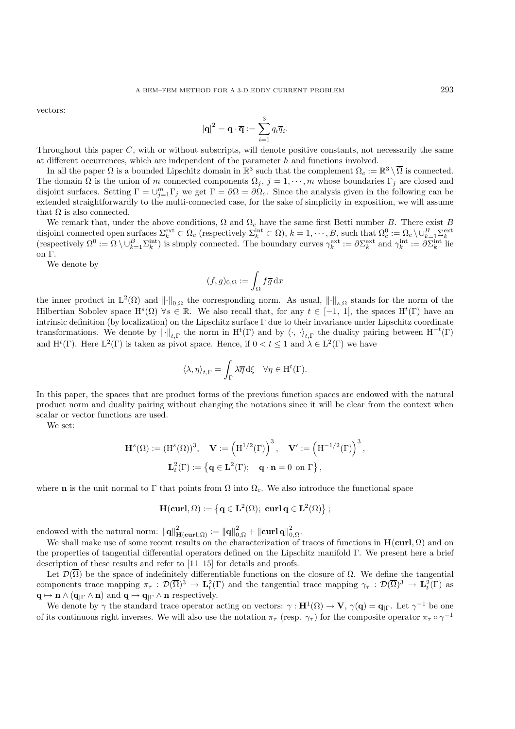vectors:

$$|\mathbf{q}|^2 = \mathbf{q} \cdot \overline{\mathbf{q}} := \sum_{i=1}^{3} q_i \overline{q}_i.$$

Throughout this paper $C$, with or without subscripts, will denote positive constants, not necessarily the same at different occurrences, which are independent of the parameter $h$ and functions involved.

In all the paper $\Omega$ is a bounded Lipschitz domain in $\mathbb{R}^3$ such that the complement $\Omega_c := \mathbb{R}^3 \setminus \overline{\Omega}$ is connected. The domain $\Omega$ is the union of $m$ connected components $\Omega_j$, $j = 1, \cdots, m$ whose boundaries $\Gamma_j$ are closed and disjoint surfaces. Setting $\Gamma = \cup_{j=1}^{m} \Gamma_j$ we get $\Gamma = \partial\Omega = \partial\Omega_c$. Since the analysis given in the following can be extended straightforwardly to the multi-connected case, for the sake of simplicity in exposition, we will assume that $\Omega$ is also connected.

We remark that, under the above conditions, $\Omega$ and $\Omega_c$ have the same first Betti number $B$. There exist $B$ disjoint connected open surfaces $\Sigma_k^{\text{ext}} \subset \Omega_c$ (respectively $\Sigma_k^{\text{int}} \subset \Omega$), $k = 1, \cdots, B$, such that $\Omega_c^0 := \Omega_c \setminus \cup_{k=1}^{B} \Sigma_k^{\text{ext}}$ (respectively $\Omega^0 := \Omega \setminus \cup_{k=1}^{B} \Sigma_k^{\text{int}}$) is simply connected. The boundary curves $\gamma_k^{\text{ext}} := \partial\Sigma_k^{\text{ext}}$ and $\gamma_k^{\text{int}} := \partial\Sigma_k^{\text{int}}$ lie on $\Gamma$.

We denote by

$$(f, g)_{0,\Omega} := \int_\Omega f \overline{g} \, \mathrm{d}x$$

the inner product in $\mathrm{L}^2(\Omega)$ and $\|\cdot\|_{0,\Omega}$ the corresponding norm. As usual, $\|\cdot\|_{s,\Omega}$ stands for the norm of the Hilbertian Sobolev space $\mathrm{H}^s(\Omega)$ $\forall s \in \mathbb{R}$. We also recall that, for any $t \in [-1, 1]$, the spaces $\mathrm{H}^t(\Gamma)$ have an intrinsic definition (by localization) on the Lipschitz surface $\Gamma$ due to their invariance under Lipschitz coordinate transformations. We denote by $\|\cdot\|_{t,\Gamma}$ the norm in $\mathrm{H}^t(\Gamma)$ and by $\langle \cdot, \cdot \rangle_{t,\Gamma}$ the duality pairing between $\mathrm{H}^{-t}(\Gamma)$ and $\mathrm{H}^t(\Gamma)$. Here $\mathrm{L}^2(\Gamma)$ is taken as pivot space. Hence, if $0 < t \leq 1$ and $\lambda \in \mathrm{L}^2(\Gamma)$ we have

$$\langle \lambda, \eta \rangle_{t,\Gamma} = \int_\Gamma \lambda \overline{\eta} \, \mathrm{d}\xi \quad \forall \eta \in \mathrm{H}^t(\Gamma).$$

In this paper, the spaces that are product forms of the previous function spaces are endowed with the natural product norm and duality pairing without changing the notations since it will be clear from the context when scalar or vector functions are used.

We set:

$$\mathbf{H}^s(\Omega) := (\mathrm{H}^s(\Omega))^3, \quad \mathbf{V} := \left(\mathrm{H}^{1/2}(\Gamma)\right)^3, \quad \mathbf{V}' := \left(\mathrm{H}^{-1/2}(\Gamma)\right)^3,$$

$$\mathbf{L}_t^2(\Gamma) := \left\{ \mathbf{q} \in \mathbf{L}^2(\Gamma); \quad \mathbf{q} \cdot \mathbf{n} = 0 \text{ on } \Gamma \right\},$$

where $\mathbf{n}$ is the unit normal to $\Gamma$ that points from $\Omega$ into $\Omega_c$. We also introduce the functional space

$$\mathbf{H}(\mathbf{curl}, \Omega) := \left\{ \mathbf{q} \in \mathbf{L}^2(\Omega); \ \mathbf{curl}\, \mathbf{q} \in \mathbf{L}^2(\Omega) \right\};$$

endowed with the natural norm: $\|\mathbf{q}\|_{\mathbf{H}(\mathbf{curl},\Omega)}^2 := \|\mathbf{q}\|_{0,\Omega}^2 + \|\mathbf{curl}\, \mathbf{q}\|_{0,\Omega}^2$.

We shall make use of some recent results on the characterization of traces of functions in $\mathbf{H}(\mathbf{curl}, \Omega)$ and on the properties of tangential differential operators defined on the Lipschitz manifold $\Gamma$. We present here a brief description of these results and refer to [11–15] for details and proofs.

Let $\mathcal{D}(\overline{\Omega})$ be the space of indefinitely differentiable functions on the closure of $\Omega$. We define the tangential components trace mapping $\pi_\tau : \mathcal{D}(\overline{\Omega})^3 \to \mathbf{L}_t^2(\Gamma)$ and the tangential trace mapping $\gamma_\tau : \mathcal{D}(\overline{\Omega})^3 \to \mathbf{L}_t^2(\Gamma)$ as $\mathbf{q} \mapsto \mathbf{n} \wedge (\mathbf{q}_{|\Gamma} \wedge \mathbf{n})$ and $\mathbf{q} \mapsto \mathbf{q}_{|\Gamma} \wedge \mathbf{n}$ respectively.

We denote by $\gamma$ the standard trace operator acting on vectors: $\gamma : \mathbf{H}^1(\Omega) \to \mathbf{V}$, $\gamma(\mathbf{q}) = \mathbf{q}_{|\Gamma}$. Let $\gamma^{-1}$ be one of its continuous right inverses. We will also use the notation $\pi_\tau$ (resp. $\gamma_\tau$) for the composite operator $\pi_\tau \circ \gamma^{-1}$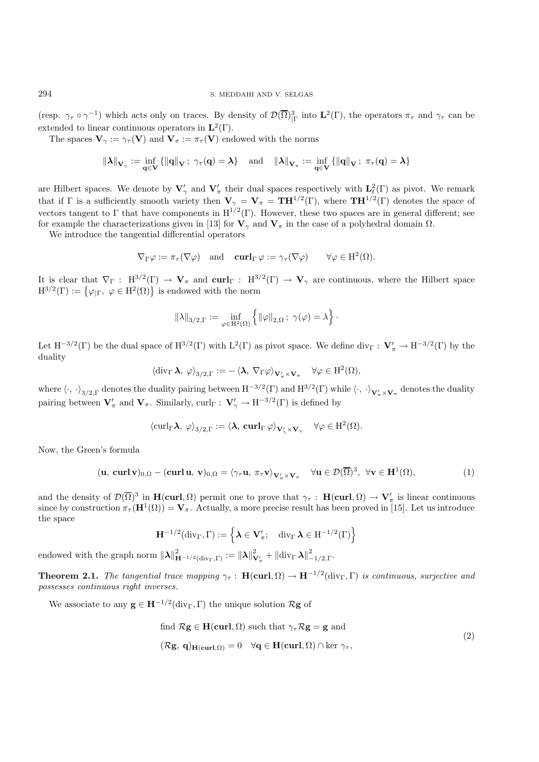(resp. $\gamma_\tau \circ \gamma^{-1}$) which acts only on traces. By density of $\mathcal{D}(\overline{\Omega})^3_{|\Gamma}$ into $\mathbf{L}^2(\Gamma)$, the operators $\pi_\tau$ and $\gamma_\tau$ can be extended to linear continuous operators in $\mathbf{L}^2(\Gamma)$.

The spaces $\mathbf{V}_\gamma := \gamma_\tau(\mathbf{V})$ and $\mathbf{V}_\pi := \pi_\tau(\mathbf{V})$ endowed with the norms

$$\|\boldsymbol{\lambda}\|_{\mathbf{V}_\gamma} := \inf_{\mathbf{q}\in\mathbf{V}} \{\|\mathbf{q}\|_{\mathbf{V}}\,;\ \gamma_\tau(\mathbf{q}) = \boldsymbol{\lambda}\} \quad \text{and} \quad \|\boldsymbol{\lambda}\|_{\mathbf{V}_\pi} := \inf_{\mathbf{q}\in\mathbf{V}} \{\|\mathbf{q}\|_{\mathbf{V}}\,;\ \pi_\tau(\mathbf{q}) = \boldsymbol{\lambda}\}$$

are Hilbert spaces. We denote by $\mathbf{V}'_\gamma$ and $\mathbf{V}'_\pi$ their dual spaces respectively with $\mathbf{L}^2_t(\Gamma)$ as pivot. We remark that if $\Gamma$ is a sufficiently smooth variety then $\mathbf{V}_\gamma = \mathbf{V}_\pi = \mathbf{TH}^{1/2}(\Gamma)$, where $\mathbf{TH}^{1/2}(\Gamma)$ denotes the space of vectors tangent to $\Gamma$ that have components in $\mathrm{H}^{1/2}(\Gamma)$. However, these two spaces are in general different; see for example the characterizations given in [13] for $\mathbf{V}_\gamma$ and $\mathbf{V}_\pi$ in the case of a polyhedral domain $\Omega$.

We introduce the tangential differential operators

$$\nabla_\Gamma \varphi := \pi_\tau(\nabla\varphi) \quad \text{and} \quad \mathbf{curl}_\Gamma\, \varphi := \gamma_\tau(\nabla\varphi) \qquad \forall \varphi \in \mathrm{H}^2(\Omega).$$

It is clear that $\nabla_\Gamma :\ \mathrm{H}^{3/2}(\Gamma) \to \mathbf{V}_\pi$ and $\mathbf{curl}_\Gamma :\ \mathrm{H}^{3/2}(\Gamma) \to \mathbf{V}_\gamma$ are continuous, where the Hilbert space $\mathrm{H}^{3/2}(\Gamma) := \left\{\varphi_{|\Gamma},\ \varphi \in \mathrm{H}^2(\Omega)\right\}$ is endowed with the norm

$$\|\lambda\|_{3/2,\Gamma} := \inf_{\varphi\in\mathrm{H}^2(\Omega)} \left\{\|\varphi\|_{2,\Omega}\,;\ \gamma(\varphi) = \lambda\right\}.$$

Let $\mathrm{H}^{-3/2}(\Gamma)$ be the dual space of $\mathrm{H}^{3/2}(\Gamma)$ with $\mathrm{L}^2(\Gamma)$ as pivot space. We define $\mathrm{div}_\Gamma :\ \mathbf{V}'_\pi \to \mathrm{H}^{-3/2}(\Gamma)$ by the duality

$$\langle \mathrm{div}_\Gamma\, \boldsymbol{\lambda},\ \varphi\rangle_{3/2,\Gamma} := -\,\langle \boldsymbol{\lambda},\ \nabla_\Gamma\varphi\rangle_{\mathbf{V}'_\pi\times\mathbf{V}_\pi} \quad \forall \varphi \in \mathrm{H}^2(\Omega),$$

where $\langle\cdot,\ \cdot\rangle_{3/2,\Gamma}$ denotes the duality pairing between $\mathrm{H}^{-3/2}(\Gamma)$ and $\mathrm{H}^{3/2}(\Gamma)$ while $\langle\cdot,\ \cdot\rangle_{\mathbf{V}'_\pi\times\mathbf{V}_\pi}$ denotes the duality pairing between $\mathbf{V}'_\pi$ and $\mathbf{V}_\pi$. Similarly, $\mathrm{curl}_\Gamma :\ \mathbf{V}'_\gamma \to \mathrm{H}^{-3/2}(\Gamma)$ is defined by

$$\langle \mathrm{curl}_\Gamma \boldsymbol{\lambda},\ \varphi\rangle_{3/2,\Gamma} := \langle \boldsymbol{\lambda},\ \mathbf{curl}_\Gamma\, \varphi\rangle_{\mathbf{V}'_\gamma\times\mathbf{V}_\gamma} \quad \forall \varphi \in \mathrm{H}^2(\Omega).$$

Now, the Green's formula

$$(\mathbf{u},\ \mathbf{curl}\,\mathbf{v})_{0,\Omega} - (\mathbf{curl}\,\mathbf{u},\ \mathbf{v})_{0,\Omega} = \langle \gamma_\tau\mathbf{u},\ \pi_\tau\mathbf{v}\rangle_{\mathbf{V}'_\pi\times\mathbf{V}_\pi} \quad \forall \mathbf{u} \in \mathcal{D}(\overline{\Omega})^3,\ \forall \mathbf{v} \in \mathbf{H}^1(\Omega), \tag{1}$$

and the density of $\mathcal{D}(\overline{\Omega})^3$ in $\mathbf{H}(\mathbf{curl}, \Omega)$ permit one to prove that $\gamma_\tau :\ \mathbf{H}(\mathbf{curl}, \Omega) \to \mathbf{V}'_\pi$ is linear continuous since by construction $\pi_\tau(\mathbf{H}^1(\Omega)) = \mathbf{V}_\pi$. Actually, a more precise result has been proved in [15]. Let us introduce the space

$$\mathbf{H}^{-1/2}(\mathrm{div}_\Gamma, \Gamma) := \left\{\boldsymbol{\lambda} \in \mathbf{V}'_\pi;\quad \mathrm{div}_\Gamma\, \boldsymbol{\lambda} \in \mathrm{H}^{-1/2}(\Gamma)\right\}$$

endowed with the graph norm $\|\boldsymbol{\lambda}\|^2_{\mathbf{H}^{-1/2}(\mathrm{div}_\Gamma,\Gamma)} := \|\boldsymbol{\lambda}\|^2_{\mathbf{V}'_\pi} + \|\mathrm{div}_\Gamma\, \boldsymbol{\lambda}\|^2_{-1/2,\Gamma}$.

**Theorem 2.1.** *The tangential trace mapping $\gamma_\tau :\ \mathbf{H}(\mathbf{curl}, \Omega) \to \mathbf{H}^{-1/2}(\mathrm{div}_\Gamma, \Gamma)$ is continuous, surjective and possesses continuous right inverses.*

We associate to any $\mathbf{g} \in \mathbf{H}^{-1/2}(\mathrm{div}_\Gamma, \Gamma)$ the unique solution $\mathcal{R}\mathbf{g}$ of

$$\begin{aligned}
&\text{find } \mathcal{R}\mathbf{g} \in \mathbf{H}(\mathbf{curl}, \Omega) \text{ such that } \gamma_\tau\mathcal{R}\mathbf{g} = \mathbf{g} \text{ and} \\
&(\mathcal{R}\mathbf{g},\ \mathbf{q})_{\mathbf{H}(\mathbf{curl},\Omega)} = 0 \quad \forall \mathbf{q} \in \mathbf{H}(\mathbf{curl}, \Omega) \cap \ker\gamma_\tau,
\end{aligned} \tag{2}$$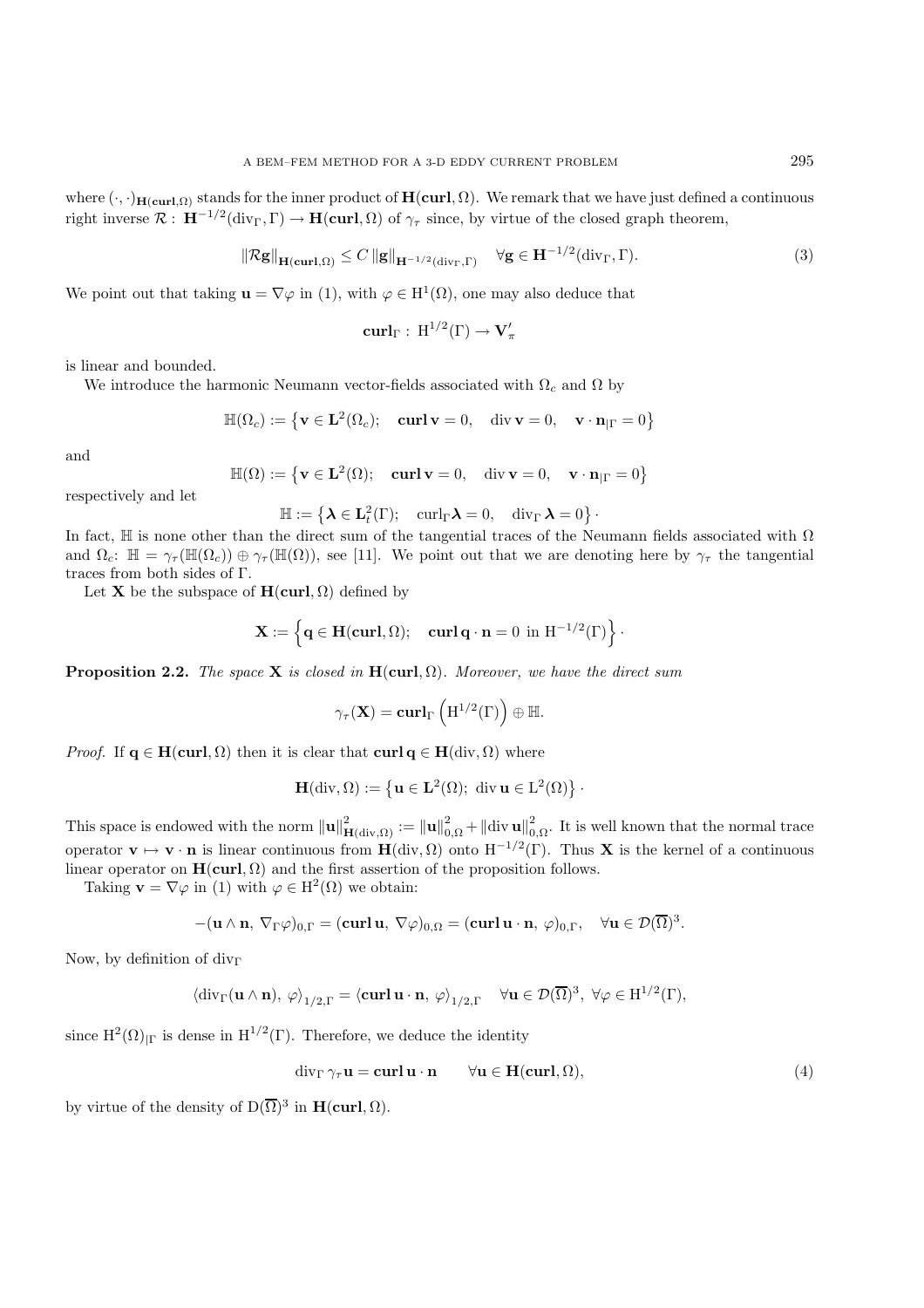where $(\cdot,\cdot)_{\mathbf{H}(\mathbf{curl},\Omega)}$ stands for the inner product of $\mathbf{H}(\mathbf{curl},\Omega)$. We remark that we have just defined a continuous right inverse $\mathcal{R}:\ \mathbf{H}^{-1/2}(\mathrm{div}_\Gamma,\Gamma)\to\mathbf{H}(\mathbf{curl},\Omega)$ of $\gamma_\tau$ since, by virtue of the closed graph theorem,

$$\|\mathcal{R}\mathbf{g}\|_{\mathbf{H}(\mathbf{curl},\Omega)}\leq C\,\|\mathbf{g}\|_{\mathbf{H}^{-1/2}(\mathrm{div}_\Gamma,\Gamma)}\quad\forall\mathbf{g}\in\mathbf{H}^{-1/2}(\mathrm{div}_\Gamma,\Gamma).\tag{3}$$

We point out that taking $\mathbf{u}=\nabla\varphi$ in (1), with $\varphi\in\mathrm{H}^1(\Omega)$, one may also deduce that

$$\mathbf{curl}_\Gamma:\ \mathrm{H}^{1/2}(\Gamma)\to\mathbf{V}'_\pi$$

is linear and bounded.

We introduce the harmonic Neumann vector-fields associated with $\Omega_c$ and $\Omega$ by

$$\mathbb{H}(\Omega_c):=\left\{\mathbf{v}\in\mathbf{L}^2(\Omega_c);\quad\mathbf{curl}\,\mathbf{v}=0,\quad\mathrm{div}\,\mathbf{v}=0,\quad\mathbf{v}\cdot\mathbf{n}_{|\Gamma}=0\right\}$$

and

$$\mathbb{H}(\Omega):=\left\{\mathbf{v}\in\mathbf{L}^2(\Omega);\quad\mathbf{curl}\,\mathbf{v}=0,\quad\mathrm{div}\,\mathbf{v}=0,\quad\mathbf{v}\cdot\mathbf{n}_{|\Gamma}=0\right\}$$

respectively and let

$$\mathbb{H}:=\left\{\boldsymbol{\lambda}\in\mathbf{L}^2_t(\Gamma);\quad\mathrm{curl}_\Gamma\boldsymbol{\lambda}=0,\quad\mathrm{div}_\Gamma\,\boldsymbol{\lambda}=0\right\}\cdot$$

In fact, $\mathbb{H}$ is none other than the direct sum of the tangential traces of the Neumann fields associated with $\Omega$ and $\Omega_c$: $\mathbb{H}=\gamma_\tau(\mathbb{H}(\Omega_c))\oplus\gamma_\tau(\mathbb{H}(\Omega))$, see [11]. We point out that we are denoting here by $\gamma_\tau$ the tangential traces from both sides of $\Gamma$.

Let $\mathbf{X}$ be the subspace of $\mathbf{H}(\mathbf{curl},\Omega)$ defined by

$$\mathbf{X}:=\left\{\mathbf{q}\in\mathbf{H}(\mathbf{curl},\Omega);\quad\mathbf{curl}\,\mathbf{q}\cdot\mathbf{n}=0\ \text{in}\ \mathrm{H}^{-1/2}(\Gamma)\right\}\cdot$$

**Proposition 2.2.** *The space $\mathbf{X}$ is closed in $\mathbf{H}(\mathbf{curl},\Omega)$. Moreover, we have the direct sum*

$$\gamma_\tau(\mathbf{X})=\mathbf{curl}_\Gamma\left(\mathrm{H}^{1/2}(\Gamma)\right)\oplus\mathbb{H}.$$

*Proof.* If $\mathbf{q}\in\mathbf{H}(\mathbf{curl},\Omega)$ then it is clear that $\mathbf{curl}\,\mathbf{q}\in\mathbf{H}(\mathrm{div},\Omega)$ where

$$\mathbf{H}(\mathrm{div},\Omega):=\left\{\mathbf{u}\in\mathbf{L}^2(\Omega);\ \mathrm{div}\,\mathbf{u}\in\mathrm{L}^2(\Omega)\right\}\cdot$$

This space is endowed with the norm $\|\mathbf{u}\|^2_{\mathbf{H}(\mathrm{div},\Omega)}:=\|\mathbf{u}\|^2_{0,\Omega}+\|\mathrm{div}\,\mathbf{u}\|^2_{0,\Omega}$. It is well known that the normal trace operator $\mathbf{v}\mapsto\mathbf{v}\cdot\mathbf{n}$ is linear continuous from $\mathbf{H}(\mathrm{div},\Omega)$ onto $\mathrm{H}^{-1/2}(\Gamma)$. Thus $\mathbf{X}$ is the kernel of a continuous linear operator on $\mathbf{H}(\mathbf{curl},\Omega)$ and the first assertion of the proposition follows.

Taking $\mathbf{v}=\nabla\varphi$ in (1) with $\varphi\in\mathrm{H}^2(\Omega)$ we obtain:

$$-(\mathbf{u}\wedge\mathbf{n},\,\nabla_\Gamma\varphi)_{0,\Gamma}=(\mathbf{curl}\,\mathbf{u},\,\nabla\varphi)_{0,\Omega}=(\mathbf{curl}\,\mathbf{u}\cdot\mathbf{n},\,\varphi)_{0,\Gamma},\quad\forall\mathbf{u}\in\mathcal{D}(\overline{\Omega})^3.$$

Now, by definition of $\mathrm{div}_\Gamma$

$$\langle\mathrm{div}_\Gamma(\mathbf{u}\wedge\mathbf{n}),\,\varphi\rangle_{1/2,\Gamma}=\langle\mathbf{curl}\,\mathbf{u}\cdot\mathbf{n},\,\varphi\rangle_{1/2,\Gamma}\quad\forall\mathbf{u}\in\mathcal{D}(\overline{\Omega})^3,\ \forall\varphi\in\mathrm{H}^{1/2}(\Gamma),$$

since $\mathrm{H}^2(\Omega)_{|\Gamma}$ is dense in $\mathrm{H}^{1/2}(\Gamma)$. Therefore, we deduce the identity

$$\mathrm{div}_\Gamma\,\gamma_\tau\mathbf{u}=\mathbf{curl}\,\mathbf{u}\cdot\mathbf{n}\qquad\forall\mathbf{u}\in\mathbf{H}(\mathbf{curl},\Omega),\tag{4}$$

by virtue of the density of $\mathrm{D}(\overline{\Omega})^3$ in $\mathbf{H}(\mathbf{curl},\Omega)$.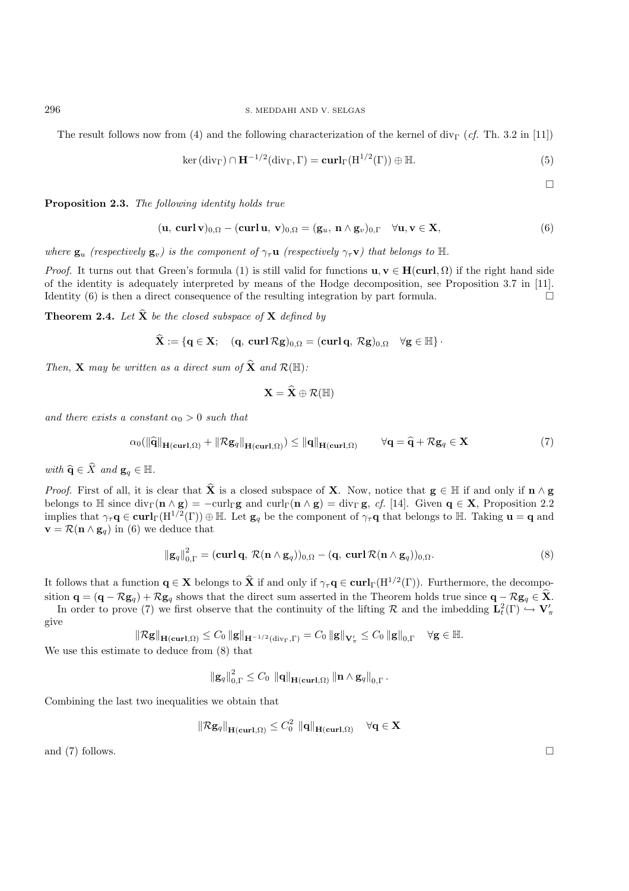The result follows now from (4) and the following characterization of the kernel of $\operatorname{div}_\Gamma$ (*cf.* Th. 3.2 in [11])

$$\ker(\operatorname{div}_\Gamma) \cap \mathbf{H}^{-1/2}(\operatorname{div}_\Gamma, \Gamma) = \mathbf{curl}_\Gamma(\mathrm{H}^{1/2}(\Gamma)) \oplus \mathbb{H}. \tag{5}$$

□

**Proposition 2.3.** *The following identity holds true*

$$(\mathbf{u},\ \mathbf{curl}\,\mathbf{v})_{0,\Omega} - (\mathbf{curl}\,\mathbf{u},\ \mathbf{v})_{0,\Omega} = (\mathbf{g}_u,\ \mathbf{n} \wedge \mathbf{g}_v)_{0,\Gamma} \quad \forall \mathbf{u}, \mathbf{v} \in \mathbf{X}, \tag{6}$$

*where $\mathbf{g}_u$ (respectively $\mathbf{g}_v$) is the component of $\gamma_\tau \mathbf{u}$ (respectively $\gamma_\tau \mathbf{v}$) that belongs to $\mathbb{H}$.*

*Proof.* It turns out that Green's formula (1) is still valid for functions $\mathbf{u}, \mathbf{v} \in \mathbf{H}(\mathbf{curl}, \Omega)$ if the right hand side of the identity is adequately interpreted by means of the Hodge decomposition, see Proposition 3.7 in [11]. Identity (6) is then a direct consequence of the resulting integration by part formula. □

**Theorem 2.4.** *Let $\widehat{\mathbf{X}}$ be the closed subspace of $\mathbf{X}$ defined by*

$$\widehat{\mathbf{X}} := \{\mathbf{q} \in \mathbf{X};\quad (\mathbf{q},\ \mathbf{curl}\,\mathcal{R}\mathbf{g})_{0,\Omega} = (\mathbf{curl}\,\mathbf{q},\ \mathcal{R}\mathbf{g})_{0,\Omega} \quad \forall \mathbf{g} \in \mathbb{H}\}\,.$$

*Then, $\mathbf{X}$ may be written as a direct sum of $\widehat{\mathbf{X}}$ and $\mathcal{R}(\mathbb{H})$:*

$$\mathbf{X} = \widehat{\mathbf{X}} \oplus \mathcal{R}(\mathbb{H})$$

*and there exists a constant $\alpha_0 > 0$ such that*

$$\alpha_0(\|\widehat{\mathbf{q}}\|_{\mathbf{H}(\mathbf{curl},\Omega)} + \|\mathcal{R}\mathbf{g}_q\|_{\mathbf{H}(\mathbf{curl},\Omega)}) \leq \|\mathbf{q}\|_{\mathbf{H}(\mathbf{curl},\Omega)} \qquad \forall \mathbf{q} = \widehat{\mathbf{q}} + \mathcal{R}\mathbf{g}_q \in \mathbf{X} \tag{7}$$

*with $\widehat{\mathbf{q}} \in \widehat{X}$ and $\mathbf{g}_q \in \mathbb{H}$.*

*Proof.* First of all, it is clear that $\widehat{\mathbf{X}}$ is a closed subspace of $\mathbf{X}$. Now, notice that $\mathbf{g} \in \mathbb{H}$ if and only if $\mathbf{n} \wedge \mathbf{g}$ belongs to $\mathbb{H}$ since $\operatorname{div}_\Gamma(\mathbf{n} \wedge \mathbf{g}) = -\operatorname{curl}_\Gamma \mathbf{g}$ and $\operatorname{curl}_\Gamma(\mathbf{n} \wedge \mathbf{g}) = \operatorname{div}_\Gamma \mathbf{g}$, *cf.* [14]. Given $\mathbf{q} \in \mathbf{X}$, Proposition 2.2 implies that $\gamma_\tau \mathbf{q} \in \mathbf{curl}_\Gamma(\mathrm{H}^{1/2}(\Gamma)) \oplus \mathbb{H}$. Let $\mathbf{g}_q$ be the component of $\gamma_\tau \mathbf{q}$ that belongs to $\mathbb{H}$. Taking $\mathbf{u} = \mathbf{q}$ and $\mathbf{v} = \mathcal{R}(\mathbf{n} \wedge \mathbf{g}_q)$ in (6) we deduce that

$$\|\mathbf{g}_q\|_{0,\Gamma}^2 = (\mathbf{curl}\,\mathbf{q},\ \mathcal{R}(\mathbf{n} \wedge \mathbf{g}_q))_{0,\Omega} - (\mathbf{q},\ \mathbf{curl}\,\mathcal{R}(\mathbf{n} \wedge \mathbf{g}_q))_{0,\Omega}. \tag{8}$$

It follows that a function $\mathbf{q} \in \mathbf{X}$ belongs to $\widehat{\mathbf{X}}$ if and only if $\gamma_\tau \mathbf{q} \in \mathbf{curl}_\Gamma(\mathrm{H}^{1/2}(\Gamma))$. Furthermore, the decomposition $\mathbf{q} = (\mathbf{q} - \mathcal{R}\mathbf{g}_q) + \mathcal{R}\mathbf{g}_q$ shows that the direct sum asserted in the Theorem holds true since $\mathbf{q} - \mathcal{R}\mathbf{g}_q \in \widehat{\mathbf{X}}$.

In order to prove (7) we first observe that the continuity of the lifting $\mathcal{R}$ and the imbedding $\mathbf{L}_t^2(\Gamma) \hookrightarrow \mathbf{V}_\pi'$ give

$$\|\mathcal{R}\mathbf{g}\|_{\mathbf{H}(\mathbf{curl},\Omega)} \leq C_0\, \|\mathbf{g}\|_{\mathbf{H}^{-1/2}(\operatorname{div}_\Gamma,\Gamma)} = C_0\, \|\mathbf{g}\|_{\mathbf{V}_\pi'} \leq C_0\, \|\mathbf{g}\|_{0,\Gamma} \quad \forall \mathbf{g} \in \mathbb{H}.$$

We use this estimate to deduce from (8) that

$$\|\mathbf{g}_q\|_{0,\Gamma}^2 \leq C_0\ \|\mathbf{q}\|_{\mathbf{H}(\mathbf{curl},\Omega)}\, \|\mathbf{n} \wedge \mathbf{g}_q\|_{0,\Gamma}\,.$$

Combining the last two inequalities we obtain that

$$\|\mathcal{R}\mathbf{g}_q\|_{\mathbf{H}(\mathbf{curl},\Omega)} \leq C_0^2\ \|\mathbf{q}\|_{\mathbf{H}(\mathbf{curl},\Omega)} \quad \forall \mathbf{q} \in \mathbf{X}$$

and (7) follows. □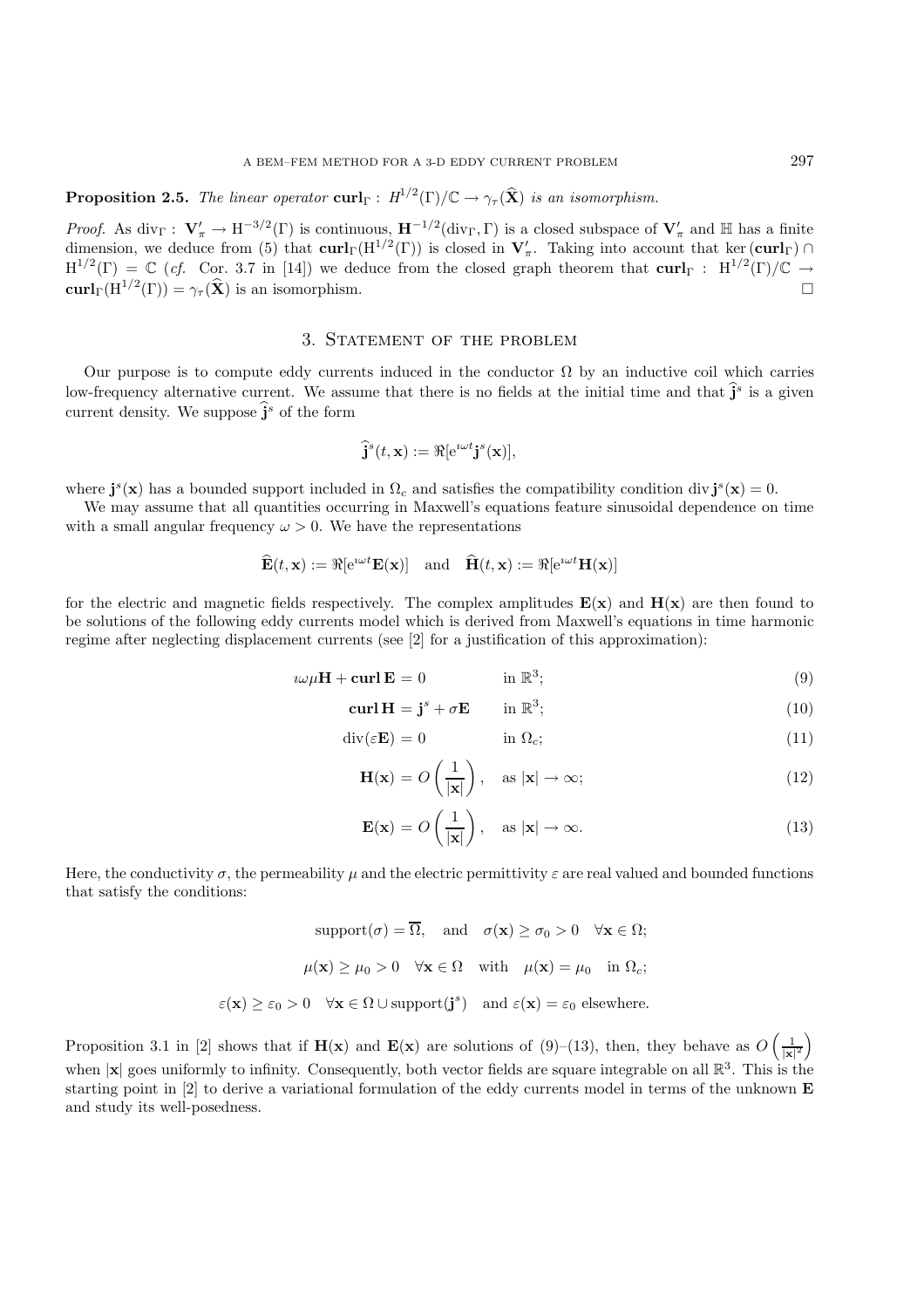**Proposition 2.5.** *The linear operator* $\mathbf{curl}_\Gamma : H^{1/2}(\Gamma)/\mathbb{C} \to \gamma_\tau(\widehat{\mathbf{X}})$ *is an isomorphism.*

*Proof.* As $\mathrm{div}_\Gamma : \mathbf{V}'_\pi \to \mathrm{H}^{-3/2}(\Gamma)$ is continuous, $\mathbf{H}^{-1/2}(\mathrm{div}_\Gamma, \Gamma)$ is a closed subspace of $\mathbf{V}'_\pi$ and $\mathbb{H}$ has a finite dimension, we deduce from (5) that $\mathbf{curl}_\Gamma(\mathrm{H}^{1/2}(\Gamma))$ is closed in $\mathbf{V}'_\pi$. Taking into account that $\ker(\mathbf{curl}_\Gamma) \cap \mathrm{H}^{1/2}(\Gamma) = \mathbb{C}$ (*cf.* Cor. 3.7 in [14]) we deduce from the closed graph theorem that $\mathbf{curl}_\Gamma : \mathrm{H}^{1/2}(\Gamma)/\mathbb{C} \to \mathbf{curl}_\Gamma(\mathrm{H}^{1/2}(\Gamma)) = \gamma_\tau(\widehat{\mathbf{X}})$ is an isomorphism. $\square$

## 3. Statement of the problem

Our purpose is to compute eddy currents induced in the conductor $\Omega$ by an inductive coil which carries low-frequency alternative current. We assume that there is no fields at the initial time and that $\widehat{\mathbf{j}}^s$ is a given current density. We suppose $\widehat{\mathbf{j}}^s$ of the form

$$\widehat{\mathbf{j}}^s(t, \mathbf{x}) := \Re[\mathrm{e}^{\imath\omega t}\mathbf{j}^s(\mathbf{x})],$$

where $\mathbf{j}^s(\mathbf{x})$ has a bounded support included in $\Omega_c$ and satisfies the compatibility condition $\mathrm{div}\,\mathbf{j}^s(\mathbf{x}) = 0$.

We may assume that all quantities occurring in Maxwell's equations feature sinusoidal dependence on time with a small angular frequency $\omega > 0$. We have the representations

$$\widehat{\mathbf{E}}(t, \mathbf{x}) := \Re[\mathrm{e}^{\imath\omega t}\mathbf{E}(\mathbf{x})] \quad \text{and} \quad \widehat{\mathbf{H}}(t, \mathbf{x}) := \Re[\mathrm{e}^{\imath\omega t}\mathbf{H}(\mathbf{x})]$$

for the electric and magnetic fields respectively. The complex amplitudes $\mathbf{E}(\mathbf{x})$ and $\mathbf{H}(\mathbf{x})$ are then found to be solutions of the following eddy currents model which is derived from Maxwell's equations in time harmonic regime after neglecting displacement currents (see [2] for a justification of this approximation):

$$\imath\omega\mu\mathbf{H} + \mathbf{curl}\,\mathbf{E} = 0 \qquad \text{in } \mathbb{R}^3; \tag{9}$$

$$\mathbf{curl}\,\mathbf{H} = \mathbf{j}^s + \sigma\mathbf{E} \qquad \text{in } \mathbb{R}^3; \tag{10}$$

$$\mathrm{div}(\varepsilon\mathbf{E}) = 0 \qquad \text{in } \Omega_c; \tag{11}$$

$$\mathbf{H}(\mathbf{x}) = O\left(\frac{1}{|\mathbf{x}|}\right), \quad \text{as } |\mathbf{x}| \to \infty; \tag{12}$$

$$\mathbf{E}(\mathbf{x}) = O\left(\frac{1}{|\mathbf{x}|}\right), \quad \text{as } |\mathbf{x}| \to \infty. \tag{13}$$

Here, the conductivity $\sigma$, the permeability $\mu$ and the electric permittivity $\varepsilon$ are real valued and bounded functions that satisfy the conditions:

$$\mathrm{support}(\sigma) = \overline{\Omega}, \quad \text{and} \quad \sigma(\mathbf{x}) \geq \sigma_0 > 0 \quad \forall \mathbf{x} \in \Omega;$$

$$\mu(\mathbf{x}) \geq \mu_0 > 0 \quad \forall \mathbf{x} \in \Omega \quad \text{with} \quad \mu(\mathbf{x}) = \mu_0 \quad \text{in } \Omega_c;$$

$$\varepsilon(\mathbf{x}) \geq \varepsilon_0 > 0 \quad \forall \mathbf{x} \in \Omega \cup \mathrm{support}(\mathbf{j}^s) \quad \text{and } \varepsilon(\mathbf{x}) = \varepsilon_0 \text{ elsewhere.}$$

Proposition 3.1 in [2] shows that if $\mathbf{H}(\mathbf{x})$ and $\mathbf{E}(\mathbf{x})$ are solutions of (9)–(13), then, they behave as $O\left(\frac{1}{|\mathbf{x}|^2}\right)$ when $|\mathbf{x}|$ goes uniformly to infinity. Consequently, both vector fields are square integrable on all $\mathbb{R}^3$. This is the starting point in [2] to derive a variational formulation of the eddy currents model in terms of the unknown $\mathbf{E}$ and study its well-posedness.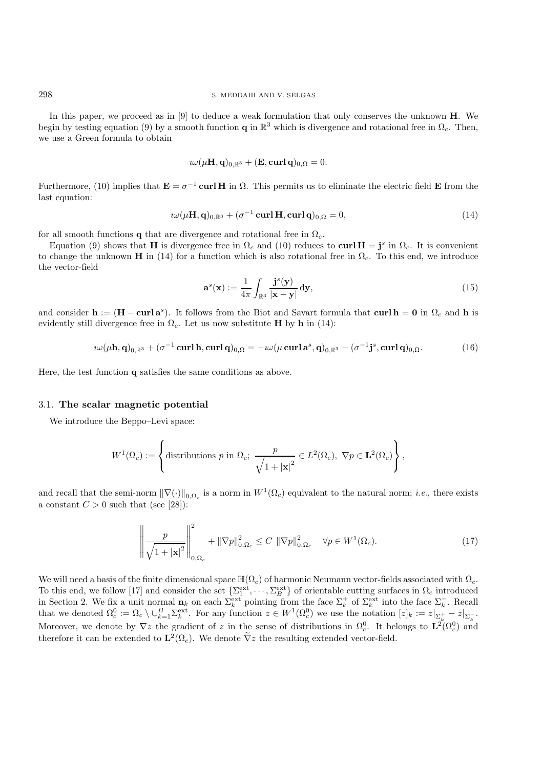In this paper, we proceed as in [9] to deduce a weak formulation that only conserves the unknown $\mathbf{H}$. We begin by testing equation (9) by a smooth function $\mathbf{q}$ in $\mathbb{R}^3$ which is divergence and rotational free in $\Omega_c$. Then, we use a Green formula to obtain

$$\imath\omega(\mu\mathbf{H},\mathbf{q})_{0,\mathbb{R}^3} + (\mathbf{E},\mathbf{curl}\,\mathbf{q})_{0,\Omega} = 0.$$

Furthermore, (10) implies that $\mathbf{E} = \sigma^{-1}\,\mathbf{curl}\,\mathbf{H}$ in $\Omega$. This permits us to eliminate the electric field $\mathbf{E}$ from the last equation:

$$\imath\omega(\mu\mathbf{H},\mathbf{q})_{0,\mathbb{R}^3} + (\sigma^{-1}\,\mathbf{curl}\,\mathbf{H},\mathbf{curl}\,\mathbf{q})_{0,\Omega} = 0, \tag{14}$$

for all smooth functions $\mathbf{q}$ that are divergence and rotational free in $\Omega_c$.

Equation (9) shows that $\mathbf{H}$ is divergence free in $\Omega_c$ and (10) reduces to $\mathbf{curl}\,\mathbf{H} = \mathbf{j}^s$ in $\Omega_c$. It is convenient to change the unknown $\mathbf{H}$ in (14) for a function which is also rotational free in $\Omega_c$. To this end, we introduce the vector-field

$$\mathbf{a}^s(\mathbf{x}) := \frac{1}{4\pi}\int_{\mathbb{R}^3}\frac{\mathbf{j}^s(\mathbf{y})}{|\mathbf{x}-\mathbf{y}|}\,\mathrm{d}\mathbf{y}, \tag{15}$$

and consider $\mathbf{h} := (\mathbf{H} - \mathbf{curl}\,\mathbf{a}^s)$. It follows from the Biot and Savart formula that $\mathbf{curl}\,\mathbf{h} = \mathbf{0}$ in $\Omega_c$ and $\mathbf{h}$ is evidently still divergence free in $\Omega_c$. Let us now substitute $\mathbf{H}$ by $\mathbf{h}$ in (14):

$$\imath\omega(\mu\mathbf{h},\mathbf{q})_{0,\mathbb{R}^3} + (\sigma^{-1}\,\mathbf{curl}\,\mathbf{h},\mathbf{curl}\,\mathbf{q})_{0,\Omega} = -\imath\omega(\mu\,\mathbf{curl}\,\mathbf{a}^s,\mathbf{q})_{0,\mathbb{R}^3} - (\sigma^{-1}\mathbf{j}^s,\mathbf{curl}\,\mathbf{q})_{0,\Omega}. \tag{16}$$

Here, the test function $\mathbf{q}$ satisfies the same conditions as above.

### 3.1. The scalar magnetic potential

We introduce the Beppo–Levi space:

$$W^1(\Omega_c) := \left\{ \text{distributions } p \text{ in } \Omega_c;\ \frac{p}{\sqrt{1+|\mathbf{x}|^2}} \in L^2(\Omega_c),\ \nabla p \in \mathbf{L}^2(\Omega_c) \right\},$$

and recall that the semi-norm $\|\nabla(\cdot)\|_{0,\Omega_c}$ is a norm in $W^1(\Omega_c)$ equivalent to the natural norm; *i.e.*, there exists a constant $C > 0$ such that (see [28]):

$$\left\| \frac{p}{\sqrt{1+|\mathbf{x}|^2}} \right\|_{0,\Omega_c}^2 + \|\nabla p\|_{0,\Omega_c}^2 \le C\ \|\nabla p\|_{0,\Omega_c}^2 \quad \forall p \in W^1(\Omega_c). \tag{17}$$

We will need a basis of the finite dimensional space $\mathbb{H}(\Omega_c)$ of harmonic Neumann vector-fields associated with $\Omega_c$. To this end, we follow [17] and consider the set $\{\Sigma_1^{\text{ext}},\cdots,\Sigma_B^{\text{ext}}\}$ of orientable cutting surfaces in $\Omega_c$ introduced in Section 2. We fix a unit normal $\mathbf{n}_k$ on each $\Sigma_k^{\text{ext}}$ pointing from the face $\Sigma_k^+$ of $\Sigma_k^{\text{ext}}$ into the face $\Sigma_k^-$. Recall that we denoted $\Omega_c^0 := \Omega_c \setminus \cup_{k=1}^B \Sigma_k^{\text{ext}}$. For any function $z \in W^1(\Omega_c^0)$ we use the notation $[z]_k := z|_{\Sigma_k^+} - z|_{\Sigma_k^-}$. Moreover, we denote by $\nabla z$ the gradient of $z$ in the sense of distributions in $\Omega_c^0$. It belongs to $\mathbf{L}^2(\Omega_c^0)$ and therefore it can be extended to $\mathbf{L}^2(\Omega_c)$. We denote $\widetilde{\nabla} z$ the resulting extended vector-field.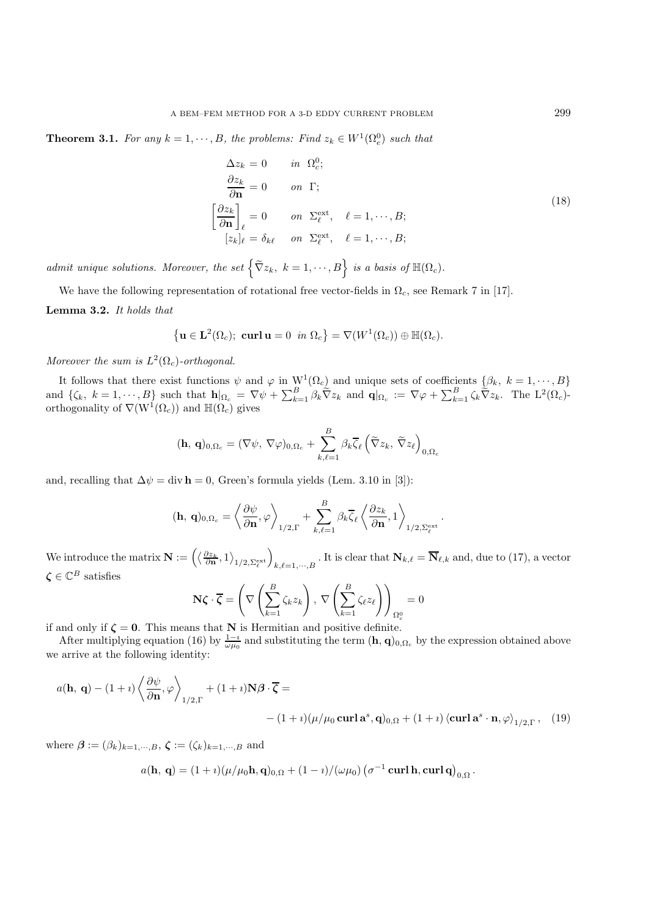**Theorem 3.1.** *For any $k = 1, \cdots, B$, the problems: Find $z_k \in W^1(\Omega_e^0)$ such that*

$$
\begin{aligned}
\Delta z_k &= 0 \qquad in \ \ \Omega_c^0; \\
\frac{\partial z_k}{\partial \mathbf{n}} &= 0 \qquad on \ \ \Gamma; \\
\left[\frac{\partial z_k}{\partial \mathbf{n}}\right]_\ell &= 0 \qquad on \ \ \Sigma_\ell^{\text{ext}}, \quad \ell = 1, \cdots, B; \\
[z_k]_\ell &= \delta_{k\ell} \quad \ on \ \ \Sigma_\ell^{\text{ext}}, \quad \ell = 1, \cdots, B;
\end{aligned}
\tag{18}
$$

*admit unique solutions. Moreover, the set $\left\{\widetilde{\nabla} z_k, \ k = 1, \cdots, B\right\}$ is a basis of $\mathbb{H}(\Omega_c)$.*

We have the following representation of rotational free vector-fields in $\Omega_c$, see Remark 7 in [17].

**Lemma 3.2.** *It holds that*

$$
\left\{\mathbf{u} \in \mathbf{L}^2(\Omega_c); \ \mathbf{curl}\, \mathbf{u} = 0 \ \ in \ \Omega_c\right\} = \nabla(W^1(\Omega_c)) \oplus \mathbb{H}(\Omega_c).
$$

*Moreover the sum is $L^2(\Omega_c)$-orthogonal.*

It follows that there exist functions $\psi$ and $\varphi$ in $\mathrm{W}^1(\Omega_c)$ and unique sets of coefficients $\{\beta_k, \ k = 1, \cdots, B\}$ and $\{\zeta_k, \ k = 1, \cdots, B\}$ such that $\mathbf{h}|_{\Omega_c} = \nabla\psi + \sum_{k=1}^B \beta_k \widetilde{\nabla} z_k$ and $\mathbf{q}|_{\Omega_c} := \nabla\varphi + \sum_{k=1}^B \zeta_k \widetilde{\nabla} z_k$. The $\mathrm{L}^2(\Omega_c)$-orthogonality of $\nabla(\mathrm{W}^1(\Omega_c))$ and $\mathbb{H}(\Omega_c)$ gives

$$
(\mathbf{h}, \ \mathbf{q})_{0,\Omega_c} = (\nabla\psi, \ \nabla\varphi)_{0,\Omega_c} + \sum_{k,\ell=1}^B \beta_k \overline{\zeta}_\ell \left(\widetilde{\nabla} z_k, \ \widetilde{\nabla} z_\ell\right)_{0,\Omega_c}
$$

and, recalling that $\Delta\psi = \operatorname{div} \mathbf{h} = 0$, Green's formula yields (Lem. 3.10 in [3]):

$$
(\mathbf{h}, \ \mathbf{q})_{0,\Omega_c} = \left\langle \frac{\partial \psi}{\partial \mathbf{n}}, \varphi \right\rangle_{1/2,\Gamma} + \sum_{k,\ell=1}^B \beta_k \overline{\zeta}_\ell \left\langle \frac{\partial z_k}{\partial \mathbf{n}}, 1 \right\rangle_{1/2,\Sigma_\ell^{\text{ext}}}.
$$

We introduce the matrix $\mathbf{N} := \left(\left\langle \frac{\partial z_k}{\partial \mathbf{n}}, 1\right\rangle_{1/2,\Sigma_\ell^{\text{ext}}}\right)_{k,\ell=1,\cdots,B}$. It is clear that $\mathbf{N}_{k,\ell} = \overline{\mathbf{N}}_{\ell,k}$ and, due to (17), a vector $\boldsymbol{\zeta} \in \mathbb{C}^B$ satisfies

$$
\mathbf{N}\boldsymbol{\zeta} \cdot \overline{\boldsymbol{\zeta}} = \left(\nabla\left(\sum_{k=1}^B \zeta_k z_k\right), \ \nabla\left(\sum_{k=1}^B \zeta_\ell z_\ell\right)\right)_{\Omega_c^0} = 0
$$

if and only if $\boldsymbol{\zeta} = \mathbf{0}$. This means that $\mathbf{N}$ is Hermitian and positive definite.

After multiplying equation (16) by $\frac{1-\imath}{\omega\mu_0}$ and substituting the term $(\mathbf{h}, \mathbf{q})_{0,\Omega_c}$ by the expression obtained above we arrive at the following identity:

$$
a(\mathbf{h}, \ \mathbf{q}) - (1+\imath)\left\langle \frac{\partial \psi}{\partial \mathbf{n}}, \varphi \right\rangle_{1/2,\Gamma} + (1+\imath)\mathbf{N}\boldsymbol{\beta} \cdot \overline{\boldsymbol{\zeta}} =
$$
$$
-(1+\imath)(\mu/\mu_0 \, \mathbf{curl}\, \mathbf{a}^s, \mathbf{q})_{0,\Omega} + (1+\imath)\left\langle \mathbf{curl}\, \mathbf{a}^s \cdot \mathbf{n}, \varphi \right\rangle_{1/2,\Gamma}, \tag{19}
$$

where $\boldsymbol{\beta} := (\beta_k)_{k=1,\cdots,B}$, $\boldsymbol{\zeta} := (\zeta_k)_{k=1,\cdots,B}$ and

$$
a(\mathbf{h}, \ \mathbf{q}) = (1+\imath)(\mu/\mu_0 \mathbf{h}, \mathbf{q})_{0,\Omega} + (1-\imath)/(\omega\mu_0)\left(\sigma^{-1}\, \mathbf{curl}\, \mathbf{h}, \mathbf{curl}\, \mathbf{q}\right)_{0,\Omega}.
$$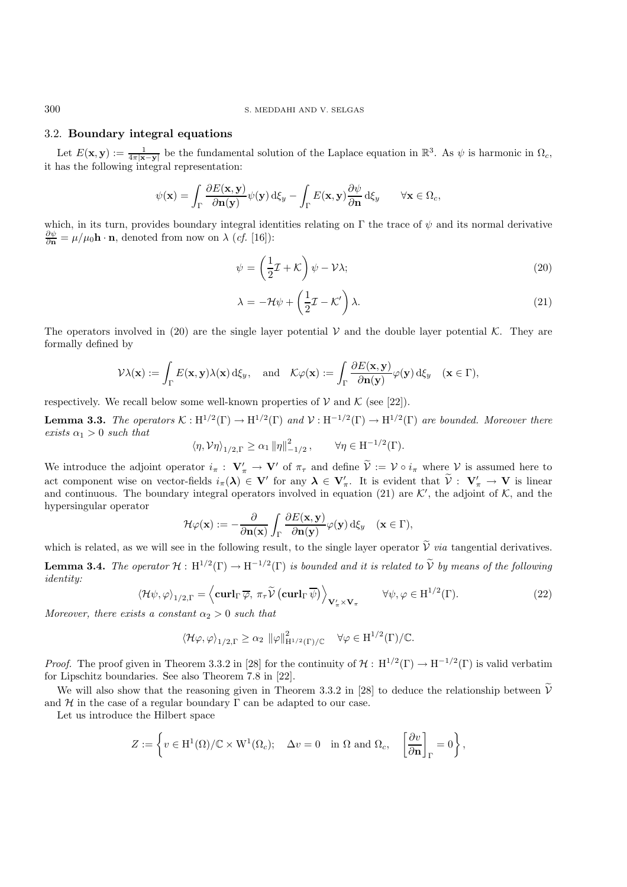### 3.2. **Boundary integral equations**

Let $E(\mathbf{x},\mathbf{y}) := \frac{1}{4\pi|\mathbf{x}-\mathbf{y}|}$ be the fundamental solution of the Laplace equation in $\mathbb{R}^3$. As $\psi$ is harmonic in $\Omega_c$, it has the following integral representation:

$$\psi(\mathbf{x}) = \int_\Gamma \frac{\partial E(\mathbf{x},\mathbf{y})}{\partial \mathbf{n}(\mathbf{y})}\psi(\mathbf{y})\,\mathrm{d}\xi_y - \int_\Gamma E(\mathbf{x},\mathbf{y})\frac{\partial \psi}{\partial \mathbf{n}}\,\mathrm{d}\xi_y \qquad \forall \mathbf{x}\in\Omega_c,$$

which, in its turn, provides boundary integral identities relating on $\Gamma$ the trace of $\psi$ and its normal derivative $\frac{\partial\psi}{\partial\mathbf{n}} = \mu/\mu_0\mathbf{h}\cdot\mathbf{n}$, denoted from now on $\lambda$ (*cf.* [16]):

$$\psi = \left(\frac{1}{2}\mathcal{I} + \mathcal{K}\right)\psi - \mathcal{V}\lambda; \tag{20}$$

$$\lambda = -\mathcal{H}\psi + \left(\frac{1}{2}\mathcal{I} - \mathcal{K}'\right)\lambda. \tag{21}$$

The operators involved in (20) are the single layer potential $\mathcal{V}$ and the double layer potential $\mathcal{K}$. They are formally defined by

$$\mathcal{V}\lambda(\mathbf{x}) := \int_\Gamma E(\mathbf{x},\mathbf{y})\lambda(\mathbf{x})\,\mathrm{d}\xi_y, \quad \text{and} \quad \mathcal{K}\varphi(\mathbf{x}) := \int_\Gamma \frac{\partial E(\mathbf{x},\mathbf{y})}{\partial\mathbf{n}(\mathbf{y})}\varphi(\mathbf{y})\,\mathrm{d}\xi_y \quad (\mathbf{x}\in\Gamma),$$

respectively. We recall below some well-known properties of $\mathcal{V}$ and $\mathcal{K}$ (see [22]).

**Lemma 3.3.** *The operators $\mathcal{K} : \mathrm{H}^{1/2}(\Gamma) \to \mathrm{H}^{1/2}(\Gamma)$ and $\mathcal{V} : \mathrm{H}^{-1/2}(\Gamma) \to \mathrm{H}^{1/2}(\Gamma)$ are bounded. Moreover there exists $\alpha_1 > 0$ such that*

$$\langle \eta, \mathcal{V}\eta\rangle_{1/2,\Gamma} \geq \alpha_1 \|\eta\|^2_{-1/2}, \qquad \forall\eta\in\mathrm{H}^{-1/2}(\Gamma).$$

We introduce the adjoint operator $i_\pi : \mathbf{V}'_\pi \to \mathbf{V}'$ of $\pi_\tau$ and define $\widetilde{\mathcal{V}} := \mathcal{V}\circ i_\pi$ where $\mathcal{V}$ is assumed here to act component wise on vector-fields $i_\pi(\boldsymbol{\lambda}) \in \mathbf{V}'$ for any $\boldsymbol{\lambda}\in\mathbf{V}'_\pi$. It is evident that $\widetilde{\mathcal{V}} : \mathbf{V}'_\pi \to \mathbf{V}$ is linear and continuous. The boundary integral operators involved in equation (21) are $\mathcal{K}'$, the adjoint of $\mathcal{K}$, and the hypersingular operator

$$\mathcal{H}\varphi(\mathbf{x}) := -\frac{\partial}{\partial\mathbf{n}(\mathbf{x})}\int_\Gamma \frac{\partial E(\mathbf{x},\mathbf{y})}{\partial\mathbf{n}(\mathbf{y})}\varphi(\mathbf{y})\,\mathrm{d}\xi_y \quad (\mathbf{x}\in\Gamma),$$

which is related, as we will see in the following result, to the single layer operator $\widetilde{\mathcal{V}}$ *via* tangential derivatives.

**Lemma 3.4.** *The operator $\mathcal{H} : \mathrm{H}^{1/2}(\Gamma) \to \mathrm{H}^{-1/2}(\Gamma)$ is bounded and it is related to $\widetilde{\mathcal{V}}$ by means of the following identity:*

$$\langle\mathcal{H}\psi,\varphi\rangle_{1/2,\Gamma} = \left\langle \mathbf{curl}_\Gamma\,\overline{\varphi},\ \pi_\tau\widetilde{\mathcal{V}}\left(\mathbf{curl}_\Gamma\,\overline{\psi}\right)\right\rangle_{\mathbf{V}'_\pi\times\mathbf{V}_\pi} \qquad \forall\psi,\varphi\in\mathrm{H}^{1/2}(\Gamma). \tag{22}$$

*Moreover, there exists a constant $\alpha_2 > 0$ such that*

$$\langle\mathcal{H}\varphi,\varphi\rangle_{1/2,\Gamma} \geq \alpha_2\ \|\varphi\|^2_{\mathrm{H}^{1/2}(\Gamma)/\mathbb{C}} \quad \forall\varphi\in\mathrm{H}^{1/2}(\Gamma)/\mathbb{C}.$$

*Proof.* The proof given in Theorem 3.3.2 in [28] for the continuity of $\mathcal{H} : \mathrm{H}^{1/2}(\Gamma) \to \mathrm{H}^{-1/2}(\Gamma)$ is valid verbatim for Lipschitz boundaries. See also Theorem 7.8 in [22].

We will also show that the reasoning given in Theorem 3.3.2 in [28] to deduce the relationship between $\widetilde{\mathcal{V}}$ and $\mathcal{H}$ in the case of a regular boundary $\Gamma$ can be adapted to our case.

Let us introduce the Hilbert space

$$Z := \left\{ v\in\mathrm{H}^1(\Omega)/\mathbb{C}\times\mathrm{W}^1(\Omega_c);\quad \Delta v = 0 \quad \text{in } \Omega \text{ and } \Omega_c, \quad \left[\frac{\partial v}{\partial\mathbf{n}}\right]_\Gamma = 0\right\},$$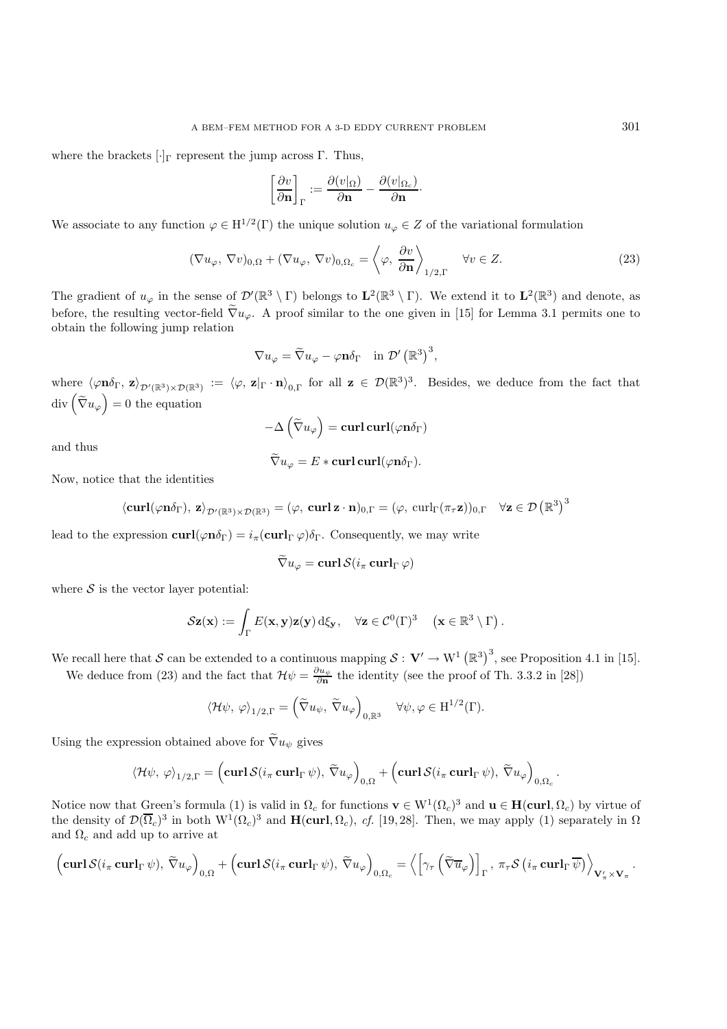where the brackets $[\cdot]_\Gamma$ represent the jump across $\Gamma$. Thus,

$$\left[\frac{\partial v}{\partial \mathbf{n}}\right]_\Gamma := \frac{\partial (v|_\Omega)}{\partial \mathbf{n}} - \frac{\partial (v|_{\Omega_c})}{\partial \mathbf{n}}.$$

We associate to any function $\varphi \in \mathrm{H}^{1/2}(\Gamma)$ the unique solution $u_\varphi \in Z$ of the variational formulation

$$(\nabla u_\varphi,\, \nabla v)_{0,\Omega} + (\nabla u_\varphi,\, \nabla v)_{0,\Omega_c} = \left\langle \varphi,\, \frac{\partial v}{\partial \mathbf{n}} \right\rangle_{1/2,\Gamma} \quad \forall v \in Z. \tag{23}$$

The gradient of $u_\varphi$ in the sense of $\mathcal{D}'(\mathbb{R}^3 \setminus \Gamma)$ belongs to $\mathbf{L}^2(\mathbb{R}^3 \setminus \Gamma)$. We extend it to $\mathbf{L}^2(\mathbb{R}^3)$ and denote, as before, the resulting vector-field $\widetilde{\nabla} u_\varphi$. A proof similar to the one given in [15] for Lemma 3.1 permits one to obtain the following jump relation

$$\nabla u_\varphi = \widetilde{\nabla} u_\varphi - \varphi \mathbf{n} \delta_\Gamma \quad \text{in } \mathcal{D}'\left(\mathbb{R}^3\right)^3,$$

where $\langle \varphi \mathbf{n} \delta_\Gamma,\, \mathbf{z} \rangle_{\mathcal{D}'(\mathbb{R}^3)\times\mathcal{D}(\mathbb{R}^3)} := \langle \varphi,\, \mathbf{z}|_\Gamma \cdot \mathbf{n} \rangle_{0,\Gamma}$ for all $\mathbf{z} \in \mathcal{D}(\mathbb{R}^3)^3$. Besides, we deduce from the fact that $\operatorname{div}\left(\widetilde{\nabla} u_\varphi\right) = 0$ the equation

$$-\Delta\left(\widetilde{\nabla} u_\varphi\right) = \mathbf{curl}\,\mathbf{curl}(\varphi \mathbf{n} \delta_\Gamma)$$

and thus

$$\widetilde{\nabla} u_\varphi = E * \mathbf{curl}\,\mathbf{curl}(\varphi \mathbf{n} \delta_\Gamma).$$

Now, notice that the identities

$$\langle \mathbf{curl}(\varphi \mathbf{n} \delta_\Gamma),\, \mathbf{z} \rangle_{\mathcal{D}'(\mathbb{R}^3)\times\mathcal{D}(\mathbb{R}^3)} = (\varphi,\, \mathbf{curl}\,\mathbf{z} \cdot \mathbf{n})_{0,\Gamma} = (\varphi,\, \operatorname{curl}_\Gamma(\pi_\tau \mathbf{z}))_{0,\Gamma} \quad \forall \mathbf{z} \in \mathcal{D}\left(\mathbb{R}^3\right)^3$$

lead to the expression $\mathbf{curl}(\varphi \mathbf{n} \delta_\Gamma) = i_\pi(\mathbf{curl}_\Gamma\, \varphi)\delta_\Gamma$. Consequently, we may write

$$\widetilde{\nabla} u_\varphi = \mathbf{curl}\, \mathcal{S}(i_\pi\, \mathbf{curl}_\Gamma\, \varphi)$$

where $\mathcal{S}$ is the vector layer potential:

$$\mathcal{S}\mathbf{z}(\mathbf{x}) := \int_\Gamma E(\mathbf{x}, \mathbf{y}) \mathbf{z}(\mathbf{y})\, \mathrm{d}\xi_\mathbf{y}, \quad \forall \mathbf{z} \in \mathcal{C}^0(\Gamma)^3 \quad \left(\mathbf{x} \in \mathbb{R}^3 \setminus \Gamma\right).$$

We recall here that $\mathcal{S}$ can be extended to a continuous mapping $\mathcal{S} : \mathbf{V}' \to \mathrm{W}^1\left(\mathbb{R}^3\right)^3$, see Proposition 4.1 in [15].

We deduce from (23) and the fact that $\mathcal{H}\psi = \frac{\partial u_\psi}{\partial \mathbf{n}}$ the identity (see the proof of Th. 3.3.2 in [28])

$$\langle \mathcal{H}\psi,\, \varphi \rangle_{1/2,\Gamma} = \left(\widetilde{\nabla} u_\psi,\, \widetilde{\nabla} u_\varphi\right)_{0,\mathbb{R}^3} \quad \forall \psi, \varphi \in \mathrm{H}^{1/2}(\Gamma).$$

Using the expression obtained above for $\widetilde{\nabla} u_\psi$ gives

$$\langle \mathcal{H}\psi,\, \varphi \rangle_{1/2,\Gamma} = \left(\mathbf{curl}\, \mathcal{S}(i_\pi\, \mathbf{curl}_\Gamma\, \psi),\, \widetilde{\nabla} u_\varphi\right)_{0,\Omega} + \left(\mathbf{curl}\, \mathcal{S}(i_\pi\, \mathbf{curl}_\Gamma\, \psi),\, \widetilde{\nabla} u_\varphi\right)_{0,\Omega_c}.$$

Notice now that Green's formula (1) is valid in $\Omega_c$ for functions $\mathbf{v} \in \mathrm{W}^1(\Omega_c)^3$ and $\mathbf{u} \in \mathbf{H}(\mathbf{curl}, \Omega_c)$ by virtue of the density of $\mathcal{D}(\overline{\Omega}_c)^3$ in both $\mathrm{W}^1(\Omega_c)^3$ and $\mathbf{H}(\mathbf{curl}, \Omega_c)$, *cf.* [19, 28]. Then, we may apply (1) separately in $\Omega$ and $\Omega_c$ and add up to arrive at

$$\left(\mathbf{curl}\, \mathcal{S}(i_\pi\, \mathbf{curl}_\Gamma\, \psi),\, \widetilde{\nabla} u_\varphi\right)_{0,\Omega} + \left(\mathbf{curl}\, \mathcal{S}(i_\pi\, \mathbf{curl}_\Gamma\, \psi),\, \widetilde{\nabla} u_\varphi\right)_{0,\Omega_c} = \left\langle \left[\gamma_\tau\left(\widetilde{\nabla} \overline{u}_\varphi\right)\right]_\Gamma,\, \pi_\tau \mathcal{S}\left(i_\pi\, \mathbf{curl}_\Gamma\, \overline{\psi}\right) \right\rangle_{\mathbf{V}'_\pi \times \mathbf{V}_\pi}.$$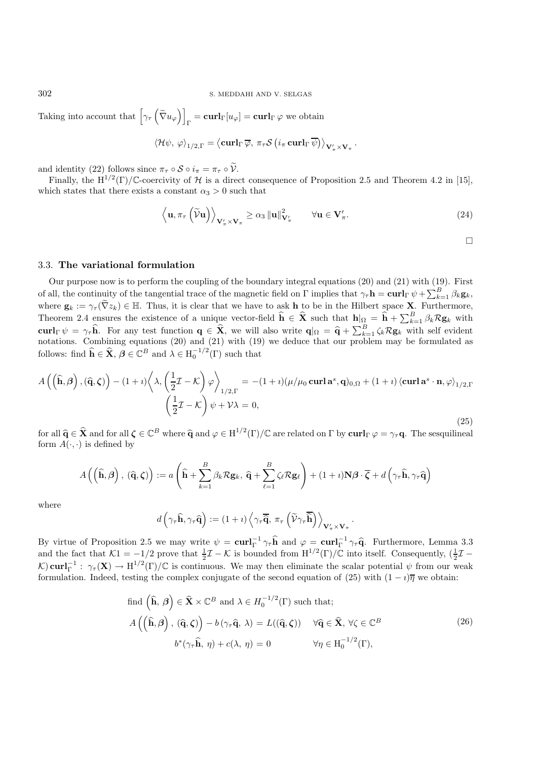Taking into account that $\left[\gamma_\tau\left(\widetilde{\nabla} u_\varphi\right)\right]_\Gamma = \mathbf{curl}_\Gamma[u_\varphi] = \mathbf{curl}_\Gamma\,\varphi$ we obtain

$$\langle \mathcal{H}\psi,\ \varphi\rangle_{1/2,\Gamma} = \left\langle \mathbf{curl}_\Gamma\,\overline{\varphi},\ \pi_\tau \mathcal{S}\left(i_\pi\,\mathbf{curl}_\Gamma\,\overline{\psi}\right)\right\rangle_{\mathbf{V}'_\pi\times\mathbf{V}_\pi}.$$

and identity (22) follows since $\pi_\tau\circ\mathcal{S}\circ i_\pi = \pi_\tau\circ\widetilde{\mathcal{V}}$.

Finally, the $\mathrm{H}^{1/2}(\Gamma)/\mathbb{C}$-coercivity of $\mathcal{H}$ is a direct consequence of Proposition 2.5 and Theorem 4.2 in [15], which states that there exists a constant $\alpha_3 > 0$ such that

$$\left\langle \mathbf{u}, \pi_\tau\left(\widetilde{\mathcal{V}}\mathbf{u}\right)\right\rangle_{\mathbf{V}'_\pi\times\mathbf{V}_\pi} \geq \alpha_3\,\|\mathbf{u}\|^2_{\mathbf{V}'_\pi} \qquad \forall \mathbf{u}\in\mathbf{V}'_\pi. \tag{24}$$

$\square$

### 3.3. The variational formulation

Our purpose now is to perform the coupling of the boundary integral equations (20) and (21) with (19). First of all, the continuity of the tangential trace of the magnetic field on $\Gamma$ implies that $\gamma_\tau\mathbf{h} = \mathbf{curl}_\Gamma\,\psi + \sum_{k=1}^B \beta_k\mathbf{g}_k$, where $\mathbf{g}_k := \gamma_\tau(\widetilde{\nabla} z_k)\in\mathbb{H}$. Thus, it is clear that we have to ask $\mathbf{h}$ to be in the Hilbert space $\mathbf{X}$. Furthermore, Theorem 2.4 ensures the existence of a unique vector-field $\widehat{\mathbf{h}}\in\widehat{\mathbf{X}}$ such that $\mathbf{h}|_\Omega = \widehat{\mathbf{h}} + \sum_{k=1}^B\beta_k\mathcal{R}\mathbf{g}_k$ with $\mathbf{curl}_\Gamma\,\psi = \gamma_\tau\widehat{\mathbf{h}}$. For any test function $\mathbf{q}\in\widehat{\mathbf{X}}$, we will also write $\mathbf{q}|_\Omega = \widehat{\mathbf{q}} + \sum_{k=1}^B\zeta_k\mathcal{R}\mathbf{g}_k$ with self evident notations. Combining equations (20) and (21) with (19) we deduce that our problem may be formulated as follows: find $\widehat{\mathbf{h}}\in\widehat{\mathbf{X}}$, $\boldsymbol{\beta}\in\mathbb{C}^B$ and $\lambda\in\mathrm{H}_0^{-1/2}(\Gamma)$ such that

$$\begin{aligned}
A\left(\left(\widehat{\mathbf{h}},\boldsymbol{\beta}\right),(\widehat{\mathbf{q}},\boldsymbol{\zeta})\right) - (1+\imath)\left\langle \lambda, \left(\frac{1}{2}\mathcal{I}-\mathcal{K}\right)\varphi\right\rangle_{1/2,\Gamma} &= -(1+\imath)(\mu/\mu_0\,\mathbf{curl}\,\mathbf{a}^s,\mathbf{q})_{0,\Omega} + (1+\imath)\left\langle \mathbf{curl}\,\mathbf{a}^s\cdot\mathbf{n},\varphi\right\rangle_{1/2,\Gamma}\\
\left(\frac{1}{2}\mathcal{I}-\mathcal{K}\right)\psi + \mathcal{V}\lambda &= 0,
\end{aligned} \tag{25}$$

for all $\widehat{\mathbf{q}}\in\widehat{\mathbf{X}}$ and for all $\boldsymbol{\zeta}\in\mathbb{C}^B$ where $\widehat{\mathbf{q}}$ and $\varphi\in\mathrm{H}^{1/2}(\Gamma)/\mathbb{C}$ are related on $\Gamma$ by $\mathbf{curl}_\Gamma\,\varphi = \gamma_\tau\mathbf{q}$. The sesquilineal form $A(\cdot,\cdot)$ is defined by

$$A\left(\left(\widehat{\mathbf{h}},\boldsymbol{\beta}\right),\ (\widehat{\mathbf{q}},\boldsymbol{\zeta})\right) := a\left(\widehat{\mathbf{h}} + \sum_{k=1}^B\beta_k\mathcal{R}\mathbf{g}_k,\ \widehat{\mathbf{q}} + \sum_{\ell=1}^B\zeta_\ell\mathcal{R}\mathbf{g}_\ell\right) + (1+\imath)\mathbf{N}\boldsymbol{\beta}\cdot\overline{\boldsymbol{\zeta}} + d\left(\gamma_\tau\widehat{\mathbf{h}},\gamma_\tau\widehat{\mathbf{q}}\right)$$

where

$$d\left(\gamma_\tau\widehat{\mathbf{h}},\gamma_\tau\widehat{\mathbf{q}}\right) := (1+\imath)\left\langle \gamma_\tau\overline{\widehat{\mathbf{q}}},\ \pi_\tau\left(\widetilde{\mathcal{V}}\gamma_\tau\overline{\widehat{\mathbf{h}}}\right)\right\rangle_{\mathbf{V}'_\pi\times\mathbf{V}_\pi}.$$

By virtue of Proposition 2.5 we may write $\psi = \mathbf{curl}_\Gamma^{-1}\gamma_\tau\widehat{\mathbf{h}}$ and $\varphi = \mathbf{curl}_\Gamma^{-1}\gamma_\tau\widehat{\mathbf{q}}$. Furthermore, Lemma 3.3 and the fact that $\mathcal{K}1 = -1/2$ prove that $\frac{1}{2}\mathcal{I}-\mathcal{K}$ is bounded from $\mathrm{H}^{1/2}(\Gamma)/\mathbb{C}$ into itself. Consequently, $(\frac{1}{2}\mathcal{I}-\mathcal{K})\,\mathbf{curl}_\Gamma^{-1}:\ \gamma_\tau(\mathbf{X})\to\mathrm{H}^{1/2}(\Gamma)/\mathbb{C}$ is continuous. We may then eliminate the scalar potential $\psi$ from our weak formulation. Indeed, testing the complex conjugate of the second equation of (25) with $(1-\imath)\overline{\eta}$ we obtain:

$$\begin{aligned}
&\text{find } \left(\widehat{\mathbf{h}},\ \boldsymbol{\beta}\right)\in\widehat{\mathbf{X}}\times\mathbb{C}^B \text{ and } \lambda\in H_0^{-1/2}(\Gamma) \text{ such that;}\\
&A\left(\left(\widehat{\mathbf{h}},\boldsymbol{\beta}\right),\ (\widehat{\mathbf{q}},\boldsymbol{\zeta})\right) - b\left(\gamma_\tau\widehat{\mathbf{q}},\ \lambda\right) = L((\widehat{\mathbf{q}},\boldsymbol{\zeta})) \quad \forall\widehat{\mathbf{q}}\in\widehat{\mathbf{X}},\ \forall\zeta\in\mathbb{C}^B\\
&\qquad b^*(\gamma_\tau\widehat{\mathbf{h}},\ \eta) + c(\lambda,\ \eta) = 0 \qquad\qquad \forall\eta\in\mathrm{H}_0^{-1/2}(\Gamma),
\end{aligned} \tag{26}$$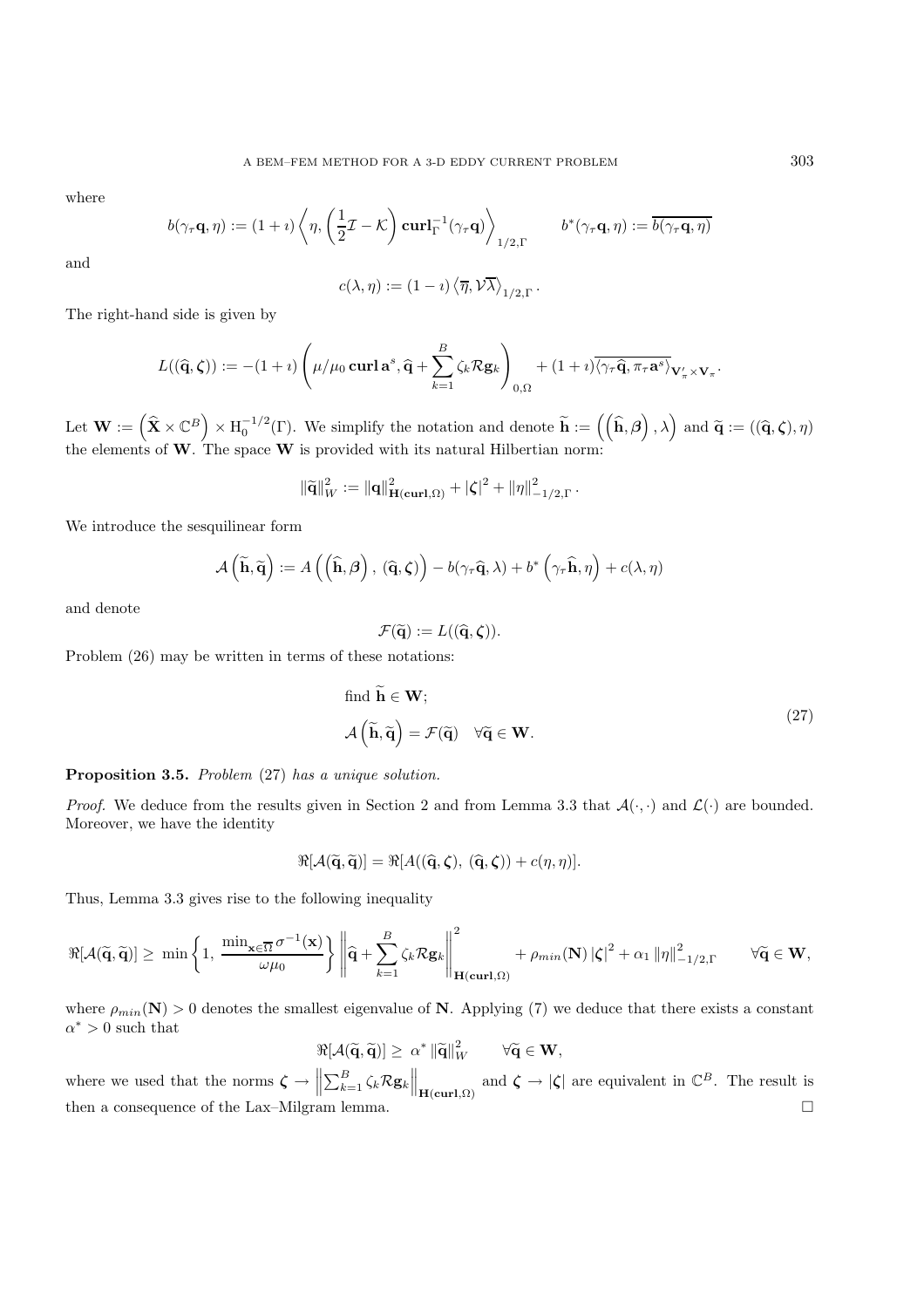where

$$b(\gamma_\tau \mathbf{q}, \eta) := (1+\imath) \left\langle \eta, \left(\frac{1}{2}\mathcal{I} - \mathcal{K}\right) \mathbf{curl}_\Gamma^{-1}(\gamma_\tau \mathbf{q}) \right\rangle_{1/2,\Gamma} \qquad b^*(\gamma_\tau \mathbf{q}, \eta) := \overline{b(\gamma_\tau \mathbf{q}, \eta)}$$

and

$$c(\lambda, \eta) := (1-\imath) \left\langle \overline{\eta}, \mathcal{V}\overline{\lambda} \right\rangle_{1/2,\Gamma}.$$

The right-hand side is given by

$$L((\widehat{\mathbf{q}}, \boldsymbol{\zeta})) := -(1+\imath) \left( \mu/\mu_0 \, \mathbf{curl}\, \mathbf{a}^s, \widehat{\mathbf{q}} + \sum_{k=1}^{B} \zeta_k \mathcal{R} \mathbf{g}_k \right)_{0,\Omega} + (1+\imath) \overline{\langle \gamma_\tau \widehat{\mathbf{q}}, \pi_\tau \mathbf{a}^s \rangle}_{\mathbf{V}_\pi' \times \mathbf{V}_\pi}.$$

Let $\mathbf{W} := \left(\widehat{\mathbf{X}} \times \mathbb{C}^B\right) \times \mathrm{H}_0^{-1/2}(\Gamma)$. We simplify the notation and denote $\widetilde{\mathbf{h}} := \left(\left(\widehat{\mathbf{h}}, \boldsymbol{\beta}\right), \lambda\right)$ and $\widetilde{\mathbf{q}} := ((\widehat{\mathbf{q}}, \boldsymbol{\zeta}), \eta)$ the elements of $\mathbf{W}$. The space $\mathbf{W}$ is provided with its natural Hilbertian norm:

$$\|\widetilde{\mathbf{q}}\|_W^2 := \|\mathbf{q}\|_{\mathbf{H}(\mathbf{curl},\Omega)}^2 + |\boldsymbol{\zeta}|^2 + \|\eta\|_{-1/2,\Gamma}^2.$$

We introduce the sesquilinear form

$$\mathcal{A}\left(\widetilde{\mathbf{h}}, \widetilde{\mathbf{q}}\right) := A\left(\left(\widehat{\mathbf{h}}, \boldsymbol{\beta}\right), \, (\widehat{\mathbf{q}}, \boldsymbol{\zeta})\right) - b(\gamma_\tau \widehat{\mathbf{q}}, \lambda) + b^*\left(\gamma_\tau \widehat{\mathbf{h}}, \eta\right) + c(\lambda, \eta)$$

and denote

$$\mathcal{F}(\widetilde{\mathbf{q}}) := L((\widehat{\mathbf{q}}, \boldsymbol{\zeta})).$$

Problem (26) may be written in terms of these notations:

$$\begin{aligned} &\text{find } \widetilde{\mathbf{h}} \in \mathbf{W}; \\ &\mathcal{A}\left(\widetilde{\mathbf{h}}, \widetilde{\mathbf{q}}\right) = \mathcal{F}(\widetilde{\mathbf{q}}) \quad \forall \widetilde{\mathbf{q}} \in \mathbf{W}. \end{aligned} \tag{27}$$

**Proposition 3.5.** *Problem* (27) *has a unique solution.*

*Proof.* We deduce from the results given in Section 2 and from Lemma 3.3 that $\mathcal{A}(\cdot,\cdot)$ and $\mathcal{L}(\cdot)$ are bounded. Moreover, we have the identity

$$\Re[\mathcal{A}(\widetilde{\mathbf{q}}, \widetilde{\mathbf{q}})] = \Re[A((\widehat{\mathbf{q}}, \boldsymbol{\zeta}), \, (\widehat{\mathbf{q}}, \boldsymbol{\zeta})) + c(\eta, \eta)].$$

Thus, Lemma 3.3 gives rise to the following inequality

$$\Re[\mathcal{A}(\widetilde{\mathbf{q}}, \widetilde{\mathbf{q}})] \geq \min\left\{1, \, \frac{\min_{\mathbf{x}\in\overline{\Omega}} \sigma^{-1}(\mathbf{x})}{\omega\mu_0}\right\} \left\| \widehat{\mathbf{q}} + \sum_{k=1}^{B} \zeta_k \mathcal{R}\mathbf{g}_k \right\|_{\mathbf{H}(\mathbf{curl},\Omega)}^2 + \rho_{min}(\mathbf{N}) \, |\boldsymbol{\zeta}|^2 + \alpha_1 \, \|\eta\|_{-1/2,\Gamma}^2 \qquad \forall \widetilde{\mathbf{q}} \in \mathbf{W},$$

where $\rho_{min}(\mathbf{N}) > 0$ denotes the smallest eigenvalue of $\mathbf{N}$. Applying (7) we deduce that there exists a constant $\alpha^* > 0$ such that

$$\Re[\mathcal{A}(\widetilde{\mathbf{q}}, \widetilde{\mathbf{q}})] \geq \alpha^* \, \|\widetilde{\mathbf{q}}\|_W^2 \qquad \forall \widetilde{\mathbf{q}} \in \mathbf{W},$$

where we used that the norms $\boldsymbol{\zeta} \to \left\| \sum_{k=1}^{B} \zeta_k \mathcal{R}\mathbf{g}_k \right\|_{\mathbf{H}(\mathbf{curl},\Omega)}$ and $\boldsymbol{\zeta} \to |\boldsymbol{\zeta}|$ are equivalent in $\mathbb{C}^B$. The result is then a consequence of the Lax–Milgram lemma. □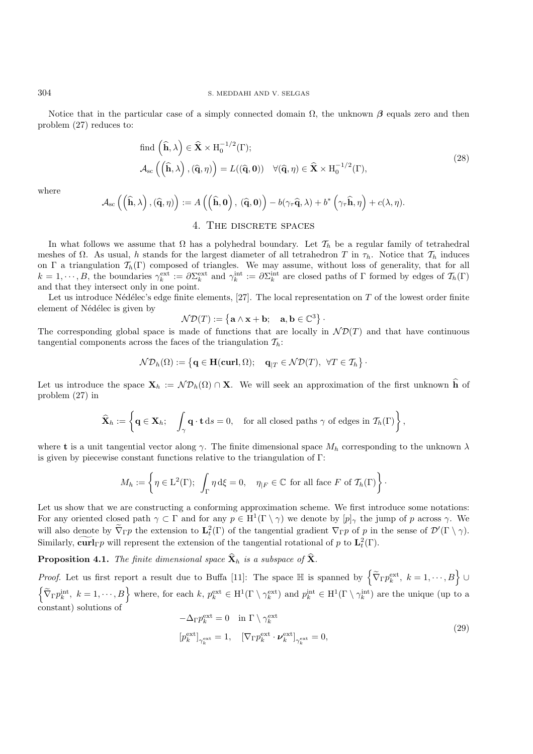Notice that in the particular case of a simply connected domain $\Omega$, the unknown $\boldsymbol{\beta}$ equals zero and then problem (27) reduces to:

$$
\begin{aligned}
&\text{find } \left(\widehat{\mathbf{h}}, \lambda\right) \in \widehat{\mathbf{X}} \times \mathrm{H}_0^{-1/2}(\Gamma); \\
&\mathcal{A}_{\mathrm{sc}}\left(\left(\widehat{\mathbf{h}}, \lambda\right), (\widehat{\mathbf{q}}, \eta)\right) = L((\widehat{\mathbf{q}}, \mathbf{0})) \quad \forall (\widehat{\mathbf{q}}, \eta) \in \widehat{\mathbf{X}} \times \mathrm{H}_0^{-1/2}(\Gamma),
\end{aligned}
\tag{28}
$$

where

$$
\mathcal{A}_{\mathrm{sc}}\left(\left(\widehat{\mathbf{h}}, \lambda\right), (\widehat{\mathbf{q}}, \eta)\right) := A\left(\left(\widehat{\mathbf{h}}, \mathbf{0}\right), (\widehat{\mathbf{q}}, \mathbf{0})\right) - b(\gamma_\tau \widehat{\mathbf{q}}, \lambda) + b^*\left(\gamma_\tau \widehat{\mathbf{h}}, \eta\right) + c(\lambda, \eta).
$$

## 4. The discrete spaces

In what follows we assume that $\Omega$ has a polyhedral boundary. Let $\mathcal{T}_h$ be a regular family of tetrahedral meshes of $\Omega$. As usual, $h$ stands for the largest diameter of all tetrahedron $T$ in $\tau_h$. Notice that $\mathcal{T}_h$ induces on $\Gamma$ a triangulation $\mathcal{T}_h(\Gamma)$ composed of triangles. We may assume, without loss of generality, that for all $k = 1, \cdots, B$, the boundaries $\gamma_k^{\mathrm{ext}} := \partial\Sigma_k^{\mathrm{ext}}$ and $\gamma_k^{\mathrm{int}} := \partial\Sigma_k^{\mathrm{int}}$ are closed paths of $\Gamma$ formed by edges of $\mathcal{T}_h(\Gamma)$ and that they intersect only in one point.

Let us introduce Nédélec's edge finite elements, [27]. The local representation on $T$ of the lowest order finite element of Nédélec is given by

$$
\mathcal{ND}(T) := \left\{ \mathbf{a} \wedge \mathbf{x} + \mathbf{b}; \quad \mathbf{a}, \mathbf{b} \in \mathbb{C}^3 \right\} \cdot
$$

The corresponding global space is made of functions that are locally in $\mathcal{ND}(T)$ and that have continuous tangential components across the faces of the triangulation $\mathcal{T}_h$:

$$
\mathcal{ND}_h(\Omega) := \left\{ \mathbf{q} \in \mathbf{H}(\mathbf{curl}, \Omega); \quad \mathbf{q}_{|T} \in \mathcal{ND}(T), \ \forall T \in \mathcal{T}_h \right\} \cdot
$$

Let us introduce the space $\mathbf{X}_h := \mathcal{ND}_h(\Omega) \cap \mathbf{X}$. We will seek an approximation of the first unknown $\widehat{\mathbf{h}}$ of problem (27) in

$$
\widehat{\mathbf{X}}_h := \left\{ \mathbf{q} \in \mathbf{X}_h; \quad \int_\gamma \mathbf{q} \cdot \mathbf{t} \, \mathrm{d}s = 0, \quad \text{for all closed paths } \gamma \text{ of edges in } \mathcal{T}_h(\Gamma) \right\},
$$

where $\mathbf{t}$ is a unit tangential vector along $\gamma$. The finite dimensional space $M_h$ corresponding to the unknown $\lambda$ is given by piecewise constant functions relative to the triangulation of $\Gamma$:

$$
M_h := \left\{ \eta \in \mathrm{L}^2(\Gamma); \ \int_\Gamma \eta \, \mathrm{d}\xi = 0, \quad \eta_{|F} \in \mathbb{C} \text{ for all face } F \text{ of } \mathcal{T}_h(\Gamma) \right\} \cdot
$$

Let us show that we are constructing a conforming approximation scheme. We first introduce some notations: For any oriented closed path $\gamma \subset \Gamma$ and for any $p \in \mathrm{H}^1(\Gamma \setminus \gamma)$ we denote by $[p]_\gamma$ the jump of $p$ across $\gamma$. We will also denote by $\widetilde{\nabla}_\Gamma p$ the extension to $\mathbf{L}_t^2(\Gamma)$ of the tangential gradient $\nabla_\Gamma p$ of $p$ in the sense of $\mathcal{D}'(\Gamma \setminus \gamma)$. Similarly, $\widetilde{\mathbf{curl}}_\Gamma p$ will represent the extension of the tangential rotational of $p$ to $\mathbf{L}_t^2(\Gamma)$.

**Proposition 4.1.** *The finite dimensional space $\widehat{\mathbf{X}}_h$ is a subspace of $\widehat{\mathbf{X}}$.*

*Proof.* Let us first report a result due to Buffa [11]: The space $\mathbb{H}$ is spanned by $\left\{ \widetilde{\nabla}_\Gamma p_k^{\mathrm{ext}}, \ k = 1, \cdots, B \right\} \cup \left\{ \widetilde{\nabla}_\Gamma p_k^{\mathrm{int}}, \ k = 1, \cdots, B \right\}$ where, for each $k$, $p_k^{\mathrm{ext}} \in \mathrm{H}^1(\Gamma \setminus \gamma_k^{\mathrm{ext}})$ and $p_k^{\mathrm{int}} \in \mathrm{H}^1(\Gamma \setminus \gamma_k^{\mathrm{int}})$ are the unique (up to a constant) solutions of

$$
\begin{aligned}
&-\Delta_\Gamma p_k^{\mathrm{ext}} = 0 \quad \text{in } \Gamma \setminus \gamma_k^{\mathrm{ext}} \\
&[p_k^{\mathrm{ext}}]_{\gamma_k^{\mathrm{ext}}} = 1, \quad [\nabla_\Gamma p_k^{\mathrm{ext}} \cdot \boldsymbol{\nu}_k^{\mathrm{ext}}]_{\gamma_k^{\mathrm{ext}}} = 0,
\end{aligned}
\tag{29}
$$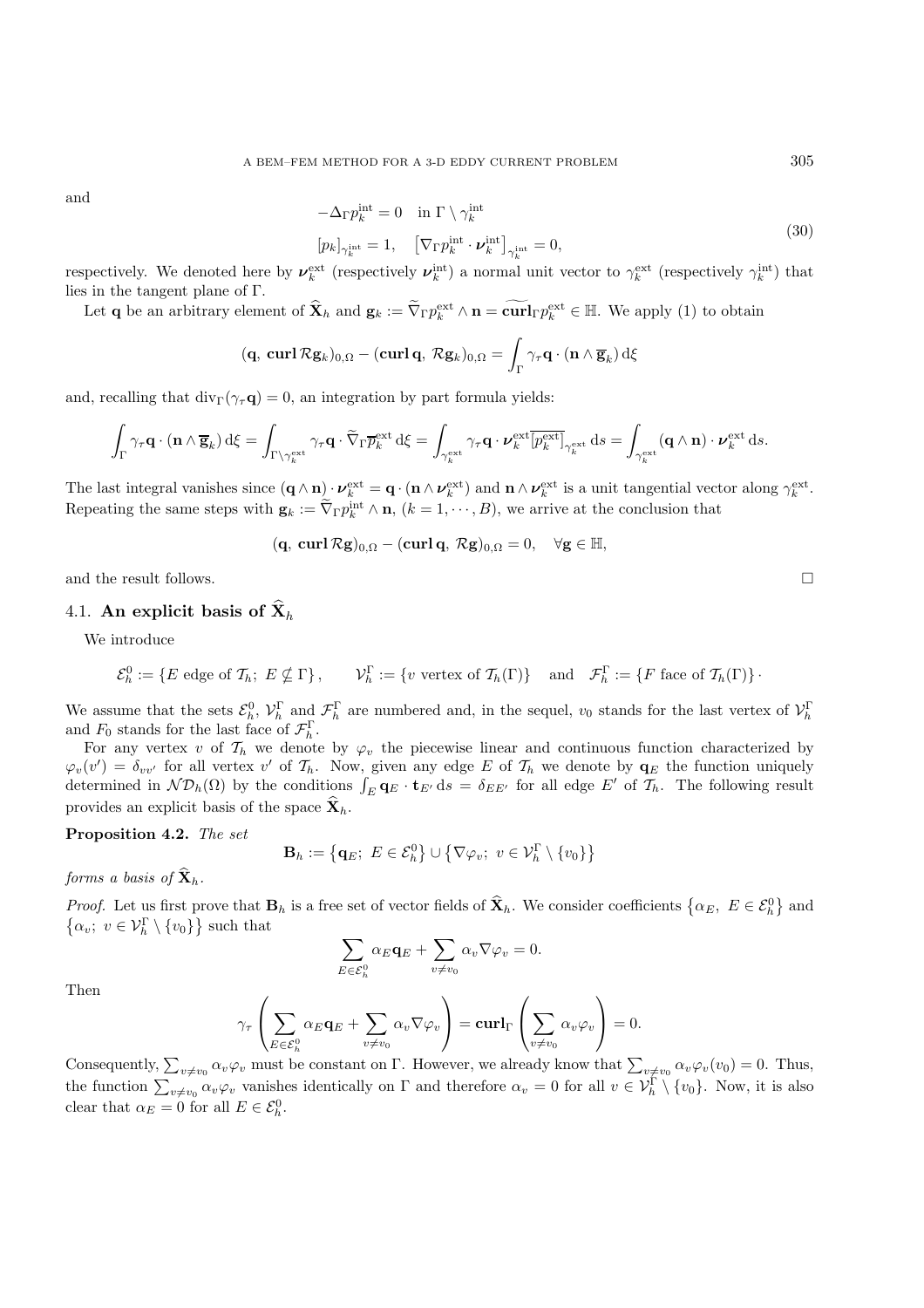and

$$
\begin{aligned}
&-\Delta_\Gamma p_k^{\text{int}} = 0 \quad \text{in } \Gamma \setminus \gamma_k^{\text{int}} \\
&[p_k]_{\gamma_k^{\text{int}}} = 1, \quad \left[\nabla_\Gamma p_k^{\text{int}} \cdot \boldsymbol{\nu}_k^{\text{int}}\right]_{\gamma_k^{\text{int}}} = 0,
\end{aligned}
\tag{30}
$$

respectively. We denoted here by $\boldsymbol{\nu}_k^{\text{ext}}$ (respectively $\boldsymbol{\nu}_k^{\text{int}}$) a normal unit vector to $\gamma_k^{\text{ext}}$ (respectively $\gamma_k^{\text{int}}$) that lies in the tangent plane of $\Gamma$.

Let $\mathbf{q}$ be an arbitrary element of $\widehat{\mathbf{X}}_h$ and $\mathbf{g}_k := \widetilde{\nabla}_\Gamma p_k^{\text{ext}} \wedge \mathbf{n} = \widetilde{\mathbf{curl}}_\Gamma p_k^{\text{ext}} \in \mathbb{H}$. We apply (1) to obtain

$$
(\mathbf{q},\, \mathbf{curl}\, \mathcal{R}\mathbf{g}_k)_{0,\Omega} - (\mathbf{curl}\, \mathbf{q},\, \mathcal{R}\mathbf{g}_k)_{0,\Omega} = \int_\Gamma \gamma_\tau \mathbf{q} \cdot (\mathbf{n} \wedge \overline{\mathbf{g}}_k)\, \mathrm{d}\xi
$$

and, recalling that $\operatorname{div}_\Gamma(\gamma_\tau \mathbf{q}) = 0$, an integration by part formula yields:

$$
\int_\Gamma \gamma_\tau \mathbf{q} \cdot (\mathbf{n} \wedge \overline{\mathbf{g}}_k)\, \mathrm{d}\xi = \int_{\Gamma \setminus \gamma_k^{\text{ext}}} \gamma_\tau \mathbf{q} \cdot \widetilde{\nabla}_\Gamma \overline{p}_k^{\text{ext}}\, \mathrm{d}\xi = \int_{\gamma_k^{\text{ext}}} \gamma_\tau \mathbf{q} \cdot \boldsymbol{\nu}_k^{\text{ext}} \overline{[p_k^{\text{ext}}]}_{\gamma_k^{\text{ext}}}\, \mathrm{d}s = \int_{\gamma_k^{\text{ext}}} (\mathbf{q} \wedge \mathbf{n}) \cdot \boldsymbol{\nu}_k^{\text{ext}}\, \mathrm{d}s.
$$

The last integral vanishes since $(\mathbf{q} \wedge \mathbf{n}) \cdot \boldsymbol{\nu}_k^{\text{ext}} = \mathbf{q} \cdot (\mathbf{n} \wedge \boldsymbol{\nu}_k^{\text{ext}})$ and $\mathbf{n} \wedge \boldsymbol{\nu}_k^{\text{ext}}$ is a unit tangential vector along $\gamma_k^{\text{ext}}$. Repeating the same steps with $\mathbf{g}_k := \widetilde{\nabla}_\Gamma p_k^{\text{int}} \wedge \mathbf{n}$, $(k = 1, \cdots, B)$, we arrive at the conclusion that

$$
(\mathbf{q},\, \mathbf{curl}\, \mathcal{R}\mathbf{g})_{0,\Omega} - (\mathbf{curl}\, \mathbf{q},\, \mathcal{R}\mathbf{g})_{0,\Omega} = 0, \quad \forall \mathbf{g} \in \mathbb{H},
$$

and the result follows. $\square$

### 4.1. An explicit basis of $\widehat{\mathbf{X}}_h$

We introduce

$$
\mathcal{E}_h^0 := \{E \text{ edge of } \mathcal{T}_h;\ E \not\subseteq \Gamma\}, \qquad \mathcal{V}_h^\Gamma := \{v \text{ vertex of } \mathcal{T}_h(\Gamma)\} \quad \text{and} \quad \mathcal{F}_h^\Gamma := \{F \text{ face of } \mathcal{T}_h(\Gamma)\} \cdot
$$

We assume that the sets $\mathcal{E}_h^0$, $\mathcal{V}_h^\Gamma$ and $\mathcal{F}_h^\Gamma$ are numbered and, in the sequel, $v_0$ stands for the last vertex of $\mathcal{V}_h^\Gamma$ and $F_0$ stands for the last face of $\mathcal{F}_h^\Gamma$.

For any vertex $v$ of $\mathcal{T}_h$ we denote by $\varphi_v$ the piecewise linear and continuous function characterized by $\varphi_v(v') = \delta_{vv'}$ for all vertex $v'$ of $\mathcal{T}_h$. Now, given any edge $E$ of $\mathcal{T}_h$ we denote by $\mathbf{q}_E$ the function uniquely determined in $\mathcal{ND}_h(\Omega)$ by the conditions $\int_E \mathbf{q}_E \cdot \mathbf{t}_{E'}\, \mathrm{d}s = \delta_{EE'}$ for all edge $E'$ of $\mathcal{T}_h$. The following result provides an explicit basis of the space $\widehat{\mathbf{X}}_h$.

**Proposition 4.2.** *The set*

$$
\mathbf{B}_h := \left\{\mathbf{q}_E;\ E \in \mathcal{E}_h^0\right\} \cup \left\{\nabla\varphi_v;\ v \in \mathcal{V}_h^\Gamma \setminus \{v_0\}\right\}
$$

*forms a basis of* $\widehat{\mathbf{X}}_h$.

*Proof.* Let us first prove that $\mathbf{B}_h$ is a free set of vector fields of $\widehat{\mathbf{X}}_h$. We consider coefficients $\left\{\alpha_E,\ E \in \mathcal{E}_h^0\right\}$ and $\left\{\alpha_v;\ v \in \mathcal{V}_h^\Gamma \setminus \{v_0\}\right\}$ such that

$$
\sum_{E \in \mathcal{E}_h^0} \alpha_E \mathbf{q}_E + \sum_{v \neq v_0} \alpha_v \nabla\varphi_v = 0.
$$

Then

$$
\gamma_\tau \left( \sum_{E \in \mathcal{E}_h^0} \alpha_E \mathbf{q}_E + \sum_{v \neq v_0} \alpha_v \nabla\varphi_v \right) = \mathbf{curl}_\Gamma \left( \sum_{v \neq v_0} \alpha_v \varphi_v \right) = 0.
$$

Consequently, $\sum_{v \neq v_0} \alpha_v \varphi_v$ must be constant on $\Gamma$. However, we already know that $\sum_{v \neq v_0} \alpha_v \varphi_v(v_0) = 0$. Thus, the function $\sum_{v \neq v_0} \alpha_v \varphi_v$ vanishes identically on $\Gamma$ and therefore $\alpha_v = 0$ for all $v \in \mathcal{V}_h^\Gamma \setminus \{v_0\}$. Now, it is also clear that $\alpha_E = 0$ for all $E \in \mathcal{E}_h^0$.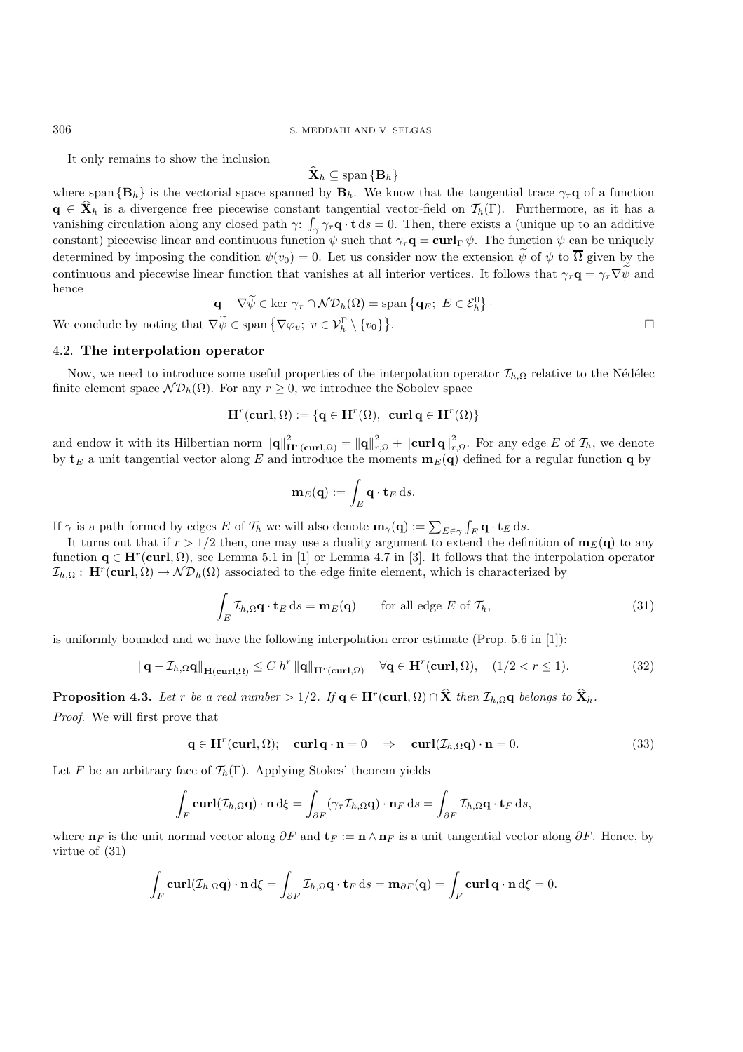It only remains to show the inclusion

$$\widehat{\mathbf{X}}_h \subseteq \operatorname{span}\{\mathbf{B}_h\}$$

where $\operatorname{span}\{\mathbf{B}_h\}$ is the vectorial space spanned by $\mathbf{B}_h$. We know that the tangential trace $\gamma_\tau \mathbf{q}$ of a function $\mathbf{q} \in \widehat{\mathbf{X}}_h$ is a divergence free piecewise constant tangential vector-field on $\mathcal{T}_h(\Gamma)$. Furthermore, as it has a vanishing circulation along any closed path $\gamma$: $\int_\gamma \gamma_\tau \mathbf{q} \cdot \mathbf{t}\, \mathrm{d}s = 0$. Then, there exists a (unique up to an additive constant) piecewise linear and continuous function $\psi$ such that $\gamma_\tau \mathbf{q} = \mathbf{curl}_\Gamma\, \psi$. The function $\psi$ can be uniquely determined by imposing the condition $\psi(v_0) = 0$. Let us consider now the extension $\widetilde{\psi}$ of $\psi$ to $\overline{\Omega}$ given by the continuous and piecewise linear function that vanishes at all interior vertices. It follows that $\gamma_\tau \mathbf{q} = \gamma_\tau \nabla \widetilde{\psi}$ and hence

$$\mathbf{q} - \nabla \widetilde{\psi} \in \ker \gamma_\tau \cap \mathcal{ND}_h(\Omega) = \operatorname{span}\left\{\mathbf{q}_E;\ E \in \mathcal{E}_h^0\right\}.$$

We conclude by noting that $\nabla \widetilde{\psi} \in \operatorname{span}\left\{\nabla \varphi_v;\ v \in \mathcal{V}_h^\Gamma \setminus \{v_0\}\right\}$. $\square$

### 4.2. The interpolation operator

Now, we need to introduce some useful properties of the interpolation operator $\mathcal{I}_{h,\Omega}$ relative to the Nédélec finite element space $\mathcal{ND}_h(\Omega)$. For any $r \geq 0$, we introduce the Sobolev space

$$\mathbf{H}^r(\mathbf{curl}, \Omega) := \{\mathbf{q} \in \mathbf{H}^r(\Omega),\ \ \mathbf{curl}\, \mathbf{q} \in \mathbf{H}^r(\Omega)\}$$

and endow it with its Hilbertian norm $\|\mathbf{q}\|^2_{\mathbf{H}^r(\mathbf{curl},\Omega)} = \|\mathbf{q}\|^2_{r,\Omega} + \|\mathbf{curl}\,\mathbf{q}\|^2_{r,\Omega}$. For any edge $E$ of $\mathcal{T}_h$, we denote by $\mathbf{t}_E$ a unit tangential vector along $E$ and introduce the moments $\mathbf{m}_E(\mathbf{q})$ defined for a regular function $\mathbf{q}$ by

$$\mathbf{m}_E(\mathbf{q}) := \int_E \mathbf{q} \cdot \mathbf{t}_E\, \mathrm{d}s.$$

If $\gamma$ is a path formed by edges $E$ of $\mathcal{T}_h$ we will also denote $\mathbf{m}_\gamma(\mathbf{q}) := \sum_{E \in \gamma} \int_E \mathbf{q} \cdot \mathbf{t}_E\, \mathrm{d}s$.

It turns out that if $r > 1/2$ then, one may use a duality argument to extend the definition of $\mathbf{m}_E(\mathbf{q})$ to any function $\mathbf{q} \in \mathbf{H}^r(\mathbf{curl}, \Omega)$, see Lemma 5.1 in [1] or Lemma 4.7 in [3]. It follows that the interpolation operator $\mathcal{I}_{h,\Omega} :\ \mathbf{H}^r(\mathbf{curl}, \Omega) \to \mathcal{ND}_h(\Omega)$ associated to the edge finite element, which is characterized by

$$\int_E \mathcal{I}_{h,\Omega}\mathbf{q} \cdot \mathbf{t}_E\, \mathrm{d}s = \mathbf{m}_E(\mathbf{q}) \qquad \text{for all edge } E \text{ of } \mathcal{T}_h, \tag{31}$$

is uniformly bounded and we have the following interpolation error estimate (Prop. 5.6 in [1]):

$$\|\mathbf{q} - \mathcal{I}_{h,\Omega}\mathbf{q}\|_{\mathbf{H}(\mathbf{curl},\Omega)} \leq C\, h^r\, \|\mathbf{q}\|_{\mathbf{H}^r(\mathbf{curl},\Omega)} \quad \forall \mathbf{q} \in \mathbf{H}^r(\mathbf{curl}, \Omega), \quad (1/2 < r \leq 1). \tag{32}$$

**Proposition 4.3.** *Let $r$ be a real number $> 1/2$. If $\mathbf{q} \in \mathbf{H}^r(\mathbf{curl}, \Omega) \cap \widehat{\mathbf{X}}$ then $\mathcal{I}_{h,\Omega}\mathbf{q}$ belongs to $\widehat{\mathbf{X}}_h$.*

*Proof.* We will first prove that

$$\mathbf{q} \in \mathbf{H}^r(\mathbf{curl}, \Omega); \quad \mathbf{curl}\, \mathbf{q} \cdot \mathbf{n} = 0 \quad \Rightarrow \quad \mathbf{curl}(\mathcal{I}_{h,\Omega}\mathbf{q}) \cdot \mathbf{n} = 0. \tag{33}$$

Let $F$ be an arbitrary face of $\mathcal{T}_h(\Gamma)$. Applying Stokes' theorem yields

$$\int_F \mathbf{curl}(\mathcal{I}_{h,\Omega}\mathbf{q}) \cdot \mathbf{n}\, \mathrm{d}\xi = \int_{\partial F} (\gamma_\tau \mathcal{I}_{h,\Omega}\mathbf{q}) \cdot \mathbf{n}_F\, \mathrm{d}s = \int_{\partial F} \mathcal{I}_{h,\Omega}\mathbf{q} \cdot \mathbf{t}_F\, \mathrm{d}s,$$

where $\mathbf{n}_F$ is the unit normal vector along $\partial F$ and $\mathbf{t}_F := \mathbf{n} \wedge \mathbf{n}_F$ is a unit tangential vector along $\partial F$. Hence, by virtue of (31)

$$\int_F \mathbf{curl}(\mathcal{I}_{h,\Omega}\mathbf{q}) \cdot \mathbf{n}\, \mathrm{d}\xi = \int_{\partial F} \mathcal{I}_{h,\Omega}\mathbf{q} \cdot \mathbf{t}_F\, \mathrm{d}s = \mathbf{m}_{\partial F}(\mathbf{q}) = \int_F \mathbf{curl}\, \mathbf{q} \cdot \mathbf{n}\, \mathrm{d}\xi = 0.$$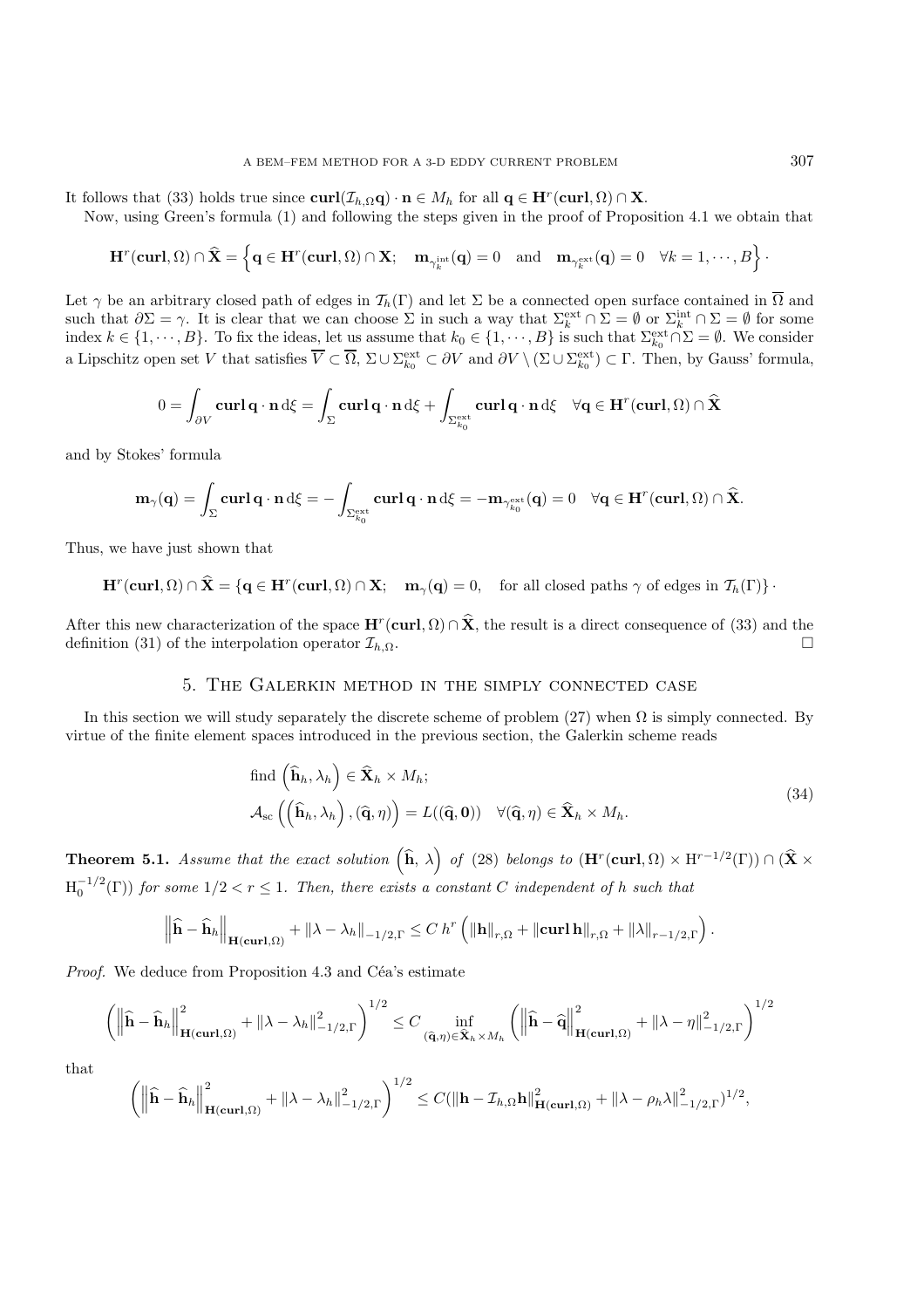It follows that (33) holds true since $\mathbf{curl}(\mathcal{I}_{h,\Omega}\mathbf{q})\cdot\mathbf{n}\in M_h$ for all $\mathbf{q}\in\mathbf{H}^r(\mathbf{curl},\Omega)\cap\mathbf{X}$.

Now, using Green's formula (1) and following the steps given in the proof of Proposition 4.1 we obtain that

$$\mathbf{H}^r(\mathbf{curl},\Omega)\cap\widehat{\mathbf{X}}=\left\{\mathbf{q}\in\mathbf{H}^r(\mathbf{curl},\Omega)\cap\mathbf{X};\quad \mathbf{m}_{\gamma_k^{\rm int}}(\mathbf{q})=0\quad\text{and}\quad \mathbf{m}_{\gamma_k^{\rm ext}}(\mathbf{q})=0\quad\forall k=1,\cdots,B\right\}\cdot$$

Let $\gamma$ be an arbitrary closed path of edges in $\mathcal{T}_h(\Gamma)$ and let $\Sigma$ be a connected open surface contained in $\overline{\Omega}$ and such that $\partial\Sigma=\gamma$. It is clear that we can choose $\Sigma$ in such a way that $\Sigma_k^{\rm ext}\cap\Sigma=\emptyset$ or $\Sigma_k^{\rm int}\cap\Sigma=\emptyset$ for some index $k\in\{1,\cdots,B\}$. To fix the ideas, let us assume that $k_0\in\{1,\cdots,B\}$ is such that $\Sigma_{k_0}^{\rm ext}\cap\Sigma=\emptyset$. We consider a Lipschitz open set $V$ that satisfies $\overline{V}\subset\overline{\Omega}$, $\Sigma\cup\Sigma_{k_0}^{\rm ext}\subset\partial V$ and $\partial V\setminus(\Sigma\cup\Sigma_{k_0}^{\rm ext})\subset\Gamma$. Then, by Gauss' formula,

$$0=\int_{\partial V}\mathbf{curl}\,\mathbf{q}\cdot\mathbf{n}\,\mathrm{d}\xi=\int_{\Sigma}\mathbf{curl}\,\mathbf{q}\cdot\mathbf{n}\,\mathrm{d}\xi+\int_{\Sigma_{k_0}^{\rm ext}}\mathbf{curl}\,\mathbf{q}\cdot\mathbf{n}\,\mathrm{d}\xi\quad\forall\mathbf{q}\in\mathbf{H}^r(\mathbf{curl},\Omega)\cap\widehat{\mathbf{X}}$$

and by Stokes' formula

$$\mathbf{m}_\gamma(\mathbf{q})=\int_{\Sigma}\mathbf{curl}\,\mathbf{q}\cdot\mathbf{n}\,\mathrm{d}\xi=-\int_{\Sigma_{k_0}^{\rm ext}}\mathbf{curl}\,\mathbf{q}\cdot\mathbf{n}\,\mathrm{d}\xi=-\mathbf{m}_{\gamma_{k_0}^{\rm ext}}(\mathbf{q})=0\quad\forall\mathbf{q}\in\mathbf{H}^r(\mathbf{curl},\Omega)\cap\widehat{\mathbf{X}}.$$

Thus, we have just shown that

$$\mathbf{H}^r(\mathbf{curl},\Omega)\cap\widehat{\mathbf{X}}=\{\mathbf{q}\in\mathbf{H}^r(\mathbf{curl},\Omega)\cap\mathbf{X};\quad\mathbf{m}_\gamma(\mathbf{q})=0,\quad\text{for all closed paths }\gamma\text{ of edges in }\mathcal{T}_h(\Gamma)\}\cdot$$

After this new characterization of the space $\mathbf{H}^r(\mathbf{curl},\Omega)\cap\widehat{\mathbf{X}}$, the result is a direct consequence of (33) and the definition (31) of the interpolation operator $\mathcal{I}_{h,\Omega}$. □

## 5. The Galerkin method in the simply connected case

In this section we will study separately the discrete scheme of problem (27) when $\Omega$ is simply connected. By virtue of the finite element spaces introduced in the previous section, the Galerkin scheme reads

$$\begin{aligned}&\text{find }\left(\widehat{\mathbf{h}}_h,\lambda_h\right)\in\widehat{\mathbf{X}}_h\times M_h;\\&\mathcal{A}_{\rm sc}\left(\left(\widehat{\mathbf{h}}_h,\lambda_h\right),(\widehat{\mathbf{q}},\eta)\right)=L((\widehat{\mathbf{q}},\mathbf{0}))\quad\forall(\widehat{\mathbf{q}},\eta)\in\widehat{\mathbf{X}}_h\times M_h.\end{aligned}\tag{34}$$

**Theorem 5.1.** *Assume that the exact solution* $\left(\widehat{\mathbf{h}},\,\lambda\right)$ *of* (28) *belongs to* $(\mathbf{H}^r(\mathbf{curl},\Omega)\times\mathrm{H}^{r-1/2}(\Gamma))\cap(\widehat{\mathbf{X}}\times\mathrm{H}_0^{-1/2}(\Gamma))$ *for some* $1/2<r\le1$*. Then, there exists a constant* $C$ *independent of* $h$ *such that*

$$\left\|\widehat{\mathbf{h}}-\widehat{\mathbf{h}}_h\right\|_{\mathbf{H}(\mathbf{curl},\Omega)}+\|\lambda-\lambda_h\|_{-1/2,\Gamma}\le C\,h^r\left(\|\mathbf{h}\|_{r,\Omega}+\|\mathbf{curl}\,\mathbf{h}\|_{r,\Omega}+\|\lambda\|_{r-1/2,\Gamma}\right).$$

*Proof.* We deduce from Proposition 4.3 and Céa's estimate

$$\left(\left\|\widehat{\mathbf{h}}-\widehat{\mathbf{h}}_h\right\|^2_{\mathbf{H}(\mathbf{curl},\Omega)}+\|\lambda-\lambda_h\|^2_{-1/2,\Gamma}\right)^{1/2}\le C\inf_{(\widehat{\mathbf{q}},\eta)\in\widehat{\mathbf{X}}_h\times M_h}\left(\left\|\widehat{\mathbf{h}}-\widehat{\mathbf{q}}\right\|^2_{\mathbf{H}(\mathbf{curl},\Omega)}+\|\lambda-\eta\|^2_{-1/2,\Gamma}\right)^{1/2}$$

that

$$\left(\left\|\widehat{\mathbf{h}}-\widehat{\mathbf{h}}_h\right\|^2_{\mathbf{H}(\mathbf{curl},\Omega)}+\|\lambda-\lambda_h\|^2_{-1/2,\Gamma}\right)^{1/2}\le C(\|\mathbf{h}-\mathcal{I}_{h,\Omega}\mathbf{h}\|^2_{\mathbf{H}(\mathbf{curl},\Omega)}+\|\lambda-\rho_h\lambda\|^2_{-1/2,\Gamma})^{1/2},$$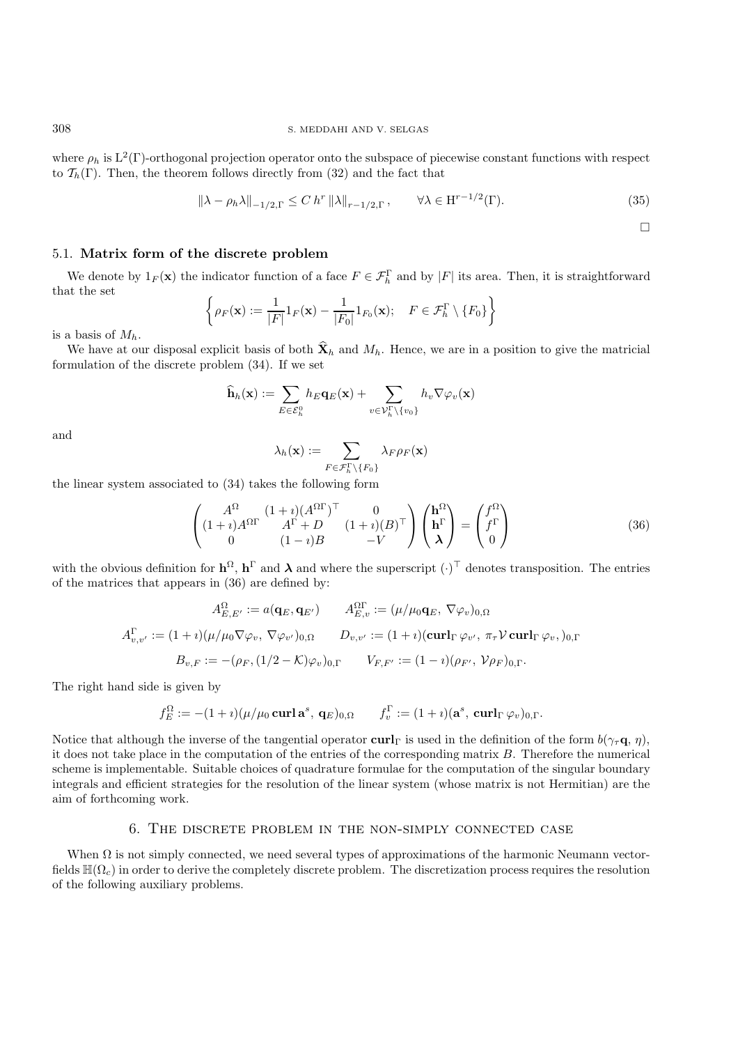where $\rho_h$ is $\mathrm{L}^2(\Gamma)$-orthogonal projection operator onto the subspace of piecewise constant functions with respect to $\mathcal{T}_h(\Gamma)$. Then, the theorem follows directly from (32) and the fact that

$$\|\lambda - \rho_h \lambda\|_{-1/2,\Gamma} \le C\, h^r \, \|\lambda\|_{r-1/2,\Gamma}\,, \qquad \forall \lambda \in \mathrm{H}^{r-1/2}(\Gamma). \tag{35}$$

□

### 5.1. Matrix form of the discrete problem

We denote by $1_F(\mathbf{x})$ the indicator function of a face $F \in \mathcal{F}_h^\Gamma$ and by $|F|$ its area. Then, it is straightforward that the set

$$\left\{ \rho_F(\mathbf{x}) := \frac{1}{|F|} 1_F(\mathbf{x}) - \frac{1}{|F_0|} 1_{F_0}(\mathbf{x}); \quad F \in \mathcal{F}_h^\Gamma \setminus \{F_0\} \right\}$$

is a basis of $M_h$.

We have at our disposal explicit basis of both $\widehat{\mathbf{X}}_h$ and $M_h$. Hence, we are in a position to give the matricial formulation of the discrete problem (34). If we set

$$\widehat{\mathbf{h}}_h(\mathbf{x}) := \sum_{E \in \mathcal{E}_h^0} h_E \mathbf{q}_E(\mathbf{x}) + \sum_{v \in \mathcal{V}_h^\Gamma \setminus \{v_0\}} h_v \nabla \varphi_v(\mathbf{x})$$

and

$$\lambda_h(\mathbf{x}) := \sum_{F \in \mathcal{F}_h^\Gamma \setminus \{F_0\}} \lambda_F \rho_F(\mathbf{x})$$

the linear system associated to (34) takes the following form

$$\begin{pmatrix} A^\Omega & (1+\imath)(A^{\Omega\Gamma})^\top & 0 \\ (1+\imath)A^{\Omega\Gamma} & A^\Gamma + D & (1+\imath)(B)^\top \\ 0 & (1-\imath)B & -V \end{pmatrix} \begin{pmatrix} \mathbf{h}^\Omega \\ \mathbf{h}^\Gamma \\ \boldsymbol{\lambda} \end{pmatrix} = \begin{pmatrix} f^\Omega \\ f^\Gamma \\ 0 \end{pmatrix} \tag{36}$$

with the obvious definition for $\mathbf{h}^\Omega$, $\mathbf{h}^\Gamma$ and $\boldsymbol{\lambda}$ and where the superscript $(\cdot)^\top$ denotes transposition. The entries of the matrices that appears in (36) are defined by:

$$A^\Omega_{E,E'} := a(\mathbf{q}_E, \mathbf{q}_{E'}) \qquad A^{\Omega\Gamma}_{E,v} := (\mu/\mu_0 \mathbf{q}_E,\, \nabla \varphi_v)_{0,\Omega}$$

$$A^\Gamma_{v,v'} := (1+\imath)(\mu/\mu_0 \nabla\varphi_v,\, \nabla\varphi_{v'})_{0,\Omega} \qquad D_{v,v'} := (1+\imath)(\mathbf{curl}_\Gamma\, \varphi_{v'},\, \pi_\tau \mathcal{V}\, \mathbf{curl}_\Gamma\, \varphi_v,)_{0,\Gamma}$$

$$B_{v,F} := -(\rho_F, (1/2 - \mathcal{K})\varphi_v)_{0,\Gamma} \qquad V_{F,F'} := (1-\imath)(\rho_{F'},\, \mathcal{V}\rho_F)_{0,\Gamma}.$$

The right hand side is given by

$$f^\Omega_E := -(1+\imath)(\mu/\mu_0\, \mathbf{curl}\, \mathbf{a}^s,\, \mathbf{q}_E)_{0,\Omega} \qquad f^\Gamma_v := (1+\imath)(\mathbf{a}^s,\, \mathbf{curl}_\Gamma\, \varphi_v)_{0,\Gamma}.$$

Notice that although the inverse of the tangential operator $\mathbf{curl}_\Gamma$ is used in the definition of the form $b(\gamma_\tau \mathbf{q},\, \eta)$, it does not take place in the computation of the entries of the corresponding matrix $B$. Therefore the numerical scheme is implementable. Suitable choices of quadrature formulae for the computation of the singular boundary integrals and efficient strategies for the resolution of the linear system (whose matrix is not Hermitian) are the aim of forthcoming work.

## 6. The discrete problem in the non-simply connected case

When $\Omega$ is not simply connected, we need several types of approximations of the harmonic Neumann vector-fields $\mathbb{H}(\Omega_c)$ in order to derive the completely discrete problem. The discretization process requires the resolution of the following auxiliary problems.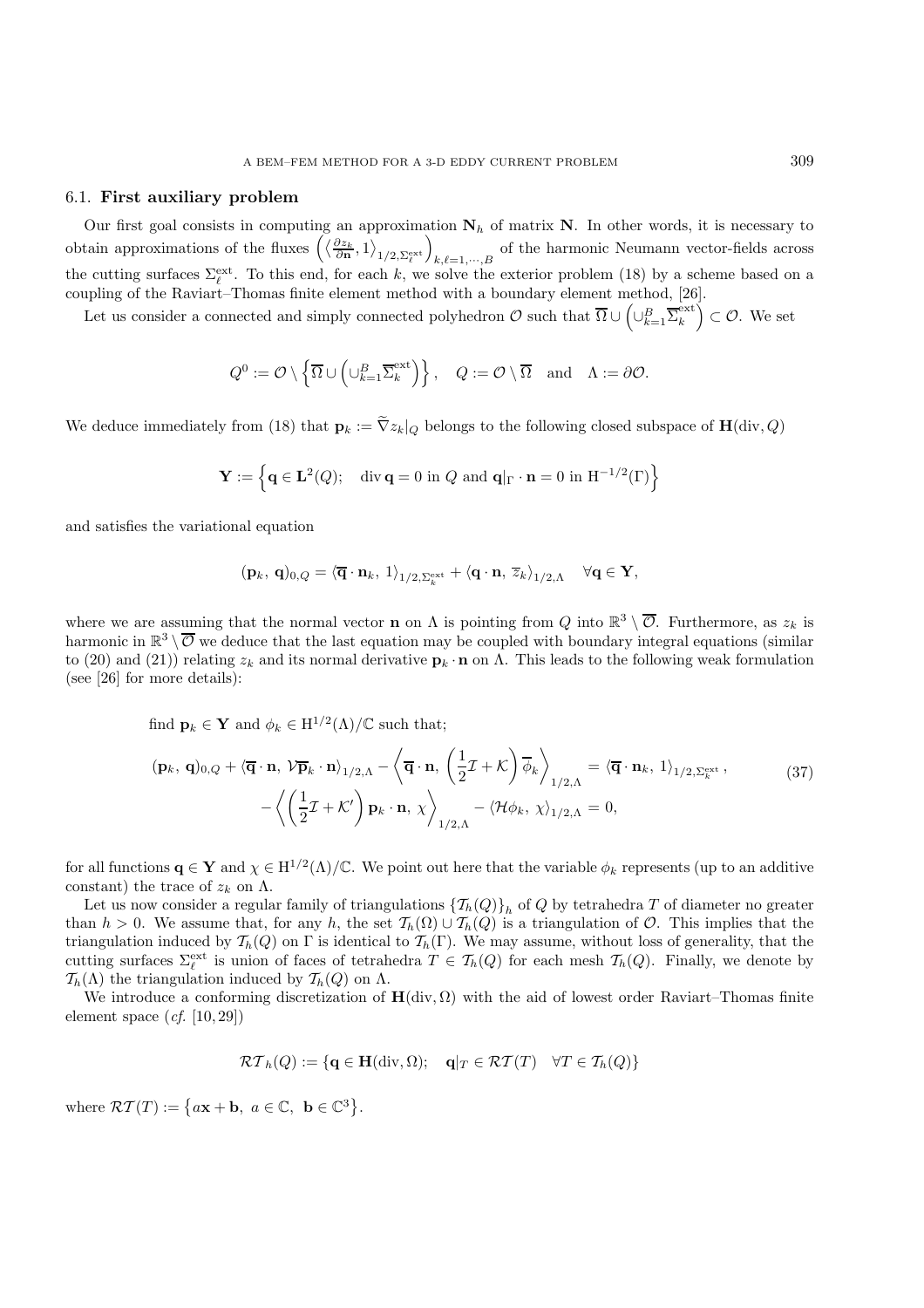### 6.1. **First auxiliary problem**

Our first goal consists in computing an approximation $\mathbf{N}_h$ of matrix $\mathbf{N}$. In other words, it is necessary to obtain approximations of the fluxes $\left(\langle \frac{\partial z_k}{\partial \mathbf{n}}, 1\rangle_{1/2,\Sigma_\ell^{\text{ext}}}\right)_{k,\ell=1,\cdots,B}$ of the harmonic Neumann vector-fields across the cutting surfaces $\Sigma_\ell^{\text{ext}}$. To this end, for each $k$, we solve the exterior problem (18) by a scheme based on a coupling of the Raviart–Thomas finite element method with a boundary element method, [26].

Let us consider a connected and simply connected polyhedron $\mathcal{O}$ such that $\overline{\Omega} \cup \left(\cup_{k=1}^{B} \overline{\Sigma}_k^{\text{ext}}\right) \subset \mathcal{O}$. We set

$$
Q^0 := \mathcal{O} \setminus \left\{\overline{\Omega} \cup \left(\cup_{k=1}^{B} \overline{\Sigma}_k^{\text{ext}}\right)\right\}, \quad Q := \mathcal{O} \setminus \overline{\Omega} \quad \text{and} \quad \Lambda := \partial\mathcal{O}.
$$

We deduce immediately from (18) that $\mathbf{p}_k := \widetilde{\nabla} z_k|_Q$ belongs to the following closed subspace of $\mathbf{H}(\text{div}, Q)$

$$
\mathbf{Y} := \left\{\mathbf{q} \in \mathbf{L}^2(Q); \quad \text{div}\,\mathbf{q} = 0 \text{ in } Q \text{ and } \mathbf{q}|_\Gamma \cdot \mathbf{n} = 0 \text{ in } \mathrm{H}^{-1/2}(\Gamma)\right\}
$$

and satisfies the variational equation

$$
(\mathbf{p}_k,\, \mathbf{q})_{0,Q} = \langle \overline{\mathbf{q}} \cdot \mathbf{n}_k,\, 1\rangle_{1/2,\Sigma_k^{\text{ext}}} + \langle \mathbf{q} \cdot \mathbf{n},\, \overline{z}_k\rangle_{1/2,\Lambda} \quad \forall \mathbf{q} \in \mathbf{Y},
$$

where we are assuming that the normal vector $\mathbf{n}$ on $\Lambda$ is pointing from $Q$ into $\mathbb{R}^3 \setminus \overline{\mathcal{O}}$. Furthermore, as $z_k$ is harmonic in $\mathbb{R}^3 \setminus \overline{\mathcal{O}}$ we deduce that the last equation may be coupled with boundary integral equations (similar to (20) and (21)) relating $z_k$ and its normal derivative $\mathbf{p}_k \cdot \mathbf{n}$ on $\Lambda$. This leads to the following weak formulation (see [26] for more details):

find $\mathbf{p}_k \in \mathbf{Y}$ and $\phi_k \in \mathrm{H}^{1/2}(\Lambda)/\mathbb{C}$ such that;

$$
\begin{aligned}
(\mathbf{p}_k,\, \mathbf{q})_{0,Q} + \langle \overline{\mathbf{q}} \cdot \mathbf{n},\, \mathcal{V}\overline{\mathbf{p}}_k \cdot \mathbf{n}\rangle_{1/2,\Lambda} - \left\langle \overline{\mathbf{q}} \cdot \mathbf{n},\, \left(\frac{1}{2}\mathcal{I} + \mathcal{K}\right)\overline{\phi}_k \right\rangle_{1/2,\Lambda} &= \langle \overline{\mathbf{q}} \cdot \mathbf{n}_k,\, 1\rangle_{1/2,\Sigma_k^{\text{ext}}}\,, \\
-\left\langle \left(\frac{1}{2}\mathcal{I} + \mathcal{K}'\right)\mathbf{p}_k \cdot \mathbf{n},\, \chi \right\rangle_{1/2,\Lambda} - \langle \mathcal{H}\phi_k,\, \chi\rangle_{1/2,\Lambda} &= 0,
\end{aligned}
\tag{37}
$$

for all functions $\mathbf{q} \in \mathbf{Y}$ and $\chi \in \mathrm{H}^{1/2}(\Lambda)/\mathbb{C}$. We point out here that the variable $\phi_k$ represents (up to an additive constant) the trace of $z_k$ on $\Lambda$.

Let us now consider a regular family of triangulations $\{\mathcal{T}_h(Q)\}_h$ of $Q$ by tetrahedra $T$ of diameter no greater than $h > 0$. We assume that, for any $h$, the set $\mathcal{T}_h(\Omega) \cup \mathcal{T}_h(Q)$ is a triangulation of $\mathcal{O}$. This implies that the triangulation induced by $\mathcal{T}_h(Q)$ on $\Gamma$ is identical to $\mathcal{T}_h(\Gamma)$. We may assume, without loss of generality, that the cutting surfaces $\Sigma_\ell^{\text{ext}}$ is union of faces of tetrahedra $T \in \mathcal{T}_h(Q)$ for each mesh $\mathcal{T}_h(Q)$. Finally, we denote by $\mathcal{T}_h(\Lambda)$ the triangulation induced by $\mathcal{T}_h(Q)$ on $\Lambda$.

We introduce a conforming discretization of $\mathbf{H}(\text{div}, \Omega)$ with the aid of lowest order Raviart–Thomas finite element space (*cf.* [10, 29])

$$
\mathcal{RT}_h(Q) := \{\mathbf{q} \in \mathbf{H}(\text{div}, \Omega); \quad \mathbf{q}|_T \in \mathcal{RT}(T) \quad \forall T \in \mathcal{T}_h(Q)\}
$$

where $\mathcal{RT}(T) := \left\{a\mathbf{x} + \mathbf{b},\ a \in \mathbb{C},\ \mathbf{b} \in \mathbb{C}^3\right\}$.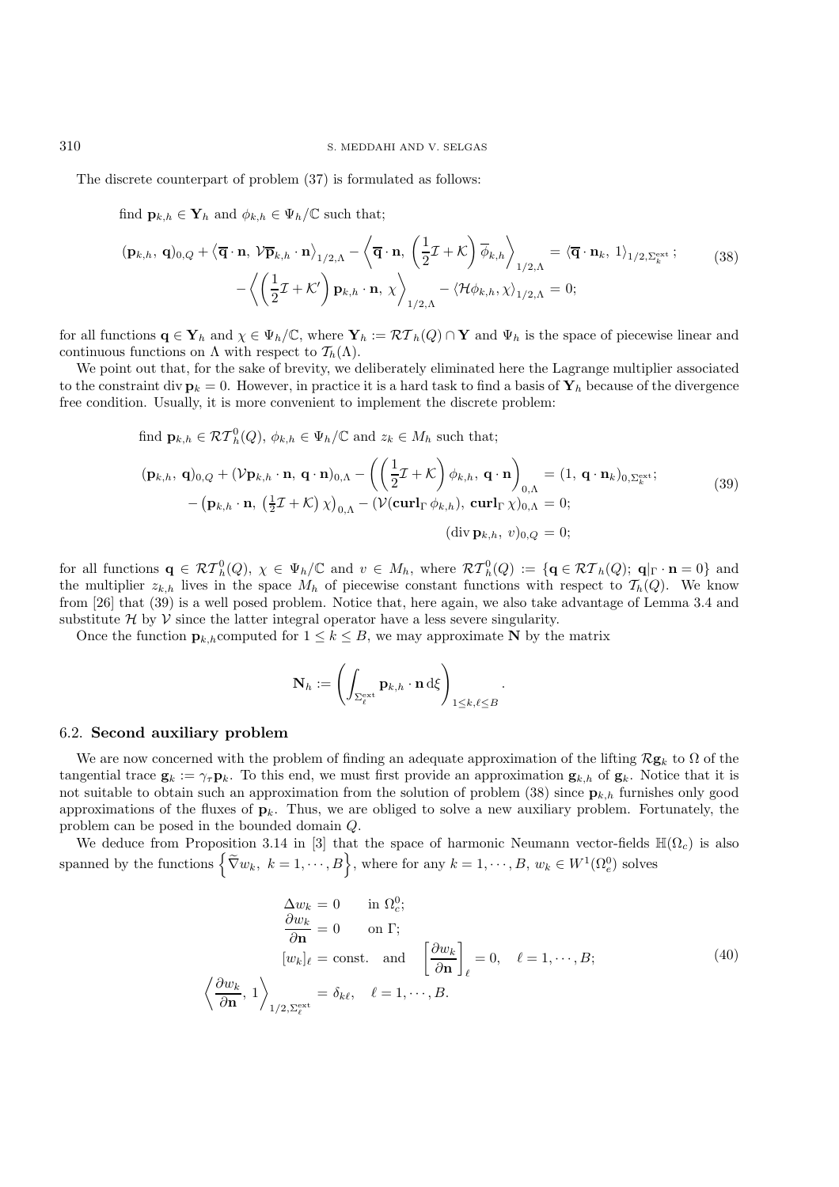The discrete counterpart of problem (37) is formulated as follows:

find $\mathbf{p}_{k,h} \in \mathbf{Y}_h$ and $\phi_{k,h} \in \Psi_h/\mathbb{C}$ such that;

$$
\begin{aligned}
(\mathbf{p}_{k,h},\, \mathbf{q})_{0,Q} + \left\langle \overline{\mathbf{q}} \cdot \mathbf{n},\, \mathcal{V}\overline{\mathbf{p}}_{k,h} \cdot \mathbf{n} \right\rangle_{1/2,\Lambda} - \left\langle \overline{\mathbf{q}} \cdot \mathbf{n},\, \left(\frac{1}{2}\mathcal{I} + \mathcal{K}\right) \overline{\phi}_{k,h} \right\rangle_{1/2,\Lambda} &= \langle \overline{\mathbf{q}} \cdot \mathbf{n}_k,\, 1 \rangle_{1/2,\Sigma_k^{\mathrm{ext}}}\,; \\
- \left\langle \left(\frac{1}{2}\mathcal{I} + \mathcal{K}'\right) \mathbf{p}_{k,h} \cdot \mathbf{n},\, \chi \right\rangle_{1/2,\Lambda} - \langle \mathcal{H}\phi_{k,h}, \chi \rangle_{1/2,\Lambda} &= 0;
\end{aligned}
\tag{38}
$$

for all functions $\mathbf{q} \in \mathbf{Y}_h$ and $\chi \in \Psi_h/\mathbb{C}$, where $\mathbf{Y}_h := \mathcal{RT}_h(Q) \cap \mathbf{Y}$ and $\Psi_h$ is the space of piecewise linear and continuous functions on $\Lambda$ with respect to $\mathcal{T}_h(\Lambda)$.

We point out that, for the sake of brevity, we deliberately eliminated here the Lagrange multiplier associated to the constraint $\operatorname{div} \mathbf{p}_k = 0$. However, in practice it is a hard task to find a basis of $\mathbf{Y}_h$ because of the divergence free condition. Usually, it is more convenient to implement the discrete problem:

find $\mathbf{p}_{k,h} \in \mathcal{RT}_h^0(Q)$, $\phi_{k,h} \in \Psi_h/\mathbb{C}$ and $z_k \in M_h$ such that;

$$
\begin{aligned}
(\mathbf{p}_{k,h},\, \mathbf{q})_{0,Q} + (\mathcal{V}\mathbf{p}_{k,h} \cdot \mathbf{n},\, \mathbf{q} \cdot \mathbf{n})_{0,\Lambda} - \left( \left(\frac{1}{2}\mathcal{I} + \mathcal{K}\right) \phi_{k,h},\, \mathbf{q} \cdot \mathbf{n} \right)_{0,\Lambda} &= (1,\, \mathbf{q} \cdot \mathbf{n}_k)_{0,\Sigma_k^{\mathrm{ext}}}; \\
- \left( \mathbf{p}_{k,h} \cdot \mathbf{n},\, \left(\tfrac{1}{2}\mathcal{I} + \mathcal{K}\right) \chi \right)_{0,\Lambda} - (\mathcal{V}(\mathbf{curl}_\Gamma\, \phi_{k,h}),\, \mathbf{curl}_\Gamma\, \chi)_{0,\Lambda} &= 0; \\
(\operatorname{div} \mathbf{p}_{k,h},\, v)_{0,Q} &= 0;
\end{aligned}
\tag{39}
$$

for all functions $\mathbf{q} \in \mathcal{RT}_h^0(Q)$, $\chi \in \Psi_h/\mathbb{C}$ and $v \in M_h$, where $\mathcal{RT}_h^0(Q) := \{\mathbf{q} \in \mathcal{RT}_h(Q);\ \mathbf{q}|_\Gamma \cdot \mathbf{n} = 0\}$ and the multiplier $z_{k,h}$ lives in the space $M_h$ of piecewise constant functions with respect to $\mathcal{T}_h(Q)$. We know from [26] that (39) is a well posed problem. Notice that, here again, we also take advantage of Lemma 3.4 and substitute $\mathcal{H}$ by $\mathcal{V}$ since the latter integral operator have a less severe singularity.

Once the function $\mathbf{p}_{k,h}$computed for $1 \le k \le B$, we may approximate $\mathbf{N}$ by the matrix

$$
\mathbf{N}_h := \left( \int_{\Sigma_\ell^{\mathrm{ext}}} \mathbf{p}_{k,h} \cdot \mathbf{n}\, \mathrm{d}\xi \right)_{1 \le k,\ell \le B}.
$$

### 6.2. Second auxiliary problem

We are now concerned with the problem of finding an adequate approximation of the lifting $\mathcal{R}\mathbf{g}_k$ to $\Omega$ of the tangential trace $\mathbf{g}_k := \gamma_\tau \mathbf{p}_k$. To this end, we must first provide an approximation $\mathbf{g}_{k,h}$ of $\mathbf{g}_k$. Notice that it is not suitable to obtain such an approximation from the solution of problem (38) since $\mathbf{p}_{k,h}$ furnishes only good approximations of the fluxes of $\mathbf{p}_k$. Thus, we are obliged to solve a new auxiliary problem. Fortunately, the problem can be posed in the bounded domain $Q$.

We deduce from Proposition 3.14 in [3] that the space of harmonic Neumann vector-fields $\mathbb{H}(\Omega_c)$ is also spanned by the functions $\left\{ \tilde{\nabla} w_k,\ k = 1, \cdots, B \right\}$, where for any $k = 1, \cdots, B$, $w_k \in W^1(\Omega_e^0)$ solves

$$
\begin{aligned}
\Delta w_k &= 0 \qquad \text{in } \Omega_c^0; \\
\frac{\partial w_k}{\partial \mathbf{n}} &= 0 \qquad \text{on } \Gamma; \\
[w_k]_\ell &= \text{const.} \quad \text{and} \quad \left[\frac{\partial w_k}{\partial \mathbf{n}}\right]_\ell = 0, \quad \ell = 1, \cdots, B; \\
\left\langle \frac{\partial w_k}{\partial \mathbf{n}},\, 1 \right\rangle_{1/2,\Sigma_\ell^{\mathrm{ext}}} &= \delta_{k\ell}, \quad \ell = 1, \cdots, B.
\end{aligned}
\tag{40}
$$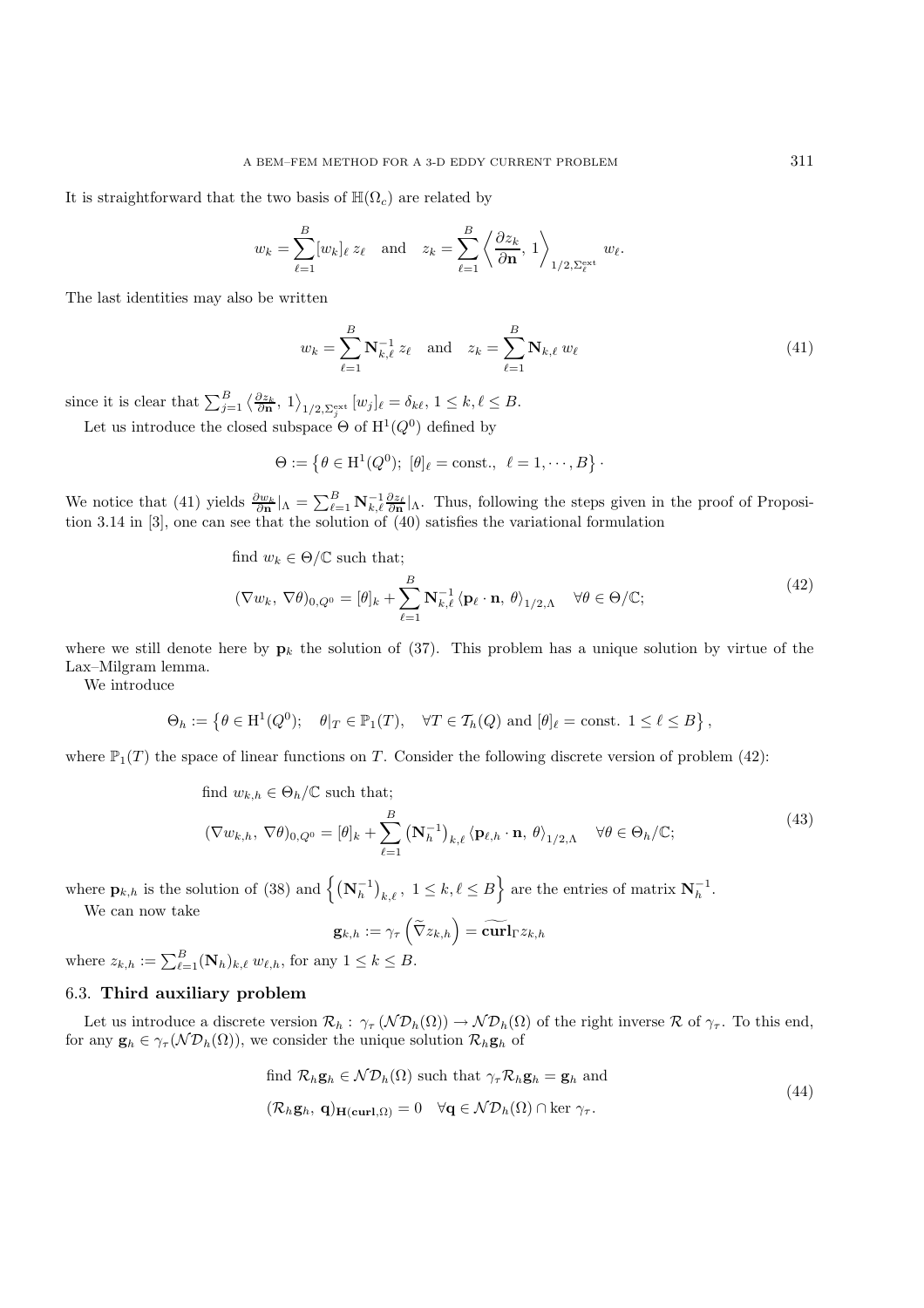It is straightforward that the two basis of $\mathbb{H}(\Omega_c)$ are related by

$$w_k = \sum_{\ell=1}^{B} [w_k]_\ell \, z_\ell \quad \text{and} \quad z_k = \sum_{\ell=1}^{B} \left\langle \frac{\partial z_k}{\partial \mathbf{n}}, \, 1 \right\rangle_{1/2, \Sigma_\ell^{\text{ext}}} w_\ell.$$

The last identities may also be written

$$w_k = \sum_{\ell=1}^{B} \mathbf{N}_{k,\ell}^{-1} \, z_\ell \quad \text{and} \quad z_k = \sum_{\ell=1}^{B} \mathbf{N}_{k,\ell} \, w_\ell \tag{41}$$

since it is clear that $\sum_{j=1}^{B} \left\langle \frac{\partial z_k}{\partial \mathbf{n}}, \, 1 \right\rangle_{1/2, \Sigma_j^{\text{ext}}} [w_j]_\ell = \delta_{k\ell}$, $1 \leq k, \ell \leq B$.

Let us introduce the closed subspace $\Theta$ of $\mathrm{H}^1(Q^0)$ defined by

$$\Theta := \left\{ \theta \in \mathrm{H}^1(Q^0); \; [\theta]_\ell = \text{const.}, \;\; \ell = 1, \cdots, B \right\} \cdot$$

We notice that (41) yields $\frac{\partial w_k}{\partial \mathbf{n}}|_\Lambda = \sum_{\ell=1}^{B} \mathbf{N}_{k,\ell}^{-1} \frac{\partial z_\ell}{\partial \mathbf{n}}|_\Lambda$. Thus, following the steps given in the proof of Proposition 3.14 in [3], one can see that the solution of (40) satisfies the variational formulation

$$\begin{aligned}
&\text{find } w_k \in \Theta/\mathbb{C} \text{ such that;} \\
&(\nabla w_k, \, \nabla \theta)_{0,Q^0} = [\theta]_k + \sum_{\ell=1}^{B} \mathbf{N}_{k,\ell}^{-1} \left\langle \mathbf{p}_\ell \cdot \mathbf{n}, \, \theta \right\rangle_{1/2, \Lambda} \quad \forall \theta \in \Theta/\mathbb{C};
\end{aligned} \tag{42}$$

where we still denote here by $\mathbf{p}_k$ the solution of (37). This problem has a unique solution by virtue of the Lax–Milgram lemma.

We introduce

$$\Theta_h := \left\{ \theta \in \mathrm{H}^1(Q^0); \quad \theta|_T \in \mathbb{P}_1(T), \quad \forall T \in \mathcal{T}_h(Q) \text{ and } [\theta]_\ell = \text{const. } 1 \leq \ell \leq B \right\},$$

where $\mathbb{P}_1(T)$ the space of linear functions on $T$. Consider the following discrete version of problem (42):

$$\begin{aligned}
&\text{find } w_{k,h} \in \Theta_h/\mathbb{C} \text{ such that;} \\
&(\nabla w_{k,h}, \, \nabla \theta)_{0,Q^0} = [\theta]_k + \sum_{\ell=1}^{B} \left(\mathbf{N}_h^{-1}\right)_{k,\ell} \left\langle \mathbf{p}_{\ell,h} \cdot \mathbf{n}, \, \theta \right\rangle_{1/2, \Lambda} \quad \forall \theta \in \Theta_h/\mathbb{C};
\end{aligned} \tag{43}$$

where $\mathbf{p}_{k,h}$ is the solution of (38) and $\left\{ \left(\mathbf{N}_h^{-1}\right)_{k,\ell}, \; 1 \leq k, \ell \leq B \right\}$ are the entries of matrix $\mathbf{N}_h^{-1}$.

We can now take

$$\mathbf{g}_{k,h} := \gamma_\tau \left( \widetilde{\nabla} z_{k,h} \right) = \widetilde{\mathbf{curl}_\Gamma} z_{k,h}$$

where $z_{k,h} := \sum_{\ell=1}^{B} (\mathbf{N}_h)_{k,\ell} \, w_{\ell,h}$, for any $1 \leq k \leq B$.

### 6.3. Third auxiliary problem

Let us introduce a discrete version $\mathcal{R}_h : \, \gamma_\tau \left( \mathcal{ND}_h(\Omega) \right) \to \mathcal{ND}_h(\Omega)$ of the right inverse $\mathcal{R}$ of $\gamma_\tau$. To this end, for any $\mathbf{g}_h \in \gamma_\tau(\mathcal{ND}_h(\Omega))$, we consider the unique solution $\mathcal{R}_h \mathbf{g}_h$ of

$$\begin{aligned}
&\text{find } \mathcal{R}_h \mathbf{g}_h \in \mathcal{ND}_h(\Omega) \text{ such that } \gamma_\tau \mathcal{R}_h \mathbf{g}_h = \mathbf{g}_h \text{ and} \\
&(\mathcal{R}_h \mathbf{g}_h, \, \mathbf{q})_{\mathbf{H}(\mathbf{curl}, \Omega)} = 0 \quad \forall \mathbf{q} \in \mathcal{ND}_h(\Omega) \cap \ker \gamma_\tau.
\end{aligned} \tag{44}$$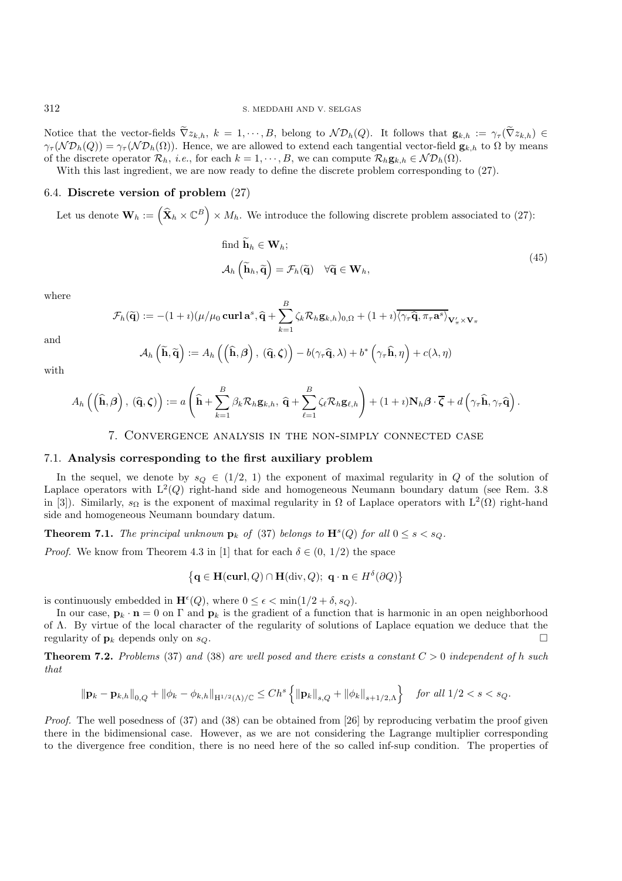Notice that the vector-fields $\widetilde{\nabla} z_{k,h}$, $k = 1, \cdots, B$, belong to $\mathcal{ND}_h(Q)$. It follows that $\mathbf{g}_{k,h} := \gamma_\tau(\widetilde{\nabla} z_{k,h}) \in \gamma_\tau(\mathcal{ND}_h(Q)) = \gamma_\tau(\mathcal{ND}_h(\Omega))$. Hence, we are allowed to extend each tangential vector-field $\mathbf{g}_{k,h}$ to $\Omega$ by means of the discrete operator $\mathcal{R}_h$, *i.e.*, for each $k = 1, \cdots, B$, we can compute $\mathcal{R}_h \mathbf{g}_{k,h} \in \mathcal{ND}_h(\Omega)$.

With this last ingredient, we are now ready to define the discrete problem corresponding to (27).

### 6.4. Discrete version of problem (27)

Let us denote $\mathbf{W}_h := \left(\widehat{\mathbf{X}}_h \times \mathbb{C}^B\right) \times M_h$. We introduce the following discrete problem associated to (27):

$$
\begin{aligned}
&\text{find } \widetilde{\mathbf{h}}_h \in \mathbf{W}_h; \\
&\mathcal{A}_h\left(\widetilde{\mathbf{h}}_h, \widetilde{\mathbf{q}}\right) = \mathcal{F}_h(\widetilde{\mathbf{q}}) \quad \forall \widetilde{\mathbf{q}} \in \mathbf{W}_h,
\end{aligned}
\tag{45}
$$

where

$$
\mathcal{F}_h(\widetilde{\mathbf{q}}) := -(1+\imath)(\mu/\mu_0 \,\mathbf{curl}\,\mathbf{a}^s, \widehat{\mathbf{q}} + \sum_{k=1}^{B} \zeta_k \mathcal{R}_h \mathbf{g}_{k,h})_{0,\Omega} + (1+\imath)\overline{\langle \gamma_\tau \widehat{\mathbf{q}}, \pi_\tau \mathbf{a}^s \rangle}_{\mathbf{V}'_\pi \times \mathbf{V}_\pi}
$$

and

$$
\mathcal{A}_h\left(\widetilde{\mathbf{h}}, \widetilde{\mathbf{q}}\right) := A_h\left(\left(\widehat{\mathbf{h}}, \boldsymbol{\beta}\right), \left(\widehat{\mathbf{q}}, \boldsymbol{\zeta}\right)\right) - b(\gamma_\tau \widehat{\mathbf{q}}, \lambda) + b^*\left(\gamma_\tau \widehat{\mathbf{h}}, \eta\right) + c(\lambda, \eta)
$$

with

$$
A_h\left(\left(\widehat{\mathbf{h}}, \boldsymbol{\beta}\right), \left(\widehat{\mathbf{q}}, \boldsymbol{\zeta}\right)\right) := a\left(\widehat{\mathbf{h}} + \sum_{k=1}^{B} \beta_k \mathcal{R}_h \mathbf{g}_{k,h}, \, \widehat{\mathbf{q}} + \sum_{\ell=1}^{B} \zeta_\ell \mathcal{R}_h \mathbf{g}_{\ell,h}\right) + (1+\imath)\mathbf{N}_h \boldsymbol{\beta} \cdot \overline{\boldsymbol{\zeta}} + d\left(\gamma_\tau \widehat{\mathbf{h}}, \gamma_\tau \widehat{\mathbf{q}}\right).
$$

## 7. Convergence analysis in the non-simply connected case

### 7.1. Analysis corresponding to the first auxiliary problem

In the sequel, we denote by $s_Q \in (1/2, 1)$ the exponent of maximal regularity in $Q$ of the solution of Laplace operators with $\mathrm{L}^2(Q)$ right-hand side and homogeneous Neumann boundary datum (see Rem. 3.8 in [3]). Similarly, $s_\Omega$ is the exponent of maximal regularity in $\Omega$ of Laplace operators with $\mathrm{L}^2(\Omega)$ right-hand side and homogeneous Neumann boundary datum.

**Theorem 7.1.** *The principal unknown $\mathbf{p}_k$ of (37) belongs to $\mathbf{H}^s(Q)$ for all $0 \le s < s_Q$.*

*Proof.* We know from Theorem 4.3 in [1] that for each $\delta \in (0, 1/2)$ the space

$$
\left\{\mathbf{q} \in \mathbf{H}(\mathbf{curl}, Q) \cap \mathbf{H}(\mathrm{div}, Q); \; \mathbf{q} \cdot \mathbf{n} \in H^\delta(\partial Q)\right\}
$$

is continuously embedded in $\mathbf{H}^\epsilon(Q)$, where $0 \le \epsilon < \min(1/2 + \delta, s_Q)$.

In our case, $\mathbf{p}_k \cdot \mathbf{n} = 0$ on $\Gamma$ and $\mathbf{p}_k$ is the gradient of a function that is harmonic in an open neighborhood of $\Lambda$. By virtue of the local character of the regularity of solutions of Laplace equation we deduce that the regularity of $\mathbf{p}_k$ depends only on $s_Q$. $\square$

**Theorem 7.2.** *Problems (37) and (38) are well posed and there exists a constant $C > 0$ independent of $h$ such that*

$$
\|\mathbf{p}_k - \mathbf{p}_{k,h}\|_{0,Q} + \|\phi_k - \phi_{k,h}\|_{\mathrm{H}^{1/2}(\Lambda)/\mathbb{C}} \le C h^s \left\{\|\mathbf{p}_k\|_{s,Q} + \|\phi_k\|_{s+1/2,\Lambda}\right\} \quad \textit{for all } 1/2 < s < s_Q.
$$

*Proof.* The well posedness of (37) and (38) can be obtained from [26] by reproducing verbatim the proof given there in the bidimensional case. However, as we are not considering the Lagrange multiplier corresponding to the divergence free condition, there is no need here of the so called inf-sup condition. The properties of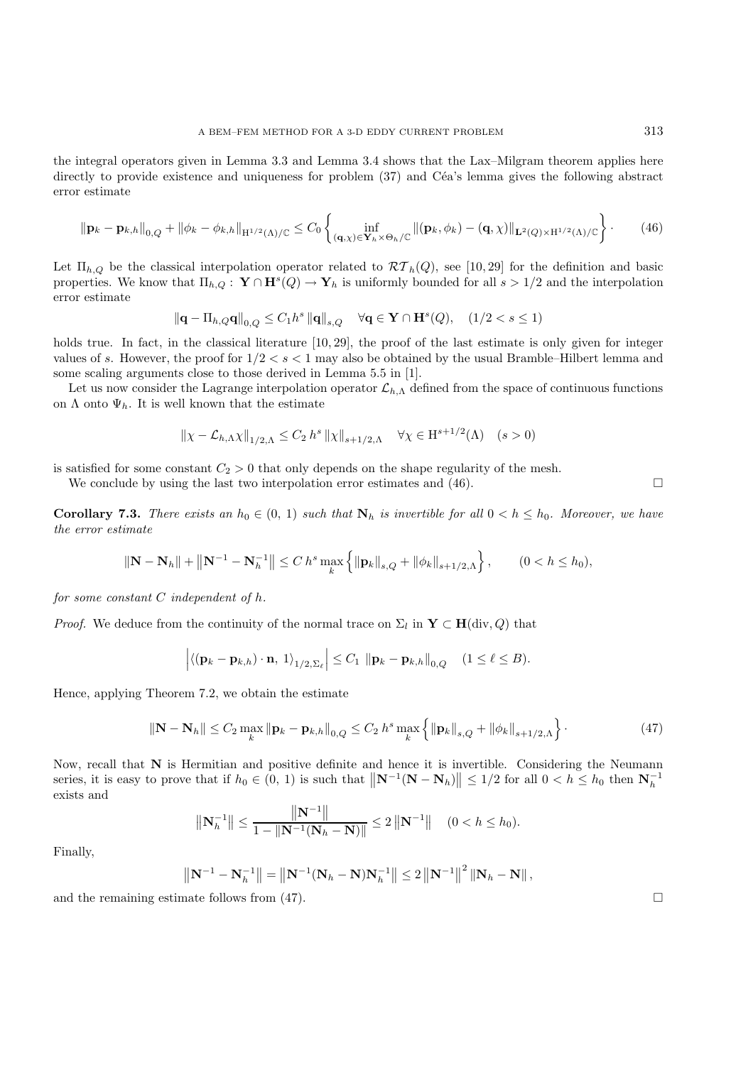the integral operators given in Lemma 3.3 and Lemma 3.4 shows that the Lax–Milgram theorem applies here directly to provide existence and uniqueness for problem (37) and Céa's lemma gives the following abstract error estimate

$$\|\mathbf{p}_k - \mathbf{p}_{k,h}\|_{0,Q} + \|\phi_k - \phi_{k,h}\|_{\mathrm{H}^{1/2}(\Lambda)/\mathbb{C}} \leq C_0 \left\{ \inf_{(\mathbf{q},\chi)\in \mathbf{Y}_h \times \Theta_h/\mathbb{C}} \|(\mathbf{p}_k, \phi_k) - (\mathbf{q}, \chi)\|_{\mathbf{L}^2(Q)\times \mathrm{H}^{1/2}(\Lambda)/\mathbb{C}} \right\}. \tag{46}$$

Let $\Pi_{h,Q}$ be the classical interpolation operator related to $\mathcal{RT}_h(Q)$, see [10, 29] for the definition and basic properties. We know that $\Pi_{h,Q} : \mathbf{Y} \cap \mathbf{H}^s(Q) \to \mathbf{Y}_h$ is uniformly bounded for all $s > 1/2$ and the interpolation error estimate

$$\|\mathbf{q} - \Pi_{h,Q}\mathbf{q}\|_{0,Q} \leq C_1 h^s \|\mathbf{q}\|_{s,Q} \quad \forall \mathbf{q} \in \mathbf{Y} \cap \mathbf{H}^s(Q), \quad (1/2 < s \leq 1)$$

holds true. In fact, in the classical literature [10, 29], the proof of the last estimate is only given for integer values of $s$. However, the proof for $1/2 < s < 1$ may also be obtained by the usual Bramble–Hilbert lemma and some scaling arguments close to those derived in Lemma 5.5 in [1].

Let us now consider the Lagrange interpolation operator $\mathcal{L}_{h,\Lambda}$ defined from the space of continuous functions on $\Lambda$ onto $\Psi_h$. It is well known that the estimate

$$\|\chi - \mathcal{L}_{h,\Lambda}\chi\|_{1/2,\Lambda} \leq C_2\, h^s \|\chi\|_{s+1/2,\Lambda} \quad \forall \chi \in \mathrm{H}^{s+1/2}(\Lambda) \quad (s > 0)$$

is satisfied for some constant $C_2 > 0$ that only depends on the shape regularity of the mesh.

We conclude by using the last two interpolation error estimates and (46). $\square$

**Corollary 7.3.** *There exists an $h_0 \in (0,\, 1)$ such that $\mathbf{N}_h$ is invertible for all $0 < h \leq h_0$. Moreover, we have the error estimate*

$$\|\mathbf{N} - \mathbf{N}_h\| + \left\|\mathbf{N}^{-1} - \mathbf{N}_h^{-1}\right\| \leq C\, h^s \max_k \left\{ \|\mathbf{p}_k\|_{s,Q} + \|\phi_k\|_{s+1/2,\Lambda} \right\}, \qquad (0 < h \leq h_0),$$

*for some constant $C$ independent of $h$.*

*Proof.* We deduce from the continuity of the normal trace on $\Sigma_l$ in $\mathbf{Y} \subset \mathbf{H}(\mathrm{div}, Q)$ that

$$\left| \langle (\mathbf{p}_k - \mathbf{p}_{k,h}) \cdot \mathbf{n},\ 1 \rangle_{1/2,\Sigma_\ell} \right| \leq C_1\ \|\mathbf{p}_k - \mathbf{p}_{k,h}\|_{0,Q} \quad (1 \leq \ell \leq B).$$

Hence, applying Theorem 7.2, we obtain the estimate

$$\|\mathbf{N} - \mathbf{N}_h\| \leq C_2 \max_k \|\mathbf{p}_k - \mathbf{p}_{k,h}\|_{0,Q} \leq C_2\, h^s \max_k \left\{ \|\mathbf{p}_k\|_{s,Q} + \|\phi_k\|_{s+1/2,\Lambda} \right\}. \tag{47}$$

Now, recall that $\mathbf{N}$ is Hermitian and positive definite and hence it is invertible. Considering the Neumann series, it is easy to prove that if $h_0 \in (0,\, 1)$ is such that $\left\|\mathbf{N}^{-1}(\mathbf{N} - \mathbf{N}_h)\right\| \leq 1/2$ for all $0 < h \leq h_0$ then $\mathbf{N}_h^{-1}$ exists and

$$\left\|\mathbf{N}_h^{-1}\right\| \leq \frac{\left\|\mathbf{N}^{-1}\right\|}{1 - \left\|\mathbf{N}^{-1}(\mathbf{N}_h - \mathbf{N})\right\|} \leq 2\left\|\mathbf{N}^{-1}\right\| \quad (0 < h \leq h_0).$$

Finally,

$$\left\|\mathbf{N}^{-1} - \mathbf{N}_h^{-1}\right\| = \left\|\mathbf{N}^{-1}(\mathbf{N}_h - \mathbf{N})\mathbf{N}_h^{-1}\right\| \leq 2\left\|\mathbf{N}^{-1}\right\|^2 \|\mathbf{N}_h - \mathbf{N}\|,$$

and the remaining estimate follows from (47). $\square$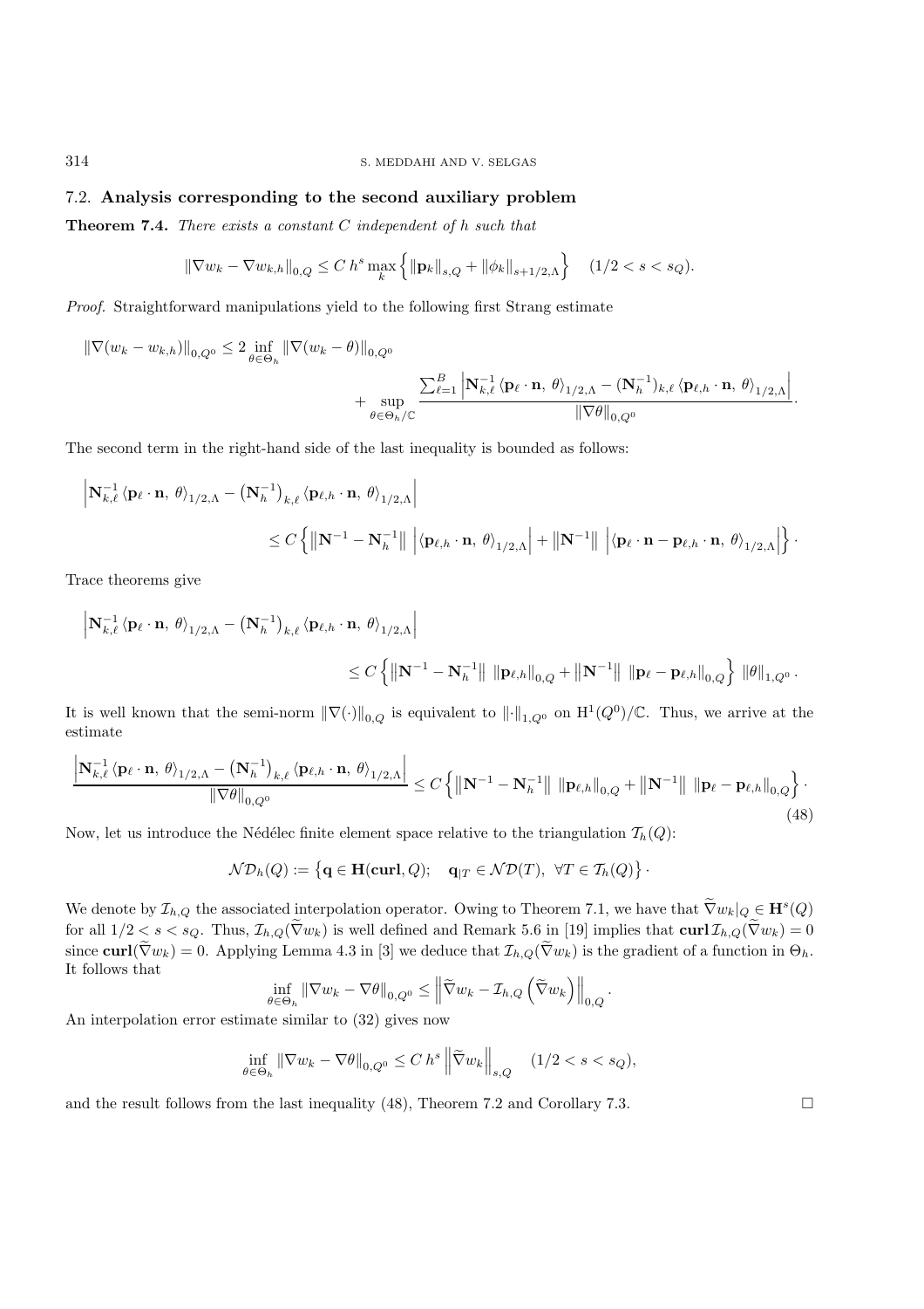### 7.2. **Analysis corresponding to the second auxiliary problem**

**Theorem 7.4.** *There exists a constant $C$ independent of $h$ such that*

$$\|\nabla w_k - \nabla w_{k,h}\|_{0,Q} \leq C\, h^s \max_k \left\{ \|\mathbf{p}_k\|_{s,Q} + \|\phi_k\|_{s+1/2,\Lambda} \right\} \quad (1/2 < s < s_Q).$$

*Proof.* Straightforward manipulations yield to the following first Strang estimate

$$\|\nabla(w_k - w_{k,h})\|_{0,Q^0} \leq 2 \inf_{\theta \in \Theta_h} \|\nabla(w_k - \theta)\|_{0,Q^0} + \sup_{\theta \in \Theta_h/\mathbb{C}} \frac{\sum_{\ell=1}^{B} \left| \mathbf{N}_{k,\ell}^{-1} \langle \mathbf{p}_\ell \cdot \mathbf{n},\, \theta \rangle_{1/2,\Lambda} - (\mathbf{N}_h^{-1})_{k,\ell} \langle \mathbf{p}_{\ell,h} \cdot \mathbf{n},\, \theta \rangle_{1/2,\Lambda} \right|}{\|\nabla \theta\|_{0,Q^0}}.$$

The second term in the right-hand side of the last inequality is bounded as follows:

$$\left| \mathbf{N}_{k,\ell}^{-1} \langle \mathbf{p}_\ell \cdot \mathbf{n},\, \theta \rangle_{1/2,\Lambda} - \left(\mathbf{N}_h^{-1}\right)_{k,\ell} \langle \mathbf{p}_{\ell,h} \cdot \mathbf{n},\, \theta \rangle_{1/2,\Lambda} \right| \leq C \left\{ \left\| \mathbf{N}^{-1} - \mathbf{N}_h^{-1} \right\| \left| \langle \mathbf{p}_{\ell,h} \cdot \mathbf{n},\, \theta \rangle_{1/2,\Lambda} \right| + \left\| \mathbf{N}^{-1} \right\| \left| \langle \mathbf{p}_\ell \cdot \mathbf{n} - \mathbf{p}_{\ell,h} \cdot \mathbf{n},\, \theta \rangle_{1/2,\Lambda} \right| \right\}.$$

Trace theorems give

$$\left| \mathbf{N}_{k,\ell}^{-1} \langle \mathbf{p}_\ell \cdot \mathbf{n},\, \theta \rangle_{1/2,\Lambda} - \left(\mathbf{N}_h^{-1}\right)_{k,\ell} \langle \mathbf{p}_{\ell,h} \cdot \mathbf{n},\, \theta \rangle_{1/2,\Lambda} \right| \leq C \left\{ \left\| \mathbf{N}^{-1} - \mathbf{N}_h^{-1} \right\| \|\mathbf{p}_{\ell,h}\|_{0,Q} + \left\| \mathbf{N}^{-1} \right\| \|\mathbf{p}_\ell - \mathbf{p}_{\ell,h}\|_{0,Q} \right\} \|\theta\|_{1,Q^0}.$$

It is well known that the semi-norm $\|\nabla(\cdot)\|_{0,Q}$ is equivalent to $\|\cdot\|_{1,Q^0}$ on $\mathrm{H}^1(Q^0)/\mathbb{C}$. Thus, we arrive at the estimate

$$\frac{\left| \mathbf{N}_{k,\ell}^{-1} \langle \mathbf{p}_\ell \cdot \mathbf{n},\, \theta \rangle_{1/2,\Lambda} - \left(\mathbf{N}_h^{-1}\right)_{k,\ell} \langle \mathbf{p}_{\ell,h} \cdot \mathbf{n},\, \theta \rangle_{1/2,\Lambda} \right|}{\|\nabla \theta\|_{0,Q^0}} \leq C \left\{ \left\| \mathbf{N}^{-1} - \mathbf{N}_h^{-1} \right\| \|\mathbf{p}_{\ell,h}\|_{0,Q} + \left\| \mathbf{N}^{-1} \right\| \|\mathbf{p}_\ell - \mathbf{p}_{\ell,h}\|_{0,Q} \right\}. \tag{48}$$

Now, let us introduce the Nédélec finite element space relative to the triangulation $\mathcal{T}_h(Q)$:

$$\mathcal{ND}_h(Q) := \left\{ \mathbf{q} \in \mathbf{H}(\mathbf{curl}, Q); \quad \mathbf{q}_{|T} \in \mathcal{ND}(T),\ \forall T \in \mathcal{T}_h(Q) \right\}.$$

We denote by $\mathcal{I}_{h,Q}$ the associated interpolation operator. Owing to Theorem 7.1, we have that $\widetilde{\nabla} w_k|_Q \in \mathbf{H}^s(Q)$ for all $1/2 < s < s_Q$. Thus, $\mathcal{I}_{h,Q}(\widetilde{\nabla} w_k)$ is well defined and Remark 5.6 in [19] implies that $\mathbf{curl}\, \mathcal{I}_{h,Q}(\widetilde{\nabla} w_k) = 0$ since $\mathbf{curl}(\widetilde{\nabla} w_k) = 0$. Applying Lemma 4.3 in [3] we deduce that $\mathcal{I}_{h,Q}(\widetilde{\nabla} w_k)$ is the gradient of a function in $\Theta_h$. It follows that

$$\inf_{\theta \in \Theta_h} \|\nabla w_k - \nabla \theta\|_{0,Q^0} \leq \left\| \widetilde{\nabla} w_k - \mathcal{I}_{h,Q}\left( \widetilde{\nabla} w_k \right) \right\|_{0,Q}.$$

An interpolation error estimate similar to (32) gives now

$$\inf_{\theta \in \Theta_h} \|\nabla w_k - \nabla \theta\|_{0,Q^0} \leq C\, h^s \left\| \widetilde{\nabla} w_k \right\|_{s,Q} \quad (1/2 < s < s_Q),$$

and the result follows from the last inequality (48), Theorem 7.2 and Corollary 7.3. □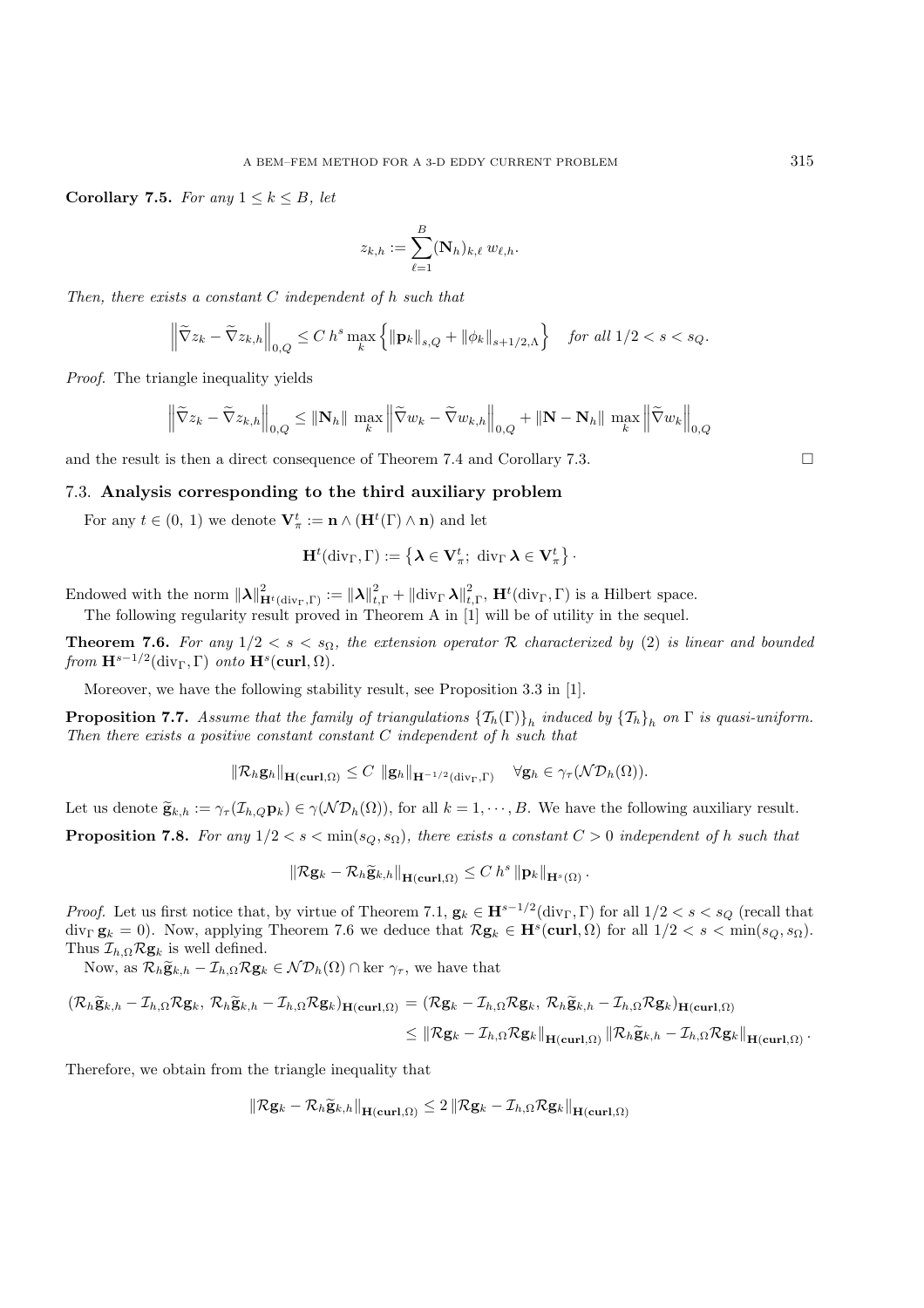**Corollary 7.5.** *For any $1 \leq k \leq B$, let*

$$z_{k,h} := \sum_{\ell=1}^{B} (\mathbf{N}_h)_{k,\ell}\, w_{\ell,h}.$$

*Then, there exists a constant $C$ independent of $h$ such that*

$$\left\| \widetilde{\nabla} z_k - \widetilde{\nabla} z_{k,h} \right\|_{0,Q} \leq C\, h^s \max_k \left\{ \|\mathbf{p}_k\|_{s,Q} + \|\phi_k\|_{s+1/2,\Lambda} \right\} \quad \text{for all } 1/2 < s < s_Q.$$

*Proof.* The triangle inequality yields

$$\left\| \widetilde{\nabla} z_k - \widetilde{\nabla} z_{k,h} \right\|_{0,Q} \leq \|\mathbf{N}_h\| \max_k \left\| \widetilde{\nabla} w_k - \widetilde{\nabla} w_{k,h} \right\|_{0,Q} + \|\mathbf{N} - \mathbf{N}_h\| \max_k \left\| \widetilde{\nabla} w_k \right\|_{0,Q}$$

and the result is then a direct consequence of Theorem 7.4 and Corollary 7.3. $\square$

### 7.3. Analysis corresponding to the third auxiliary problem

For any $t \in (0,\, 1)$ we denote $\mathbf{V}_\pi^t := \mathbf{n} \wedge (\mathbf{H}^t(\Gamma) \wedge \mathbf{n})$ and let

$$\mathbf{H}^t(\mathrm{div}_\Gamma, \Gamma) := \left\{ \boldsymbol{\lambda} \in \mathbf{V}_\pi^t;\ \mathrm{div}_\Gamma\, \boldsymbol{\lambda} \in \mathbf{V}_\pi^t \right\}.$$

Endowed with the norm $\|\boldsymbol{\lambda}\|^2_{\mathbf{H}^t(\mathrm{div}_\Gamma,\Gamma)} := \|\boldsymbol{\lambda}\|^2_{t,\Gamma} + \|\mathrm{div}_\Gamma\, \boldsymbol{\lambda}\|^2_{t,\Gamma}$, $\mathbf{H}^t(\mathrm{div}_\Gamma, \Gamma)$ is a Hilbert space.

The following regularity result proved in Theorem A in [1] will be of utility in the sequel.

**Theorem 7.6.** *For any $1/2 < s < s_\Omega$, the extension operator $\mathcal{R}$ characterized by (2) is linear and bounded from $\mathbf{H}^{s-1/2}(\mathrm{div}_\Gamma, \Gamma)$ onto $\mathbf{H}^s(\mathbf{curl}, \Omega)$.*

Moreover, we have the following stability result, see Proposition 3.3 in [1].

**Proposition 7.7.** *Assume that the family of triangulations $\{\mathcal{T}_h(\Gamma)\}_h$ induced by $\{\mathcal{T}_h\}_h$ on $\Gamma$ is quasi-uniform. Then there exists a positive constant constant $C$ independent of $h$ such that*

$$\|\mathcal{R}_h \mathbf{g}_h\|_{\mathbf{H}(\mathbf{curl},\Omega)} \leq C\, \|\mathbf{g}_h\|_{\mathbf{H}^{-1/2}(\mathrm{div}_\Gamma,\Gamma)} \quad \forall \mathbf{g}_h \in \gamma_\tau(\mathcal{ND}_h(\Omega)).$$

Let us denote $\widetilde{\mathbf{g}}_{k,h} := \gamma_\tau(\mathcal{I}_{h,Q}\mathbf{p}_k) \in \gamma(\mathcal{ND}_h(\Omega))$, for all $k = 1, \cdots, B$. We have the following auxiliary result.

**Proposition 7.8.** *For any $1/2 < s < \min(s_Q, s_\Omega)$, there exists a constant $C > 0$ independent of $h$ such that*

$$\|\mathcal{R}\mathbf{g}_k - \mathcal{R}_h \widetilde{\mathbf{g}}_{k,h}\|_{\mathbf{H}(\mathbf{curl},\Omega)} \leq C\, h^s\, \|\mathbf{p}_k\|_{\mathbf{H}^s(\Omega)}.$$

*Proof.* Let us first notice that, by virtue of Theorem 7.1, $\mathbf{g}_k \in \mathbf{H}^{s-1/2}(\mathrm{div}_\Gamma, \Gamma)$ for all $1/2 < s < s_Q$ (recall that $\mathrm{div}_\Gamma\, \mathbf{g}_k = 0$). Now, applying Theorem 7.6 we deduce that $\mathcal{R}\mathbf{g}_k \in \mathbf{H}^s(\mathbf{curl}, \Omega)$ for all $1/2 < s < \min(s_Q, s_\Omega)$. Thus $\mathcal{I}_{h,\Omega}\mathcal{R}\mathbf{g}_k$ is well defined.

Now, as $\mathcal{R}_h \widetilde{\mathbf{g}}_{k,h} - \mathcal{I}_{h,\Omega}\mathcal{R}\mathbf{g}_k \in \mathcal{ND}_h(\Omega) \cap \ker \gamma_\tau$, we have that

$$\begin{aligned}
(\mathcal{R}_h \widetilde{\mathbf{g}}_{k,h} - \mathcal{I}_{h,\Omega}\mathcal{R}\mathbf{g}_k,\ \mathcal{R}_h \widetilde{\mathbf{g}}_{k,h} - \mathcal{I}_{h,\Omega}\mathcal{R}\mathbf{g}_k)_{\mathbf{H}(\mathbf{curl},\Omega)} &= (\mathcal{R}\mathbf{g}_k - \mathcal{I}_{h,\Omega}\mathcal{R}\mathbf{g}_k,\ \mathcal{R}_h \widetilde{\mathbf{g}}_{k,h} - \mathcal{I}_{h,\Omega}\mathcal{R}\mathbf{g}_k)_{\mathbf{H}(\mathbf{curl},\Omega)} \\
&\leq \|\mathcal{R}\mathbf{g}_k - \mathcal{I}_{h,\Omega}\mathcal{R}\mathbf{g}_k\|_{\mathbf{H}(\mathbf{curl},\Omega)}\, \|\mathcal{R}_h \widetilde{\mathbf{g}}_{k,h} - \mathcal{I}_{h,\Omega}\mathcal{R}\mathbf{g}_k\|_{\mathbf{H}(\mathbf{curl},\Omega)}.
\end{aligned}$$

Therefore, we obtain from the triangle inequality that

$$\|\mathcal{R}\mathbf{g}_k - \mathcal{R}_h \widetilde{\mathbf{g}}_{k,h}\|_{\mathbf{H}(\mathbf{curl},\Omega)} \leq 2\, \|\mathcal{R}\mathbf{g}_k - \mathcal{I}_{h,\Omega}\mathcal{R}\mathbf{g}_k\|_{\mathbf{H}(\mathbf{curl},\Omega)}$$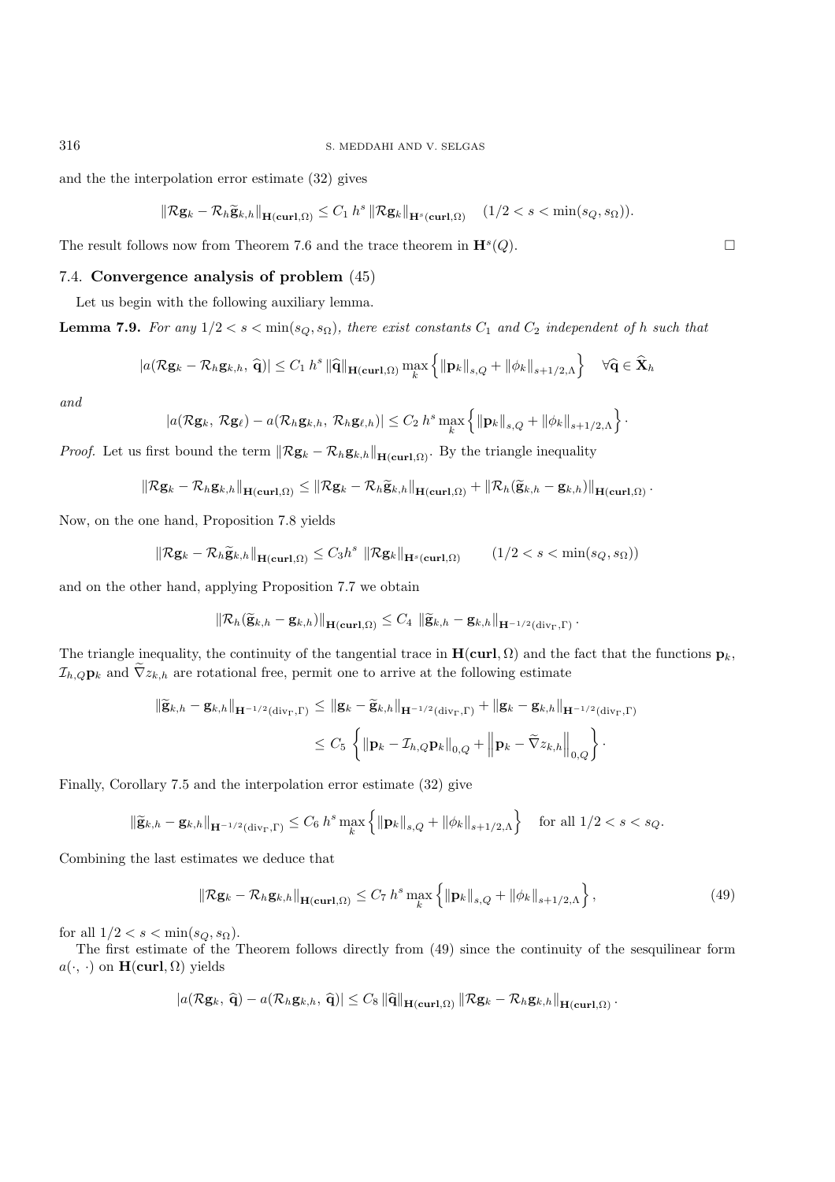and the the interpolation error estimate (32) gives

$$\|\mathcal{R}\mathbf{g}_k - \mathcal{R}_h\widetilde{\mathbf{g}}_{k,h}\|_{\mathbf{H}(\mathbf{curl},\Omega)} \le C_1\, h^s\, \|\mathcal{R}\mathbf{g}_k\|_{\mathbf{H}^s(\mathbf{curl},\Omega)} \quad (1/2 < s < \min(s_Q, s_\Omega)).$$

The result follows now from Theorem 7.6 and the trace theorem in $\mathbf{H}^s(Q)$. □

### 7.4. Convergence analysis of problem (45)

Let us begin with the following auxiliary lemma.

**Lemma 7.9.** *For any $1/2 < s < \min(s_Q, s_\Omega)$, there exist constants $C_1$ and $C_2$ independent of $h$ such that*

$$|a(\mathcal{R}\mathbf{g}_k - \mathcal{R}_h\mathbf{g}_{k,h},\ \widehat{\mathbf{q}})| \le C_1\, h^s\, \|\widehat{\mathbf{q}}\|_{\mathbf{H}(\mathbf{curl},\Omega)} \max_k \left\{ \|\mathbf{p}_k\|_{s,Q} + \|\phi_k\|_{s+1/2,\Lambda} \right\} \quad \forall \widehat{\mathbf{q}} \in \widehat{\mathbf{X}}_h$$

*and*

$$|a(\mathcal{R}\mathbf{g}_k,\ \mathcal{R}\mathbf{g}_\ell) - a(\mathcal{R}_h\mathbf{g}_{k,h},\ \mathcal{R}_h\mathbf{g}_{\ell,h})| \le C_2\, h^s \max_k \left\{ \|\mathbf{p}_k\|_{s,Q} + \|\phi_k\|_{s+1/2,\Lambda} \right\}.$$

*Proof.* Let us first bound the term $\|\mathcal{R}\mathbf{g}_k - \mathcal{R}_h\mathbf{g}_{k,h}\|_{\mathbf{H}(\mathbf{curl},\Omega)}$. By the triangle inequality

$$\|\mathcal{R}\mathbf{g}_k - \mathcal{R}_h\mathbf{g}_{k,h}\|_{\mathbf{H}(\mathbf{curl},\Omega)} \le \|\mathcal{R}\mathbf{g}_k - \mathcal{R}_h\widetilde{\mathbf{g}}_{k,h}\|_{\mathbf{H}(\mathbf{curl},\Omega)} + \|\mathcal{R}_h(\widetilde{\mathbf{g}}_{k,h} - \mathbf{g}_{k,h})\|_{\mathbf{H}(\mathbf{curl},\Omega)}.$$

Now, on the one hand, Proposition 7.8 yields

$$\|\mathcal{R}\mathbf{g}_k - \mathcal{R}_h\widetilde{\mathbf{g}}_{k,h}\|_{\mathbf{H}(\mathbf{curl},\Omega)} \le C_3 h^s\ \|\mathcal{R}\mathbf{g}_k\|_{\mathbf{H}^s(\mathbf{curl},\Omega)} \qquad (1/2 < s < \min(s_Q, s_\Omega))$$

and on the other hand, applying Proposition 7.7 we obtain

$$\|\mathcal{R}_h(\widetilde{\mathbf{g}}_{k,h} - \mathbf{g}_{k,h})\|_{\mathbf{H}(\mathbf{curl},\Omega)} \le C_4\ \|\widetilde{\mathbf{g}}_{k,h} - \mathbf{g}_{k,h}\|_{\mathbf{H}^{-1/2}(\mathrm{div}_\Gamma,\Gamma)}.$$

The triangle inequality, the continuity of the tangential trace in $\mathbf{H}(\mathbf{curl},\Omega)$ and the fact that the functions $\mathbf{p}_k$, $\mathcal{I}_{h,Q}\mathbf{p}_k$ and $\widetilde{\nabla} z_{k,h}$ are rotational free, permit one to arrive at the following estimate

$$\begin{aligned}
\|\widetilde{\mathbf{g}}_{k,h} - \mathbf{g}_{k,h}\|_{\mathbf{H}^{-1/2}(\mathrm{div}_\Gamma,\Gamma)} &\le \|\mathbf{g}_k - \widetilde{\mathbf{g}}_{k,h}\|_{\mathbf{H}^{-1/2}(\mathrm{div}_\Gamma,\Gamma)} + \|\mathbf{g}_k - \mathbf{g}_{k,h}\|_{\mathbf{H}^{-1/2}(\mathrm{div}_\Gamma,\Gamma)} \\
&\le C_5 \left\{ \|\mathbf{p}_k - \mathcal{I}_{h,Q}\mathbf{p}_k\|_{0,Q} + \left\|\mathbf{p}_k - \widetilde{\nabla} z_{k,h}\right\|_{0,Q} \right\}.
\end{aligned}$$

Finally, Corollary 7.5 and the interpolation error estimate (32) give

$$\|\widetilde{\mathbf{g}}_{k,h} - \mathbf{g}_{k,h}\|_{\mathbf{H}^{-1/2}(\mathrm{div}_\Gamma,\Gamma)} \le C_6\, h^s \max_k \left\{ \|\mathbf{p}_k\|_{s,Q} + \|\phi_k\|_{s+1/2,\Lambda} \right\} \quad \text{for all } 1/2 < s < s_Q.$$

Combining the last estimates we deduce that

$$\|\mathcal{R}\mathbf{g}_k - \mathcal{R}_h\mathbf{g}_{k,h}\|_{\mathbf{H}(\mathbf{curl},\Omega)} \le C_7\, h^s \max_k \left\{ \|\mathbf{p}_k\|_{s,Q} + \|\phi_k\|_{s+1/2,\Lambda} \right\}, \tag{49}$$

for all $1/2 < s < \min(s_Q, s_\Omega)$.

The first estimate of the Theorem follows directly from (49) since the continuity of the sesquilinear form $a(\cdot,\ \cdot)$ on $\mathbf{H}(\mathbf{curl},\Omega)$ yields

$$|a(\mathcal{R}\mathbf{g}_k,\ \widehat{\mathbf{q}}) - a(\mathcal{R}_h\mathbf{g}_{k,h},\ \widehat{\mathbf{q}})| \le C_8\, \|\widehat{\mathbf{q}}\|_{\mathbf{H}(\mathbf{curl},\Omega)}\, \|\mathcal{R}\mathbf{g}_k - \mathcal{R}_h\mathbf{g}_{k,h}\|_{\mathbf{H}(\mathbf{curl},\Omega)}.$$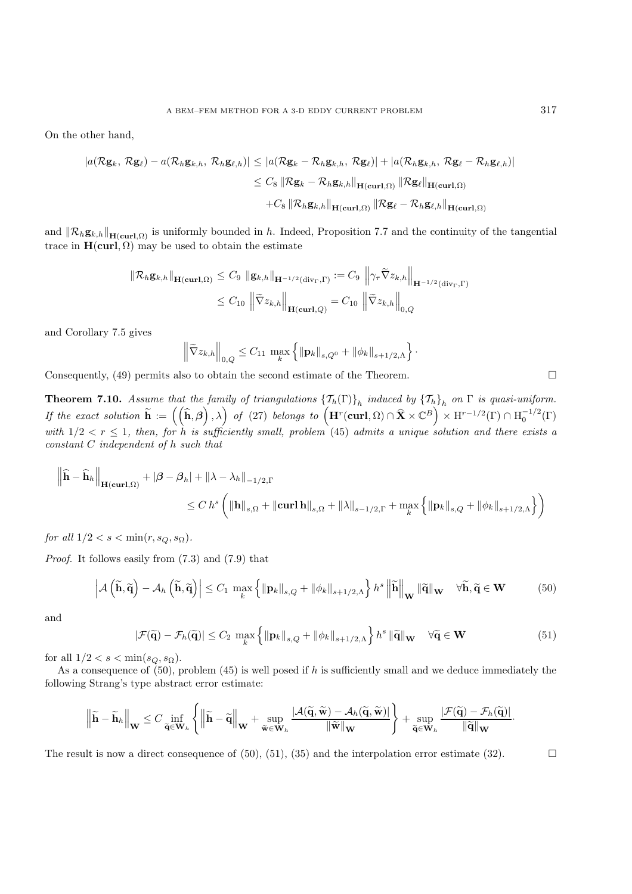On the other hand,

$$
\begin{aligned}
|a(\mathcal{R}\mathbf{g}_k,\, \mathcal{R}\mathbf{g}_\ell) - a(\mathcal{R}_h\mathbf{g}_{k,h},\, \mathcal{R}_h\mathbf{g}_{\ell,h})| &\le |a(\mathcal{R}\mathbf{g}_k - \mathcal{R}_h\mathbf{g}_{k,h},\, \mathcal{R}\mathbf{g}_\ell)| + |a(\mathcal{R}_h\mathbf{g}_{k,h},\, \mathcal{R}\mathbf{g}_\ell - \mathcal{R}_h\mathbf{g}_{\ell,h})| \\
&\le C_8 \left\|\mathcal{R}\mathbf{g}_k - \mathcal{R}_h\mathbf{g}_{k,h}\right\|_{\mathbf{H}(\mathbf{curl},\Omega)} \left\|\mathcal{R}\mathbf{g}_\ell\right\|_{\mathbf{H}(\mathbf{curl},\Omega)} \\
&\quad + C_8 \left\|\mathcal{R}_h\mathbf{g}_{k,h}\right\|_{\mathbf{H}(\mathbf{curl},\Omega)} \left\|\mathcal{R}\mathbf{g}_\ell - \mathcal{R}_h\mathbf{g}_{\ell,h}\right\|_{\mathbf{H}(\mathbf{curl},\Omega)}
\end{aligned}
$$

and $\|\mathcal{R}_h\mathbf{g}_{k,h}\|_{\mathbf{H}(\mathbf{curl},\Omega)}$ is uniformly bounded in $h$. Indeed, Proposition 7.7 and the continuity of the tangential trace in $\mathbf{H}(\mathbf{curl},\Omega)$ may be used to obtain the estimate

$$
\begin{aligned}
\|\mathcal{R}_h\mathbf{g}_{k,h}\|_{\mathbf{H}(\mathbf{curl},\Omega)} &\le C_9\, \|\mathbf{g}_{k,h}\|_{\mathbf{H}^{-1/2}(\mathrm{div}_\Gamma,\Gamma)} := C_9\, \left\|\gamma_\tau \widetilde{\nabla} z_{k,h}\right\|_{\mathbf{H}^{-1/2}(\mathrm{div}_\Gamma,\Gamma)} \\
&\le C_{10}\, \left\|\widetilde{\nabla} z_{k,h}\right\|_{\mathbf{H}(\mathbf{curl},Q)} = C_{10}\, \left\|\widetilde{\nabla} z_{k,h}\right\|_{0,Q}
\end{aligned}
$$

and Corollary 7.5 gives

$$
\left\|\widetilde{\nabla} z_{k,h}\right\|_{0,Q} \le C_{11}\, \max_k \left\{\|\mathbf{p}_k\|_{s,Q^0} + \|\phi_k\|_{s+1/2,\Lambda}\right\}.
$$

Consequently, (49) permits also to obtain the second estimate of the Theorem. □

**Theorem 7.10.** *Assume that the family of triangulations $\{\mathcal{T}_h(\Gamma)\}_h$ induced by $\{\mathcal{T}_h\}_h$ on $\Gamma$ is quasi-uniform. If the exact solution $\widetilde{\mathbf{h}} := \left(\left(\widehat{\mathbf{h}}, \boldsymbol{\beta}\right), \lambda\right)$ of* (27) *belongs to $\left(\mathbf{H}^r(\mathbf{curl},\Omega) \cap \widehat{\mathbf{X}} \times \mathbb{C}^B\right) \times \mathrm{H}^{r-1/2}(\Gamma) \cap \mathrm{H}_0^{-1/2}(\Gamma)$ with $1/2 < r \le 1$, then, for $h$ is sufficiently small, problem* (45) *admits a unique solution and there exists a constant $C$ independent of $h$ such that*

$$
\begin{aligned}
&\left\|\widehat{\mathbf{h}} - \widehat{\mathbf{h}}_h\right\|_{\mathbf{H}(\mathbf{curl},\Omega)} + |\boldsymbol{\beta} - \boldsymbol{\beta}_h| + \|\lambda - \lambda_h\|_{-1/2,\Gamma} \\
&\qquad\le C\, h^s \left( \|\mathbf{h}\|_{s,\Omega} + \|\mathbf{curl}\,\mathbf{h}\|_{s,\Omega} + \|\lambda\|_{s-1/2,\Gamma} + \max_k \left\{\|\mathbf{p}_k\|_{s,Q} + \|\phi_k\|_{s+1/2,\Lambda}\right\}\right)
\end{aligned}
$$

*for all $1/2 < s < \min(r, s_Q, s_\Omega)$.*

*Proof.* It follows easily from (7.3) and (7.9) that

$$
\left|\mathcal{A}\left(\widetilde{\mathbf{h}}, \widetilde{\mathbf{q}}\right) - \mathcal{A}_h\left(\widetilde{\mathbf{h}}, \widetilde{\mathbf{q}}\right)\right| \le C_1\, \max_k \left\{\|\mathbf{p}_k\|_{s,Q} + \|\phi_k\|_{s+1/2,\Lambda}\right\} h^s \left\|\widetilde{\mathbf{h}}\right\|_{\mathbf{W}} \|\widetilde{\mathbf{q}}\|_{\mathbf{W}} \quad \forall \widetilde{\mathbf{h}}, \widetilde{\mathbf{q}} \in \mathbf{W} \tag{50}
$$

and

$$
|\mathcal{F}(\widetilde{\mathbf{q}}) - \mathcal{F}_h(\widetilde{\mathbf{q}})| \le C_2\, \max_k \left\{\|\mathbf{p}_k\|_{s,Q} + \|\phi_k\|_{s+1/2,\Lambda}\right\} h^s \|\widetilde{\mathbf{q}}\|_{\mathbf{W}} \quad \forall \widetilde{\mathbf{q}} \in \mathbf{W} \tag{51}
$$

for all $1/2 < s < \min(s_Q, s_\Omega)$.

As a consequence of (50), problem (45) is well posed if $h$ is sufficiently small and we deduce immediately the following Strang's type abstract error estimate:

$$
\left\|\widetilde{\mathbf{h}} - \widetilde{\mathbf{h}}_h\right\|_{\mathbf{W}} \le C \inf_{\widetilde{\mathbf{q}} \in \mathbf{W}_h} \left\{ \left\|\widetilde{\mathbf{h}} - \widetilde{\mathbf{q}}\right\|_{\mathbf{W}} + \sup_{\widetilde{\mathbf{w}} \in \mathbf{W}_h} \frac{|\mathcal{A}(\widetilde{\mathbf{q}}, \widetilde{\mathbf{w}}) - \mathcal{A}_h(\widetilde{\mathbf{q}}, \widetilde{\mathbf{w}})|}{\|\widetilde{\mathbf{w}}\|_{\mathbf{W}}} \right\} + \sup_{\widetilde{\mathbf{q}} \in \mathbf{W}_h} \frac{|\mathcal{F}(\widetilde{\mathbf{q}}) - \mathcal{F}_h(\widetilde{\mathbf{q}})|}{\|\widetilde{\mathbf{q}}\|_{\mathbf{W}}}.
$$

The result is now a direct consequence of (50), (51), (35) and the interpolation error estimate (32). □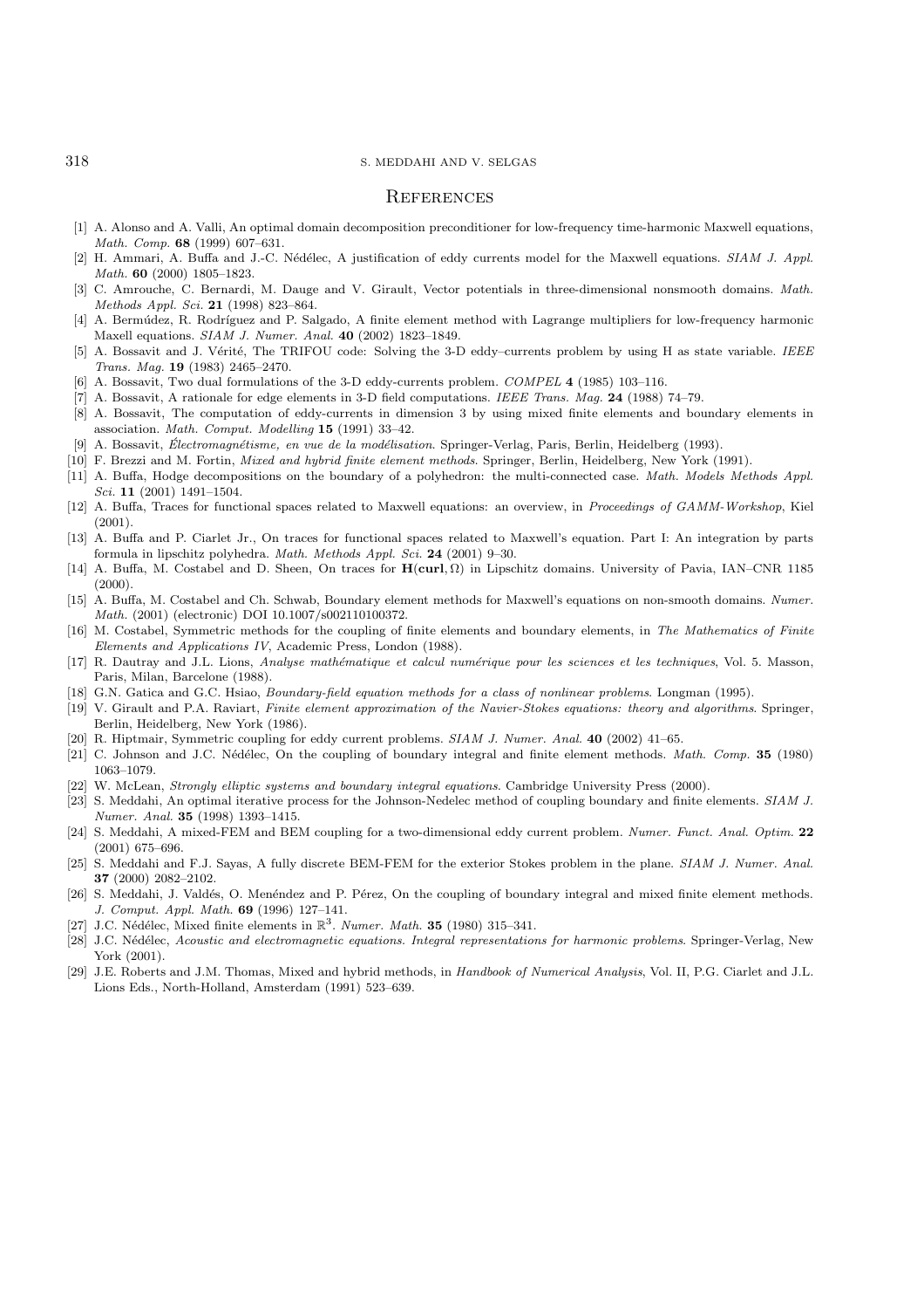## References

[1] A. Alonso and A. Valli, An optimal domain decomposition preconditioner for low-frequency time-harmonic Maxwell equations, *Math. Comp.* **68** (1999) 607–631.

[2] H. Ammari, A. Buffa and J.-C. Nédélec, A justification of eddy currents model for the Maxwell equations. *SIAM J. Appl. Math.* **60** (2000) 1805–1823.

[3] C. Amrouche, C. Bernardi, M. Dauge and V. Girault, Vector potentials in three-dimensional nonsmooth domains. *Math. Methods Appl. Sci.* **21** (1998) 823–864.

[4] A. Bermúdez, R. Rodríguez and P. Salgado, A finite element method with Lagrange multipliers for low-frequency harmonic Maxell equations. *SIAM J. Numer. Anal.* **40** (2002) 1823–1849.

[5] A. Bossavit and J. Vérité, The TRIFOU code: Solving the 3-D eddy–currents problem by using H as state variable. *IEEE Trans. Mag.* **19** (1983) 2465–2470.

[6] A. Bossavit, Two dual formulations of the 3-D eddy-currents problem. *COMPEL* **4** (1985) 103–116.

[7] A. Bossavit, A rationale for edge elements in 3-D field computations. *IEEE Trans. Mag.* **24** (1988) 74–79.

[8] A. Bossavit, The computation of eddy-currents in dimension 3 by using mixed finite elements and boundary elements in association. *Math. Comput. Modelling* **15** (1991) 33–42.

[9] A. Bossavit, *Électromagnétisme, en vue de la modélisation*. Springer-Verlag, Paris, Berlin, Heidelberg (1993).

[10] F. Brezzi and M. Fortin, *Mixed and hybrid finite element methods*. Springer, Berlin, Heidelberg, New York (1991).

[11] A. Buffa, Hodge decompositions on the boundary of a polyhedron: the multi-connected case. *Math. Models Methods Appl. Sci.* **11** (2001) 1491–1504.

[12] A. Buffa, Traces for functional spaces related to Maxwell equations: an overview, in *Proceedings of GAMM-Workshop*, Kiel (2001).

[13] A. Buffa and P. Ciarlet Jr., On traces for functional spaces related to Maxwell's equation. Part I: An integration by parts formula in lipschitz polyhedra. *Math. Methods Appl. Sci.* **24** (2001) 9–30.

[14] A. Buffa, M. Costabel and D. Sheen, On traces for $\mathbf{H}(\mathbf{curl},\Omega)$ in Lipschitz domains. University of Pavia, IAN–CNR 1185 (2000).

[15] A. Buffa, M. Costabel and Ch. Schwab, Boundary element methods for Maxwell's equations on non-smooth domains. *Numer. Math.* (2001) (electronic) DOI 10.1007/s002110100372.

[16] M. Costabel, Symmetric methods for the coupling of finite elements and boundary elements, in *The Mathematics of Finite Elements and Applications IV*, Academic Press, London (1988).

[17] R. Dautray and J.L. Lions, *Analyse mathématique et calcul numérique pour les sciences et les techniques*, Vol. 5. Masson, Paris, Milan, Barcelone (1988).

[18] G.N. Gatica and G.C. Hsiao, *Boundary-field equation methods for a class of nonlinear problems*. Longman (1995).

[19] V. Girault and P.A. Raviart, *Finite element approximation of the Navier-Stokes equations: theory and algorithms*. Springer, Berlin, Heidelberg, New York (1986).

[20] R. Hiptmair, Symmetric coupling for eddy current problems. *SIAM J. Numer. Anal.* **40** (2002) 41–65.

[21] C. Johnson and J.C. Nédélec, On the coupling of boundary integral and finite element methods. *Math. Comp.* **35** (1980) 1063–1079.

[22] W. McLean, *Strongly elliptic systems and boundary integral equations*. Cambridge University Press (2000).

[23] S. Meddahi, An optimal iterative process for the Johnson-Nedelec method of coupling boundary and finite elements. *SIAM J. Numer. Anal.* **35** (1998) 1393–1415.

[24] S. Meddahi, A mixed-FEM and BEM coupling for a two-dimensional eddy current problem. *Numer. Funct. Anal. Optim.* **22** (2001) 675–696.

[25] S. Meddahi and F.J. Sayas, A fully discrete BEM-FEM for the exterior Stokes problem in the plane. *SIAM J. Numer. Anal.* **37** (2000) 2082–2102.

[26] S. Meddahi, J. Valdés, O. Menéndez and P. Pérez, On the coupling of boundary integral and mixed finite element methods. *J. Comput. Appl. Math.* **69** (1996) 127–141.

[27] J.C. Nédélec, Mixed finite elements in $\mathbb{R}^3$. *Numer. Math.* **35** (1980) 315–341.

[28] J.C. Nédélec, *Acoustic and electromagnetic equations. Integral representations for harmonic problems*. Springer-Verlag, New York (2001).

[29] J.E. Roberts and J.M. Thomas, Mixed and hybrid methods, in *Handbook of Numerical Analysis*, Vol. II, P.G. Ciarlet and J.L. Lions Eds., North-Holland, Amsterdam (1991) 523–639.